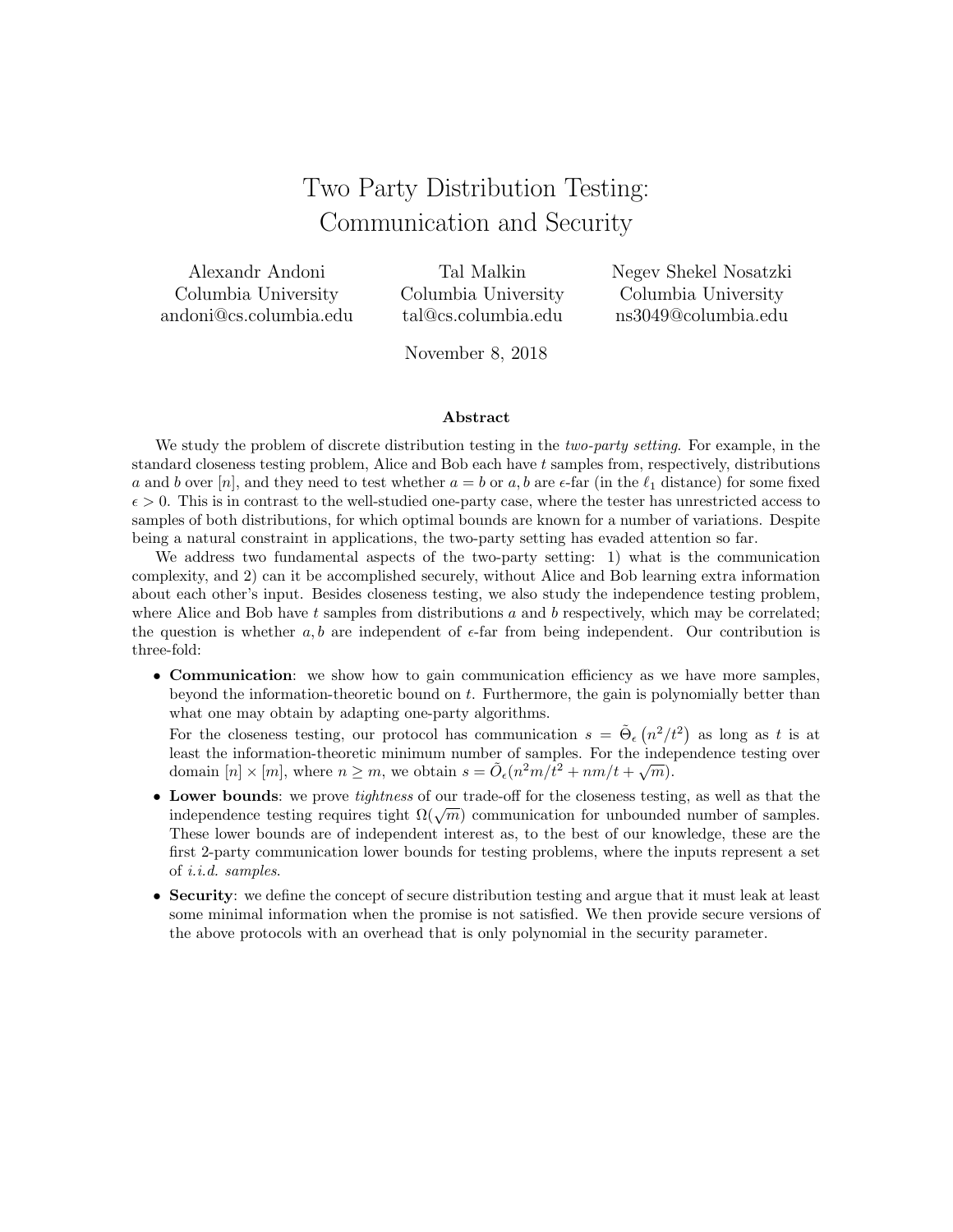# Two Party Distribution Testing: Communication and Security

Alexandr Andoni
Columbia University
andoni@cs.columbia.edu

Tal Malkin
Columbia University
tal@cs.columbia.edu

Negev Shekel Nosatzki
Columbia University
ns3049@columbia.edu

November 8, 2018

### Abstract

We study the problem of discrete distribution testing in the *two-party setting*. For example, in the standard closeness testing problem, Alice and Bob each have $t$ samples from, respectively, distributions $a$ and $b$ over $[n]$, and they need to test whether $a = b$ or $a, b$ are $\epsilon$-far (in the $\ell_1$ distance) for some fixed $\epsilon > 0$. This is in contrast to the well-studied one-party case, where the tester has unrestricted access to samples of both distributions, for which optimal bounds are known for a number of variations. Despite being a natural constraint in applications, the two-party setting has evaded attention so far.

We address two fundamental aspects of the two-party setting: 1) what is the communication complexity, and 2) can it be accomplished securely, without Alice and Bob learning extra information about each other's input. Besides closeness testing, we also study the independence testing problem, where Alice and Bob have $t$ samples from distributions $a$ and $b$ respectively, which may be correlated; the question is whether $a, b$ are independent of $\epsilon$-far from being independent. Our contribution is three-fold:

- **Communication**: we show how to gain communication efficiency as we have more samples, beyond the information-theoretic bound on $t$. Furthermore, the gain is polynomially better than what one may obtain by adapting one-party algorithms.

  For the closeness testing, our protocol has communication $s = \tilde{\Theta}_\epsilon\left(n^2/t^2\right)$ as long as $t$ is at least the information-theoretic minimum number of samples. For the independence testing over domain $[n] \times [m]$, where $n \geq m$, we obtain $s = \tilde{O}_\epsilon(n^2 m/t^2 + nm/t + \sqrt{m})$.
- **Lower bounds**: we prove *tightness* of our trade-off for the closeness testing, as well as that the independence testing requires tight $\Omega(\sqrt{m})$ communication for unbounded number of samples. These lower bounds are of independent interest as, to the best of our knowledge, these are the first 2-party communication lower bounds for testing problems, where the inputs represent a set of *i.i.d. samples*.
- **Security**: we define the concept of secure distribution testing and argue that it must leak at least some minimal information when the promise is not satisfied. We then provide secure versions of the above protocols with an overhead that is only polynomial in the security parameter.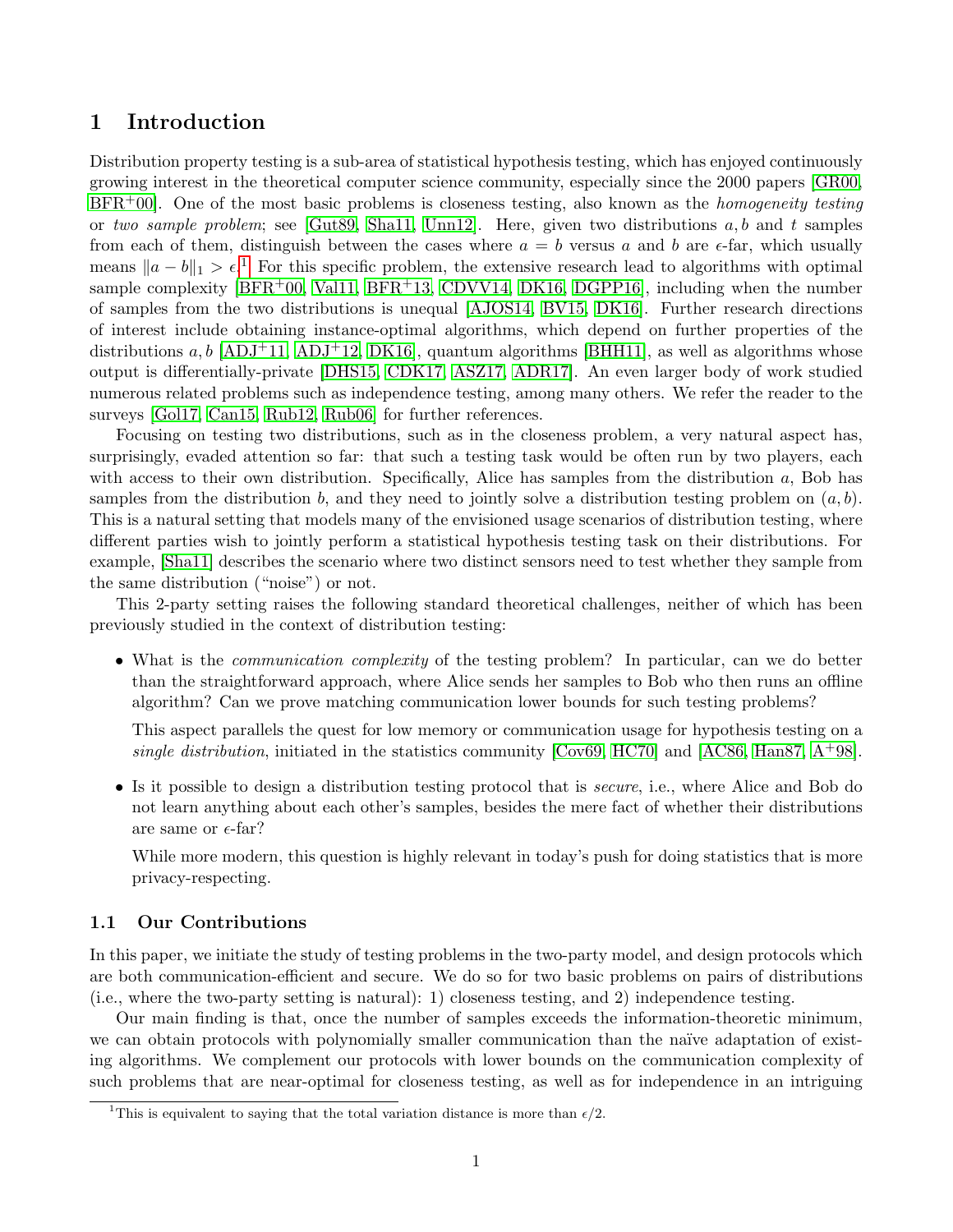# 1 Introduction

Distribution property testing is a sub-area of statistical hypothesis testing, which has enjoyed continuously growing interest in the theoretical computer science community, especially since the 2000 papers [GR00, BFR+00]. One of the most basic problems is closeness testing, also known as the *homogeneity testing* or *two sample problem*; see [Gut89, Sha11, Unn12]. Here, given two distributions $a, b$ and $t$ samples from each of them, distinguish between the cases where $a = b$ versus $a$ and $b$ are $\epsilon$-far, which usually means $\|a - b\|_1 > \epsilon$.[1] For this specific problem, the extensive research lead to algorithms with optimal sample complexity [BFR+00, Val11, BFR+13, CDVV14, DK16, DGPP16], including when the number of samples from the two distributions is unequal [AJOS14, BV15, DK16]. Further research directions of interest include obtaining instance-optimal algorithms, which depend on further properties of the distributions $a, b$ [ADJ+11, ADJ+12, DK16], quantum algorithms [BHH11], as well as algorithms whose output is differentially-private [DHS15, CDK17, ASZ17, ADR17]. An even larger body of work studied numerous related problems such as independence testing, among many others. We refer the reader to the surveys [Gol17, Can15, Rub12, Rub06] for further references.

Focusing on testing two distributions, such as in the closeness problem, a very natural aspect has, surprisingly, evaded attention so far: that such a testing task would be often run by two players, each with access to their own distribution. Specifically, Alice has samples from the distribution $a$, Bob has samples from the distribution $b$, and they need to jointly solve a distribution testing problem on $(a, b)$. This is a natural setting that models many of the envisioned usage scenarios of distribution testing, where different parties wish to jointly perform a statistical hypothesis testing task on their distributions. For example, [Sha11] describes the scenario where two distinct sensors need to test whether they sample from the same distribution ("noise") or not.

This 2-party setting raises the following standard theoretical challenges, neither of which has been previously studied in the context of distribution testing:

- What is the *communication complexity* of the testing problem? In particular, can we do better than the straightforward approach, where Alice sends her samples to Bob who then runs an offline algorithm? Can we prove matching communication lower bounds for such testing problems?

  This aspect parallels the quest for low memory or communication usage for hypothesis testing on a *single distribution*, initiated in the statistics community [Cov69, HC70] and [AC86, Han87, A+98].

- Is it possible to design a distribution testing protocol that is *secure*, i.e., where Alice and Bob do not learn anything about each other's samples, besides the mere fact of whether their distributions are same or $\epsilon$-far?

  While more modern, this question is highly relevant in today's push for doing statistics that is more privacy-respecting.

## 1.1 Our Contributions

In this paper, we initiate the study of testing problems in the two-party model, and design protocols which are both communication-efficient and secure. We do so for two basic problems on pairs of distributions (i.e., where the two-party setting is natural): 1) closeness testing, and 2) independence testing.

Our main finding is that, once the number of samples exceeds the information-theoretic minimum, we can obtain protocols with polynomially smaller communication than the naïve adaptation of existing algorithms. We complement our protocols with lower bounds on the communication complexity of such problems that are near-optimal for closeness testing, as well as for independence in an intriguing

[1] This is equivalent to saying that the total variation distance is more than $\epsilon/2$.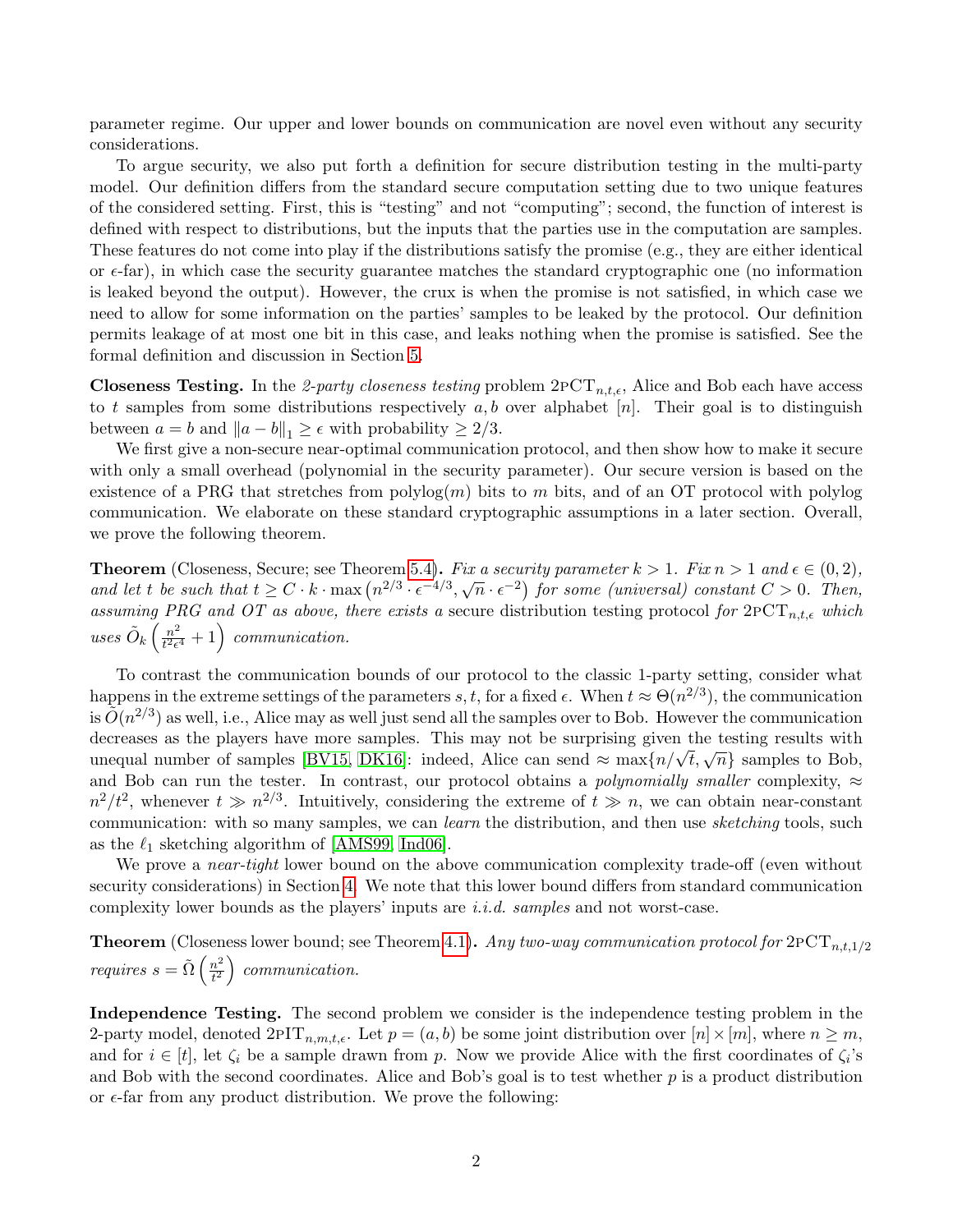parameter regime. Our upper and lower bounds on communication are novel even without any security considerations.

To argue security, we also put forth a definition for secure distribution testing in the multi-party model. Our definition differs from the standard secure computation setting due to two unique features of the considered setting. First, this is "testing" and not "computing"; second, the function of interest is defined with respect to distributions, but the inputs that the parties use in the computation are samples. These features do not come into play if the distributions satisfy the promise (e.g., they are either identical or $\epsilon$-far), in which case the security guarantee matches the standard cryptographic one (no information is leaked beyond the output). However, the crux is when the promise is not satisfied, in which case we need to allow for some information on the parties' samples to be leaked by the protocol. Our definition permits leakage of at most one bit in this case, and leaks nothing when the promise is satisfied. See the formal definition and discussion in Section 5.

**Closeness Testing.** In the *2-party closeness testing* problem $2\text{PCT}_{n,t,\epsilon}$, Alice and Bob each have access to $t$ samples from some distributions respectively $a, b$ over alphabet $[n]$. Their goal is to distinguish between $a = b$ and $\|a - b\|_1 \geq \epsilon$ with probability $\geq 2/3$.

We first give a non-secure near-optimal communication protocol, and then show how to make it secure with only a small overhead (polynomial in the security parameter). Our secure version is based on the existence of a PRG that stretches from $\text{polylog}(m)$ bits to $m$ bits, and of an OT protocol with polylog communication. We elaborate on these standard cryptographic assumptions in a later section. Overall, we prove the following theorem.

**Theorem** (Closeness, Secure; see Theorem 5.4)**.** *Fix a security parameter $k > 1$. Fix $n > 1$ and $\epsilon \in (0, 2)$, and let $t$ be such that $t \geq C \cdot k \cdot \max\left(n^{2/3} \cdot \epsilon^{-4/3}, \sqrt{n} \cdot \epsilon^{-2}\right)$ for some (universal) constant $C > 0$. Then, assuming PRG and OT as above, there exists a* secure distribution testing protocol *for $2\text{PCT}_{n,t,\epsilon}$ which uses $\tilde{O}_k\left(\frac{n^2}{t^2\epsilon^4} + 1\right)$ communication.*

To contrast the communication bounds of our protocol to the classic 1-party setting, consider what happens in the extreme settings of the parameters $s, t$, for a fixed $\epsilon$. When $t \approx \Theta(n^{2/3})$, the communication is $\tilde{O}(n^{2/3})$ as well, i.e., Alice may as well just send all the samples over to Bob. However the communication decreases as the players have more samples. This may not be surprising given the testing results with unequal number of samples [BV15, DK16]: indeed, Alice can send $\approx \max\{n/\sqrt{t}, \sqrt{n}\}$ samples to Bob, and Bob can run the tester. In contrast, our protocol obtains a *polynomially smaller* complexity, $\approx n^2/t^2$, whenever $t \gg n^{2/3}$. Intuitively, considering the extreme of $t \gg n$, we can obtain near-constant communication: with so many samples, we can *learn* the distribution, and then use *sketching* tools, such as the $\ell_1$ sketching algorithm of [AMS99, Ind06].

We prove a *near-tight* lower bound on the above communication complexity trade-off (even without security considerations) in Section 4. We note that this lower bound differs from standard communication complexity lower bounds as the players' inputs are *i.i.d. samples* and not worst-case.

**Theorem** (Closeness lower bound; see Theorem 4.1)**.** *Any two-way communication protocol for $2\text{PCT}_{n,t,1/2}$ requires $s = \tilde{\Omega}\left(\frac{n^2}{t^2}\right)$ communication.*

**Independence Testing.** The second problem we consider is the independence testing problem in the 2-party model, denoted $2\text{PIT}_{n,m,t,\epsilon}$. Let $p = (a, b)$ be some joint distribution over $[n] \times [m]$, where $n \geq m$, and for $i \in [t]$, let $\zeta_i$ be a sample drawn from $p$. Now we provide Alice with the first coordinates of $\zeta_i$'s and Bob with the second coordinates. Alice and Bob's goal is to test whether $p$ is a product distribution or $\epsilon$-far from any product distribution. We prove the following: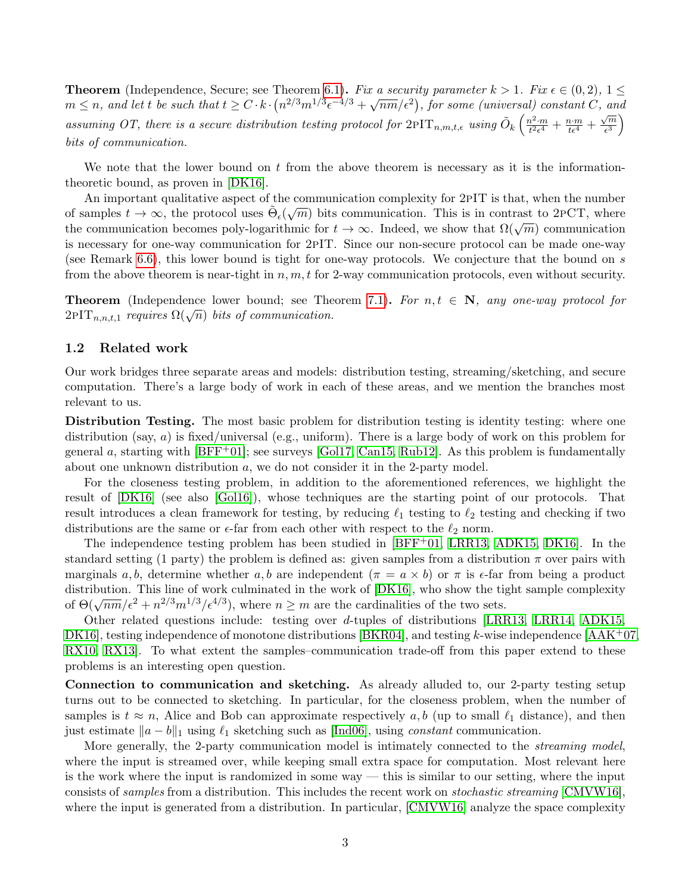**Theorem** (Independence, Secure; see Theorem 6.1). *Fix a security parameter $k > 1$. Fix $\epsilon \in (0, 2)$, $1 \le m \le n$, and let $t$ be such that $t \ge C \cdot k \cdot \left(n^{2/3}m^{1/3}\epsilon^{-4/3} + \sqrt{nm}/\epsilon^2\right)$, for some (universal) constant $C$, and assuming OT, there is a secure distribution testing protocol for $2\text{PIT}_{n,m,t,\epsilon}$ using $\tilde{O}_k\left(\frac{n^2 \cdot m}{t^2\epsilon^4} + \frac{n \cdot m}{t\epsilon^4} + \frac{\sqrt{m}}{\epsilon^3}\right)$ bits of communication.*

We note that the lower bound on $t$ from the above theorem is necessary as it is the information-theoretic bound, as proven in [DK16].

An important qualitative aspect of the communication complexity for 2PIT is that, when the number of samples $t \to \infty$, the protocol uses $\tilde{\Theta}_\epsilon(\sqrt{m})$ bits communication. This is in contrast to 2PCT, where the communication becomes poly-logarithmic for $t \to \infty$. Indeed, we show that $\Omega(\sqrt{m})$ communication is necessary for one-way communication for 2PIT. Since our non-secure protocol can be made one-way (see Remark 6.6), this lower bound is tight for one-way protocols. We conjecture that the bound on $s$ from the above theorem is near-tight in $n, m, t$ for 2-way communication protocols, even without security.

**Theorem** (Independence lower bound; see Theorem 7.1). *For $n, t \in \mathbf{N}$, any one-way protocol for $2\text{PIT}_{n,n,t,1}$ requires $\Omega(\sqrt{n})$ bits of communication.*

## 1.2 Related work

Our work bridges three separate areas and models: distribution testing, streaming/sketching, and secure computation. There's a large body of work in each of these areas, and we mention the branches most relevant to us.

**Distribution Testing.** The most basic problem for distribution testing is identity testing: where one distribution (say, $a$) is fixed/universal (e.g., uniform). There is a large body of work on this problem for general $a$, starting with [BFF+01]; see surveys [Gol17, Can15, Rub12]. As this problem is fundamentally about one unknown distribution $a$, we do not consider it in the 2-party model.

For the closeness testing problem, in addition to the aforementioned references, we highlight the result of [DK16] (see also [Gol16]), whose techniques are the starting point of our protocols. That result introduces a clean framework for testing, by reducing $\ell_1$ testing to $\ell_2$ testing and checking if two distributions are the same or $\epsilon$-far from each other with respect to the $\ell_2$ norm.

The independence testing problem has been studied in [BFF+01, LRR13, ADK15, DK16]. In the standard setting (1 party) the problem is defined as: given samples from a distribution $\pi$ over pairs with marginals $a, b$, determine whether $a, b$ are independent ($\pi = a \times b$) or $\pi$ is $\epsilon$-far from being a product distribution. This line of work culminated in the work of [DK16], who show the tight sample complexity of $\Theta(\sqrt{nm}/\epsilon^2 + n^{2/3}m^{1/3}/\epsilon^{4/3})$, where $n \ge m$ are the cardinalities of the two sets.

Other related questions include: testing over $d$-tuples of distributions [LRR13, LRR14, ADK15, DK16], testing independence of monotone distributions [BKR04], and testing $k$-wise independence [AAK+07, RX10, RX13]. To what extent the samples–communication trade-off from this paper extend to these problems is an interesting open question.

**Connection to communication and sketching.** As already alluded to, our 2-party testing setup turns out to be connected to sketching. In particular, for the closeness problem, when the number of samples is $t \approx n$, Alice and Bob can approximate respectively $a, b$ (up to small $\ell_1$ distance), and then just estimate $\|a - b\|_1$ using $\ell_1$ sketching such as [Ind06], using *constant* communication.

More generally, the 2-party communication model is intimately connected to the *streaming model*, where the input is streamed over, while keeping small extra space for computation. Most relevant here is the work where the input is randomized in some way — this is similar to our setting, where the input consists of *samples* from a distribution. This includes the recent work on *stochastic streaming* [CMVW16], where the input is generated from a distribution. In particular, [CMVW16] analyze the space complexity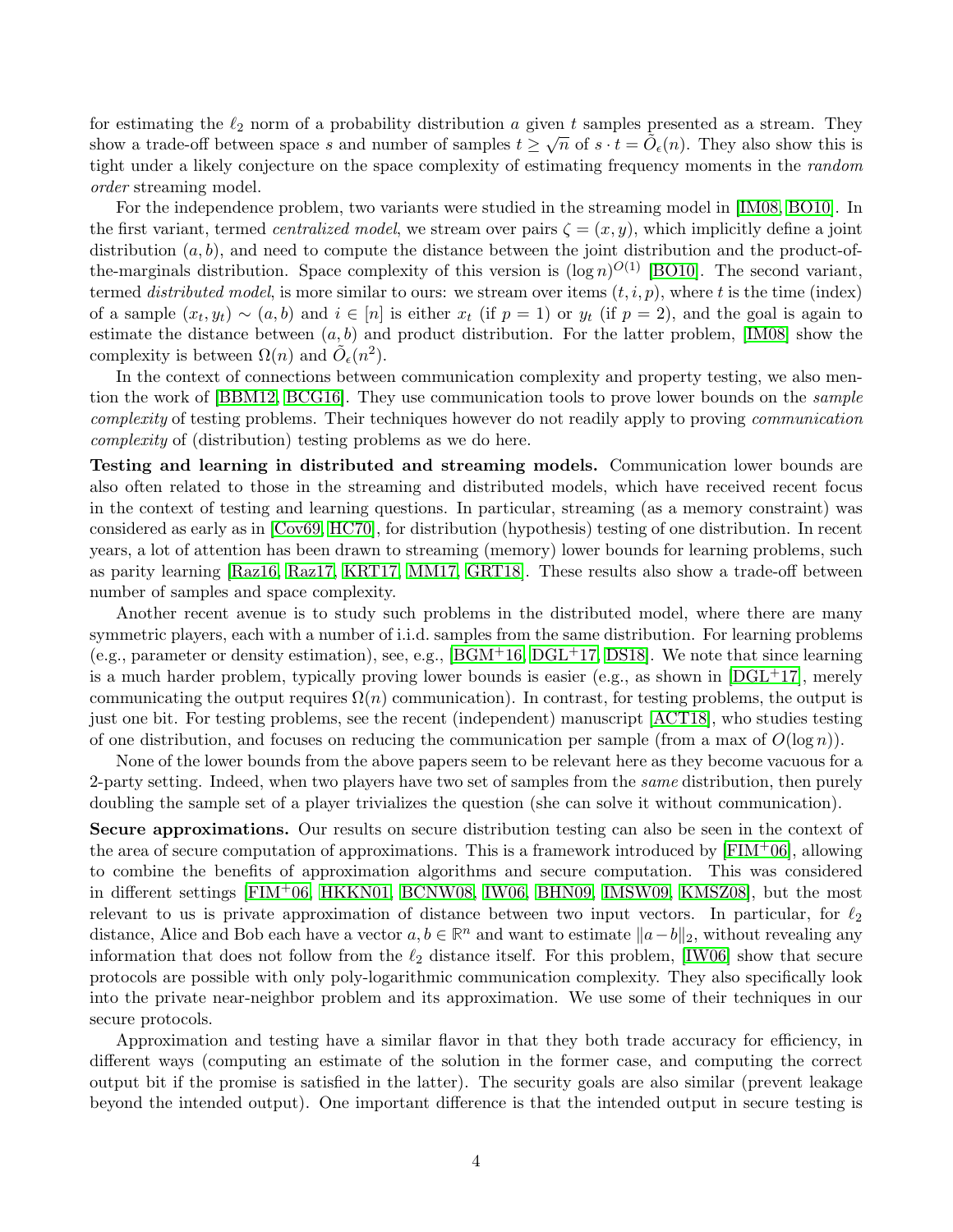for estimating the $\ell_2$ norm of a probability distribution $a$ given $t$ samples presented as a stream. They show a trade-off between space $s$ and number of samples $t \geq \sqrt{n}$ of $s \cdot t = \tilde{O}_\epsilon(n)$. They also show this is tight under a likely conjecture on the space complexity of estimating frequency moments in the *random order* streaming model.

For the independence problem, two variants were studied in the streaming model in [IM08, BO10]. In the first variant, termed *centralized model*, we stream over pairs $\zeta = (x, y)$, which implicitly define a joint distribution $(a, b)$, and need to compute the distance between the joint distribution and the product-of-the-marginals distribution. Space complexity of this version is $(\log n)^{O(1)}$ [BO10]. The second variant, termed *distributed model*, is more similar to ours: we stream over items $(t, i, p)$, where $t$ is the time (index) of a sample $(x_t, y_t) \sim (a, b)$ and $i \in [n]$ is either $x_t$ (if $p = 1$) or $y_t$ (if $p = 2$), and the goal is again to estimate the distance between $(a, b)$ and product distribution. For the latter problem, [IM08] show the complexity is between $\Omega(n)$ and $\tilde{O}_\epsilon(n^2)$.

In the context of connections between communication complexity and property testing, we also mention the work of [BBM12, BCG16]. They use communication tools to prove lower bounds on the *sample complexity* of testing problems. Their techniques however do not readily apply to proving *communication complexity* of (distribution) testing problems as we do here.

**Testing and learning in distributed and streaming models.** Communication lower bounds are also often related to those in the streaming and distributed models, which have received recent focus in the context of testing and learning questions. In particular, streaming (as a memory constraint) was considered as early as in [Cov69, HC70], for distribution (hypothesis) testing of one distribution. In recent years, a lot of attention has been drawn to streaming (memory) lower bounds for learning problems, such as parity learning [Raz16, Raz17, KRT17, MM17, GRT18]. These results also show a trade-off between number of samples and space complexity.

Another recent avenue is to study such problems in the distributed model, where there are many symmetric players, each with a number of i.i.d. samples from the same distribution. For learning problems (e.g., parameter or density estimation), see, e.g., [BGM+16, DGL+17, DS18]. We note that since learning is a much harder problem, typically proving lower bounds is easier (e.g., as shown in [DGL+17], merely communicating the output requires $\Omega(n)$ communication). In contrast, for testing problems, the output is just one bit. For testing problems, see the recent (independent) manuscript [ACT18], who studies testing of one distribution, and focuses on reducing the communication per sample (from a max of $O(\log n)$).

None of the lower bounds from the above papers seem to be relevant here as they become vacuous for a 2-party setting. Indeed, when two players have two set of samples from the *same* distribution, then purely doubling the sample set of a player trivializes the question (she can solve it without communication).

**Secure approximations.** Our results on secure distribution testing can also be seen in the context of the area of secure computation of approximations. This is a framework introduced by [FIM+06], allowing to combine the benefits of approximation algorithms and secure computation. This was considered in different settings [FIM+06, HKKN01, BCNW08, IW06, BHN09, IMSW09, KMSZ08], but the most relevant to us is private approximation of distance between two input vectors. In particular, for $\ell_2$ distance, Alice and Bob each have a vector $a, b \in \mathbb{R}^n$ and want to estimate $\|a - b\|_2$, without revealing any information that does not follow from the $\ell_2$ distance itself. For this problem, [IW06] show that secure protocols are possible with only poly-logarithmic communication complexity. They also specifically look into the private near-neighbor problem and its approximation. We use some of their techniques in our secure protocols.

Approximation and testing have a similar flavor in that they both trade accuracy for efficiency, in different ways (computing an estimate of the solution in the former case, and computing the correct output bit if the promise is satisfied in the latter). The security goals are also similar (prevent leakage beyond the intended output). One important difference is that the intended output in secure testing is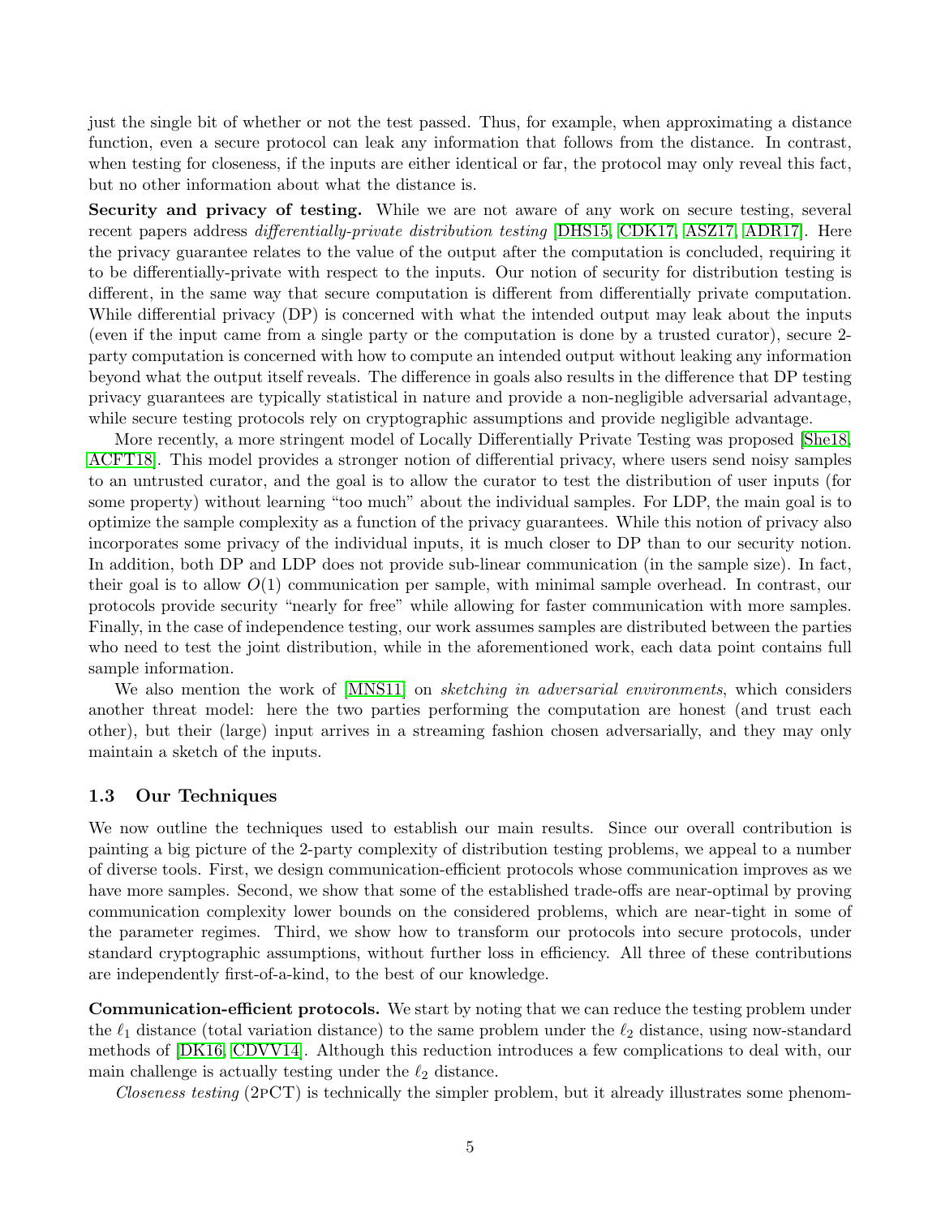just the single bit of whether or not the test passed. Thus, for example, when approximating a distance function, even a secure protocol can leak any information that follows from the distance. In contrast, when testing for closeness, if the inputs are either identical or far, the protocol may only reveal this fact, but no other information about what the distance is.

**Security and privacy of testing.** While we are not aware of any work on secure testing, several recent papers address *differentially-private distribution testing* [DHS15, CDK17, ASZ17, ADR17]. Here the privacy guarantee relates to the value of the output after the computation is concluded, requiring it to be differentially-private with respect to the inputs. Our notion of security for distribution testing is different, in the same way that secure computation is different from differentially private computation. While differential privacy (DP) is concerned with what the intended output may leak about the inputs (even if the input came from a single party or the computation is done by a trusted curator), secure 2-party computation is concerned with how to compute an intended output without leaking any information beyond what the output itself reveals. The difference in goals also results in the difference that DP testing privacy guarantees are typically statistical in nature and provide a non-negligible adversarial advantage, while secure testing protocols rely on cryptographic assumptions and provide negligible advantage.

More recently, a more stringent model of Locally Differentially Private Testing was proposed [She18, ACFT18]. This model provides a stronger notion of differential privacy, where users send noisy samples to an untrusted curator, and the goal is to allow the curator to test the distribution of user inputs (for some property) without learning "too much" about the individual samples. For LDP, the main goal is to optimize the sample complexity as a function of the privacy guarantees. While this notion of privacy also incorporates some privacy of the individual inputs, it is much closer to DP than to our security notion. In addition, both DP and LDP does not provide sub-linear communication (in the sample size). In fact, their goal is to allow $O(1)$ communication per sample, with minimal sample overhead. In contrast, our protocols provide security "nearly for free" while allowing for faster communication with more samples. Finally, in the case of independence testing, our work assumes samples are distributed between the parties who need to test the joint distribution, while in the aforementioned work, each data point contains full sample information.

We also mention the work of [MNS11] on *sketching in adversarial environments*, which considers another threat model: here the two parties performing the computation are honest (and trust each other), but their (large) input arrives in a streaming fashion chosen adversarially, and they may only maintain a sketch of the inputs.

### 1.3 Our Techniques

We now outline the techniques used to establish our main results. Since our overall contribution is painting a big picture of the 2-party complexity of distribution testing problems, we appeal to a number of diverse tools. First, we design communication-efficient protocols whose communication improves as we have more samples. Second, we show that some of the established trade-offs are near-optimal by proving communication complexity lower bounds on the considered problems, which are near-tight in some of the parameter regimes. Third, we show how to transform our protocols into secure protocols, under standard cryptographic assumptions, without further loss in efficiency. All three of these contributions are independently first-of-a-kind, to the best of our knowledge.

**Communication-efficient protocols.** We start by noting that we can reduce the testing problem under the $\ell_1$ distance (total variation distance) to the same problem under the $\ell_2$ distance, using now-standard methods of [DK16, CDVV14]. Although this reduction introduces a few complications to deal with, our main challenge is actually testing under the $\ell_2$ distance.

*Closeness testing* (2pCT) is technically the simpler problem, but it already illustrates some phenom-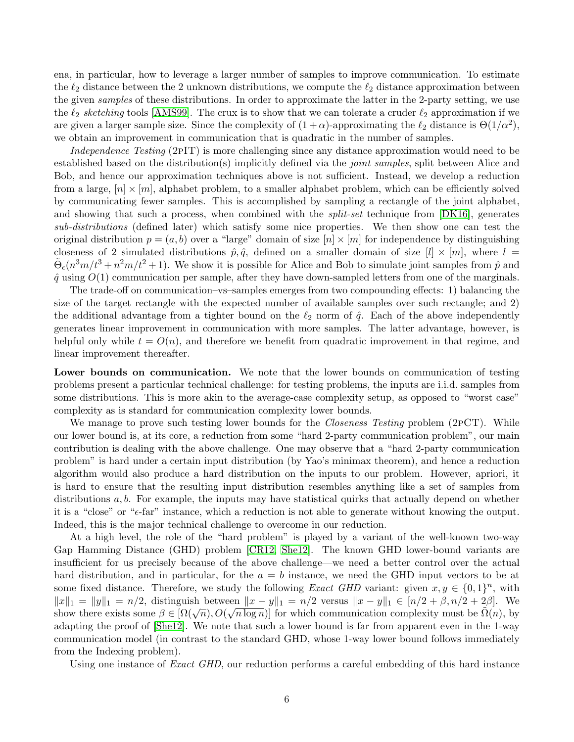ena, in particular, how to leverage a larger number of samples to improve communication. To estimate the $\ell_2$ distance between the 2 unknown distributions, we compute the $\ell_2$ distance approximation between the given *samples* of these distributions. In order to approximate the latter in the 2-party setting, we use the $\ell_2$ *sketching* tools [AMS99]. The crux is to show that we can tolerate a cruder $\ell_2$ approximation if we are given a larger sample size. Since the complexity of $(1+\alpha)$-approximating the $\ell_2$ distance is $\Theta(1/\alpha^2)$, we obtain an improvement in communication that is quadratic in the number of samples.

*Independence Testing* (2pIT) is more challenging since any distance approximation would need to be established based on the distribution(s) implicitly defined via the *joint samples*, split between Alice and Bob, and hence our approximation techniques above is not sufficient. Instead, we develop a reduction from a large, $[n] \times [m]$, alphabet problem, to a smaller alphabet problem, which can be efficiently solved by communicating fewer samples. This is accomplished by sampling a rectangle of the joint alphabet, and showing that such a process, when combined with the *split-set* technique from [DK16], generates *sub-distributions* (defined later) which satisfy some nice properties. We then show one can test the original distribution $p = (a, b)$ over a "large" domain of size $[n] \times [m]$ for independence by distinguishing closeness of 2 simulated distributions $\hat{p}, \hat{q}$, defined on a smaller domain of size $[l] \times [m]$, where $l = \tilde{\Theta}_\epsilon(n^3 m/t^3 + n^2 m/t^2 + 1)$. We show it is possible for Alice and Bob to simulate joint samples from $\hat{p}$ and $\hat{q}$ using $O(1)$ communication per sample, after they have down-sampled letters from one of the marginals.

The trade-off on communication–vs–samples emerges from two compounding effects: 1) balancing the size of the target rectangle with the expected number of available samples over such rectangle; and 2) the additional advantage from a tighter bound on the $\ell_2$ norm of $\hat{q}$. Each of the above independently generates linear improvement in communication with more samples. The latter advantage, however, is helpful only while $t = O(n)$, and therefore we benefit from quadratic improvement in that regime, and linear improvement thereafter.

**Lower bounds on communication.** We note that the lower bounds on communication of testing problems present a particular technical challenge: for testing problems, the inputs are i.i.d. samples from some distributions. This is more akin to the average-case complexity setup, as opposed to "worst case" complexity as is standard for communication complexity lower bounds.

We manage to prove such testing lower bounds for the *Closeness Testing* problem (2pCT). While our lower bound is, at its core, a reduction from some "hard 2-party communication problem", our main contribution is dealing with the above challenge. One may observe that a "hard 2-party communication problem" is hard under a certain input distribution (by Yao's minimax theorem), and hence a reduction algorithm would also produce a hard distribution on the inputs to our problem. However, apriori, it is hard to ensure that the resulting input distribution resembles anything like a set of samples from distributions $a, b$. For example, the inputs may have statistical quirks that actually depend on whether it is a "close" or "$\epsilon$-far" instance, which a reduction is not able to generate without knowing the output. Indeed, this is the major technical challenge to overcome in our reduction.

At a high level, the role of the "hard problem" is played by a variant of the well-known two-way Gap Hamming Distance (GHD) problem [CR12, She12]. The known GHD lower-bound variants are insufficient for us precisely because of the above challenge—we need a better control over the actual hard distribution, and in particular, for the $a = b$ instance, we need the GHD input vectors to be at some fixed distance. Therefore, we study the following *Exact GHD* variant: given $x, y \in \{0,1\}^n$, with $\|x\|_1 = \|y\|_1 = n/2$, distinguish between $\|x - y\|_1 = n/2$ versus $\|x - y\|_1 \in [n/2 + \beta, n/2 + 2\beta]$. We show there exists some $\beta \in [\Omega(\sqrt{n}), O(\sqrt{n \log n})]$ for which communication complexity must be $\tilde{\Omega}(n)$, by adapting the proof of [She12]. We note that such a lower bound is far from apparent even in the 1-way communication model (in contrast to the standard GHD, whose 1-way lower bound follows immediately from the Indexing problem).

Using one instance of *Exact GHD*, our reduction performs a careful embedding of this hard instance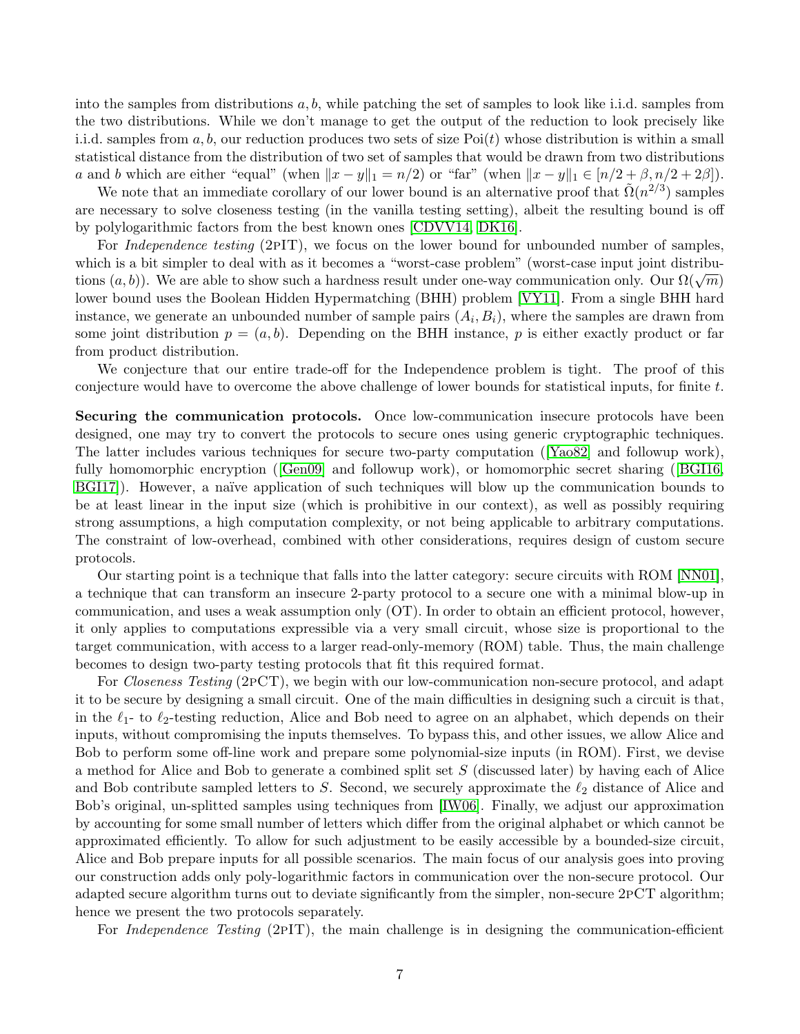into the samples from distributions $a, b$, while patching the set of samples to look like i.i.d. samples from the two distributions. While we don't manage to get the output of the reduction to look precisely like i.i.d. samples from $a, b$, our reduction produces two sets of size $\mathrm{Poi}(t)$ whose distribution is within a small statistical distance from the distribution of two set of samples that would be drawn from two distributions $a$ and $b$ which are either "equal" (when $\|x - y\|_1 = n/2$) or "far" (when $\|x - y\|_1 \in [n/2 + \beta, n/2 + 2\beta]$).

We note that an immediate corollary of our lower bound is an alternative proof that $\tilde{\Omega}(n^{2/3})$ samples are necessary to solve closeness testing (in the vanilla testing setting), albeit the resulting bound is off by polylogarithmic factors from the best known ones [CDVV14, DK16].

For *Independence testing* (2pIT), we focus on the lower bound for unbounded number of samples, which is a bit simpler to deal with as it becomes a "worst-case problem" (worst-case input joint distributions $(a, b)$). We are able to show such a hardness result under one-way communication only. Our $\Omega(\sqrt{m})$ lower bound uses the Boolean Hidden Hypermatching (BHH) problem [VY11]. From a single BHH hard instance, we generate an unbounded number of sample pairs $(A_i, B_i)$, where the samples are drawn from some joint distribution $p = (a, b)$. Depending on the BHH instance, $p$ is either exactly product or far from product distribution.

We conjecture that our entire trade-off for the Independence problem is tight. The proof of this conjecture would have to overcome the above challenge of lower bounds for statistical inputs, for finite $t$.

**Securing the communication protocols.** Once low-communication insecure protocols have been designed, one may try to convert the protocols to secure ones using generic cryptographic techniques. The latter includes various techniques for secure two-party computation ([Yao82] and followup work), fully homomorphic encryption ([Gen09] and followup work), or homomorphic secret sharing ([BGI16, BGI17]). However, a naïve application of such techniques will blow up the communication bounds to be at least linear in the input size (which is prohibitive in our context), as well as possibly requiring strong assumptions, a high computation complexity, or not being applicable to arbitrary computations. The constraint of low-overhead, combined with other considerations, requires design of custom secure protocols.

Our starting point is a technique that falls into the latter category: secure circuits with ROM [NN01], a technique that can transform an insecure 2-party protocol to a secure one with a minimal blow-up in communication, and uses a weak assumption only (OT). In order to obtain an efficient protocol, however, it only applies to computations expressible via a very small circuit, whose size is proportional to the target communication, with access to a larger read-only-memory (ROM) table. Thus, the main challenge becomes to design two-party testing protocols that fit this required format.

For *Closeness Testing* (2pCT), we begin with our low-communication non-secure protocol, and adapt it to be secure by designing a small circuit. One of the main difficulties in designing such a circuit is that, in the $\ell_1$- to $\ell_2$-testing reduction, Alice and Bob need to agree on an alphabet, which depends on their inputs, without compromising the inputs themselves. To bypass this, and other issues, we allow Alice and Bob to perform some off-line work and prepare some polynomial-size inputs (in ROM). First, we devise a method for Alice and Bob to generate a combined split set $S$ (discussed later) by having each of Alice and Bob contribute sampled letters to $S$. Second, we securely approximate the $\ell_2$ distance of Alice and Bob's original, un-splitted samples using techniques from [IW06]. Finally, we adjust our approximation by accounting for some small number of letters which differ from the original alphabet or which cannot be approximated efficiently. To allow for such adjustment to be easily accessible by a bounded-size circuit, Alice and Bob prepare inputs for all possible scenarios. The main focus of our analysis goes into proving our construction adds only poly-logarithmic factors in communication over the non-secure protocol. Our adapted secure algorithm turns out to deviate significantly from the simpler, non-secure 2pCT algorithm; hence we present the two protocols separately.

For *Independence Testing* (2pIT), the main challenge is in designing the communication-efficient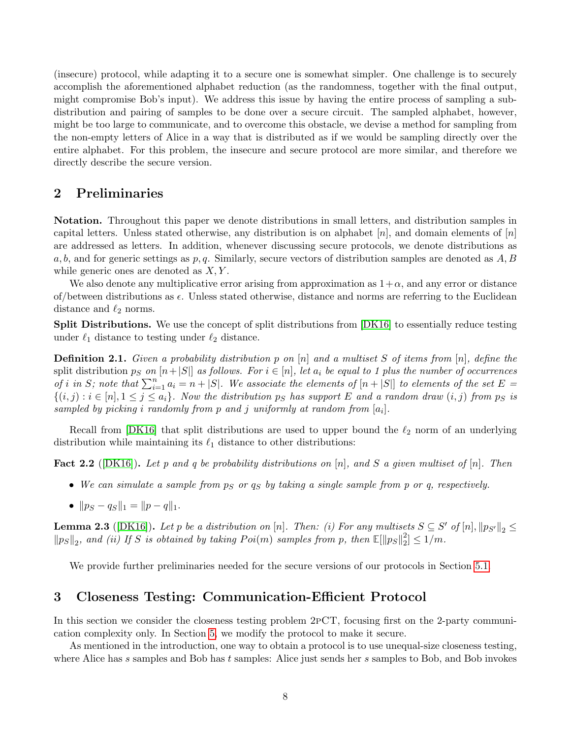(insecure) protocol, while adapting it to a secure one is somewhat simpler. One challenge is to securely accomplish the aforementioned alphabet reduction (as the randomness, together with the final output, might compromise Bob's input). We address this issue by having the entire process of sampling a sub-distribution and pairing of samples to be done over a secure circuit. The sampled alphabet, however, might be too large to communicate, and to overcome this obstacle, we devise a method for sampling from the non-empty letters of Alice in a way that is distributed as if we would be sampling directly over the entire alphabet. For this problem, the insecure and secure protocol are more similar, and therefore we directly describe the secure version.

## 2 Preliminaries

**Notation.** Throughout this paper we denote distributions in small letters, and distribution samples in capital letters. Unless stated otherwise, any distribution is on alphabet $[n]$, and domain elements of $[n]$ are addressed as letters. In addition, whenever discussing secure protocols, we denote distributions as $a, b$, and for generic settings as $p, q$. Similarly, secure vectors of distribution samples are denoted as $A, B$ while generic ones are denoted as $X, Y$.

We also denote any multiplicative error arising from approximation as $1+\alpha$, and any error or distance of/between distributions as $\epsilon$. Unless stated otherwise, distance and norms are referring to the Euclidean distance and $\ell_2$ norms.

**Split Distributions.** We use the concept of split distributions from [DK16] to essentially reduce testing under $\ell_1$ distance to testing under $\ell_2$ distance.

**Definition 2.1.** *Given a probability distribution $p$ on $[n]$ and a multiset $S$ of items from $[n]$, define the* split distribution *$p_S$ on $[n+|S|]$ as follows. For $i \in [n]$, let $a_i$ be equal to 1 plus the number of occurrences of $i$ in $S$; note that $\sum_{i=1}^{n} a_i = n + |S|$. We associate the elements of $[n+|S|]$ to elements of the set $E = \{(i,j) : i \in [n], 1 \le j \le a_i\}$. Now the distribution $p_S$ has support $E$ and a random draw $(i,j)$ from $p_S$ is sampled by picking $i$ randomly from $p$ and $j$ uniformly at random from $[a_i]$.*

Recall from [DK16] that split distributions are used to upper bound the $\ell_2$ norm of an underlying distribution while maintaining its $\ell_1$ distance to other distributions:

**Fact 2.2** ([DK16]). *Let $p$ and $q$ be probability distributions on $[n]$, and $S$ a given multiset of $[n]$. Then*

- *We can simulate a sample from $p_S$ or $q_S$ by taking a single sample from $p$ or $q$, respectively.*
- *$\|p_S - q_S\|_1 = \|p - q\|_1$.*

**Lemma 2.3** ([DK16]). *Let $p$ be a distribution on $[n]$. Then: (i) For any multisets $S \subseteq S'$ of $[n]$, $\|p_{S'}\|_2 \le \|p_S\|_2$, and (ii) If $S$ is obtained by taking $Poi(m)$ samples from $p$, then $\mathbb{E}[\|p_S\|_2^2] \le 1/m$.*

We provide further preliminaries needed for the secure versions of our protocols in Section 5.1.

## 3 Closeness Testing: Communication-Efficient Protocol

In this section we consider the closeness testing problem 2pCT, focusing first on the 2-party communication complexity only. In Section 5, we modify the protocol to make it secure.

As mentioned in the introduction, one way to obtain a protocol is to use unequal-size closeness testing, where Alice has $s$ samples and Bob has $t$ samples: Alice just sends her $s$ samples to Bob, and Bob invokes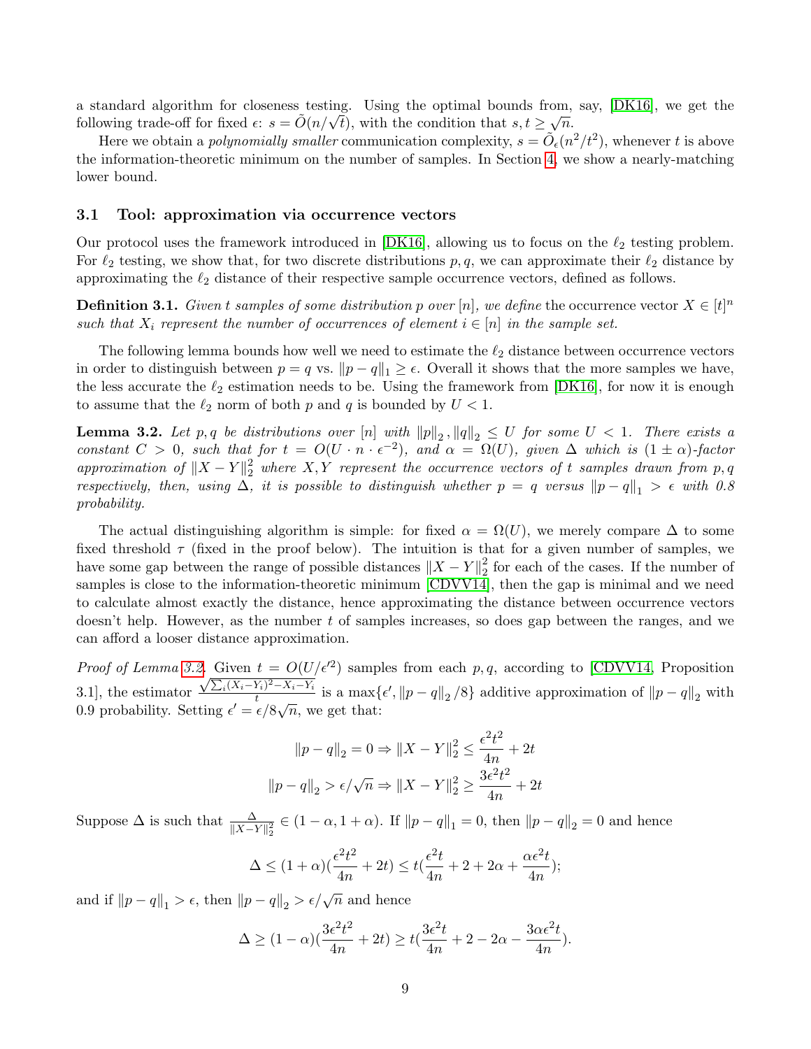a standard algorithm for closeness testing. Using the optimal bounds from, say, [DK16], we get the following trade-off for fixed $\epsilon$: $s = \tilde{O}(n/\sqrt{t})$, with the condition that $s, t \geq \sqrt{n}$.

Here we obtain a *polynomially smaller* communication complexity, $s = \tilde{O}_\epsilon(n^2/t^2)$, whenever $t$ is above the information-theoretic minimum on the number of samples. In Section 4, we show a nearly-matching lower bound.

### 3.1 Tool: approximation via occurrence vectors

Our protocol uses the framework introduced in [DK16], allowing us to focus on the $\ell_2$ testing problem. For $\ell_2$ testing, we show that, for two discrete distributions $p, q$, we can approximate their $\ell_2$ distance by approximating the $\ell_2$ distance of their respective sample occurrence vectors, defined as follows.

**Definition 3.1.** *Given $t$ samples of some distribution $p$ over $[n]$, we define* the occurrence vector $X \in [t]^n$ *such that $X_i$ represent the number of occurrences of element $i \in [n]$ in the sample set.*

The following lemma bounds how well we need to estimate the $\ell_2$ distance between occurrence vectors in order to distinguish between $p = q$ vs. $\|p - q\|_1 \geq \epsilon$. Overall it shows that the more samples we have, the less accurate the $\ell_2$ estimation needs to be. Using the framework from [DK16], for now it is enough to assume that the $\ell_2$ norm of both $p$ and $q$ is bounded by $U < 1$.

**Lemma 3.2.** *Let $p, q$ be distributions over $[n]$ with $\|p\|_2, \|q\|_2 \leq U$ for some $U < 1$. There exists a constant $C > 0$, such that for $t = O(U \cdot n \cdot \epsilon^{-2})$, and $\alpha = \Omega(U)$, given $\Delta$ which is $(1 \pm \alpha)$-factor approximation of $\|X - Y\|_2^2$ where $X, Y$ represent the occurrence vectors of $t$ samples drawn from $p, q$ respectively, then, using $\Delta$, it is possible to distinguish whether $p = q$ versus $\|p - q\|_1 > \epsilon$ with 0.8 probability.*

The actual distinguishing algorithm is simple: for fixed $\alpha = \Omega(U)$, we merely compare $\Delta$ to some fixed threshold $\tau$ (fixed in the proof below). The intuition is that for a given number of samples, we have some gap between the range of possible distances $\|X - Y\|_2^2$ for each of the cases. If the number of samples is close to the information-theoretic minimum [CDVV14], then the gap is minimal and we need to calculate almost exactly the distance, hence approximating the distance between occurrence vectors doesn't help. However, as the number $t$ of samples increases, so does gap between the ranges, and we can afford a looser distance approximation.

*Proof of Lemma 3.2.* Given $t = O(U/\epsilon'^2)$ samples from each $p, q$, according to [CDVV14, Proposition 3.1], the estimator $\frac{\sqrt{\sum_i (X_i - Y_i)^2 - X_i - Y_i}}{t}$ is a $\max\{\epsilon', \|p - q\|_2 / 8\}$ additive approximation of $\|p - q\|_2$ with 0.9 probability. Setting $\epsilon' = \epsilon/8\sqrt{n}$, we get that:

$$\|p - q\|_2 = 0 \Rightarrow \|X - Y\|_2^2 \leq \frac{\epsilon^2 t^2}{4n} + 2t$$

$$\|p - q\|_2 > \epsilon/\sqrt{n} \Rightarrow \|X - Y\|_2^2 \geq \frac{3\epsilon^2 t^2}{4n} + 2t$$

Suppose $\Delta$ is such that $\frac{\Delta}{\|X - Y\|_2^2} \in (1 - \alpha, 1 + \alpha)$. If $\|p - q\|_1 = 0$, then $\|p - q\|_2 = 0$ and hence

$$\Delta \leq (1 + \alpha)(\frac{\epsilon^2 t^2}{4n} + 2t) \leq t(\frac{\epsilon^2 t}{4n} + 2 + 2\alpha + \frac{\alpha \epsilon^2 t}{4n});$$

and if $\|p - q\|_1 > \epsilon$, then $\|p - q\|_2 > \epsilon/\sqrt{n}$ and hence

$$\Delta \geq (1 - \alpha)(\frac{3\epsilon^2 t^2}{4n} + 2t) \geq t(\frac{3\epsilon^2 t}{4n} + 2 - 2\alpha - \frac{3\alpha \epsilon^2 t}{4n}).$$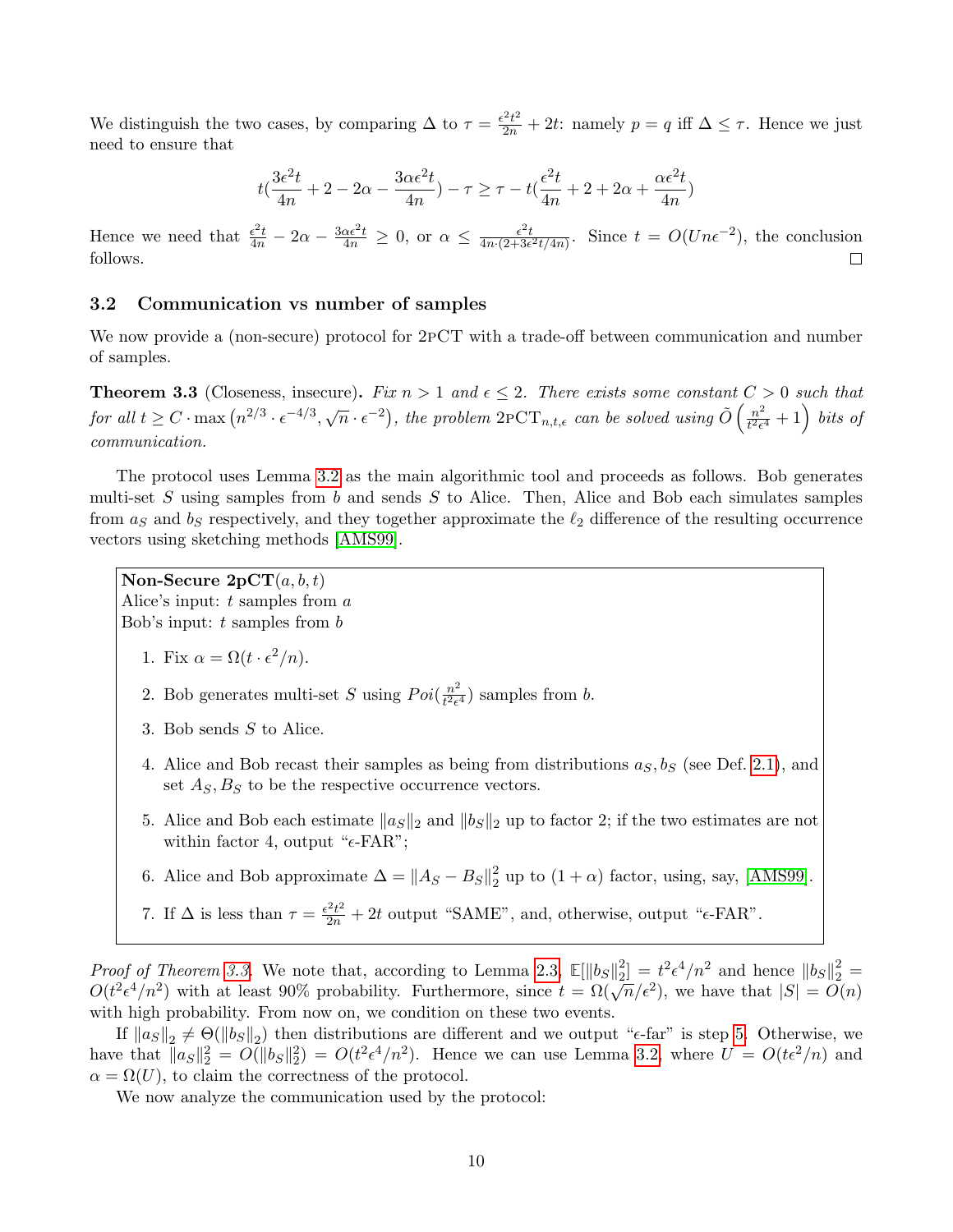We distinguish the two cases, by comparing $\Delta$ to $\tau = \frac{\epsilon^2 t^2}{2n} + 2t$: namely $p = q$ iff $\Delta \le \tau$. Hence we just need to ensure that

$$t(\frac{3\epsilon^2 t}{4n} + 2 - 2\alpha - \frac{3\alpha\epsilon^2 t}{4n}) - \tau \ge \tau - t(\frac{\epsilon^2 t}{4n} + 2 + 2\alpha + \frac{\alpha\epsilon^2 t}{4n})$$

Hence we need that $\frac{\epsilon^2 t}{4n} - 2\alpha - \frac{3\alpha\epsilon^2 t}{4n} \ge 0$, or $\alpha \le \frac{\epsilon^2 t}{4n\cdot(2+3\epsilon^2 t/4n)}$. Since $t = O(Un\epsilon^{-2})$, the conclusion follows. □

### 3.2 Communication vs number of samples

We now provide a (non-secure) protocol for 2pCT with a trade-off between communication and number of samples.

**Theorem 3.3** (Closeness, insecure)**.** *Fix $n > 1$ and $\epsilon \le 2$. There exists some constant $C > 0$ such that for all $t \ge C \cdot \max\left(n^{2/3}\cdot\epsilon^{-4/3}, \sqrt{n}\cdot\epsilon^{-2}\right)$, the problem $\text{2pCT}_{n,t,\epsilon}$ can be solved using $\tilde{O}\left(\frac{n^2}{t^2\epsilon^4}+1\right)$ bits of communication.*

The protocol uses Lemma 3.2 as the main algorithmic tool and proceeds as follows. Bob generates multi-set $S$ using samples from $b$ and sends $S$ to Alice. Then, Alice and Bob each simulates samples from $a_S$ and $b_S$ respectively, and they together approximate the $\ell_2$ difference of the resulting occurrence vectors using sketching methods [AMS99].

**Non-Secure 2pCT**$(a, b, t)$
Alice's input: $t$ samples from $a$
Bob's input: $t$ samples from $b$

1. Fix $\alpha = \Omega(t\cdot\epsilon^2/n)$.
2. Bob generates multi-set $S$ using $Poi(\frac{n^2}{t^2\epsilon^4})$ samples from $b$.
3. Bob sends $S$ to Alice.
4. Alice and Bob recast their samples as being from distributions $a_S, b_S$ (see Def. 2.1), and set $A_S, B_S$ to be the respective occurrence vectors.
5. Alice and Bob each estimate $\|a_S\|_2$ and $\|b_S\|_2$ up to factor 2; if the two estimates are not within factor 4, output "$\epsilon$-FAR";
6. Alice and Bob approximate $\Delta = \|A_S - B_S\|_2^2$ up to $(1+\alpha)$ factor, using, say, [AMS99].
7. If $\Delta$ is less than $\tau = \frac{\epsilon^2 t^2}{2n} + 2t$ output "SAME", and, otherwise, output "$\epsilon$-FAR".

*Proof of Theorem 3.3.* We note that, according to Lemma 2.3, $\mathbb{E}[\|b_S\|_2^2] = t^2\epsilon^4/n^2$ and hence $\|b_S\|_2^2 = O(t^2\epsilon^4/n^2)$ with at least 90% probability. Furthermore, since $t = \Omega(\sqrt{n}/\epsilon^2)$, we have that $|S| = O(n)$ with high probability. From now on, we condition on these two events.

If $\|a_S\|_2 \ne \Theta(\|b_S\|_2)$ then distributions are different and we output "$\epsilon$-far" is step 5. Otherwise, we have that $\|a_S\|_2^2 = O(\|b_S\|_2^2) = O(t^2\epsilon^4/n^2)$. Hence we can use Lemma 3.2, where $U = O(t\epsilon^2/n)$ and $\alpha = \Omega(U)$, to claim the correctness of the protocol.

We now analyze the communication used by the protocol: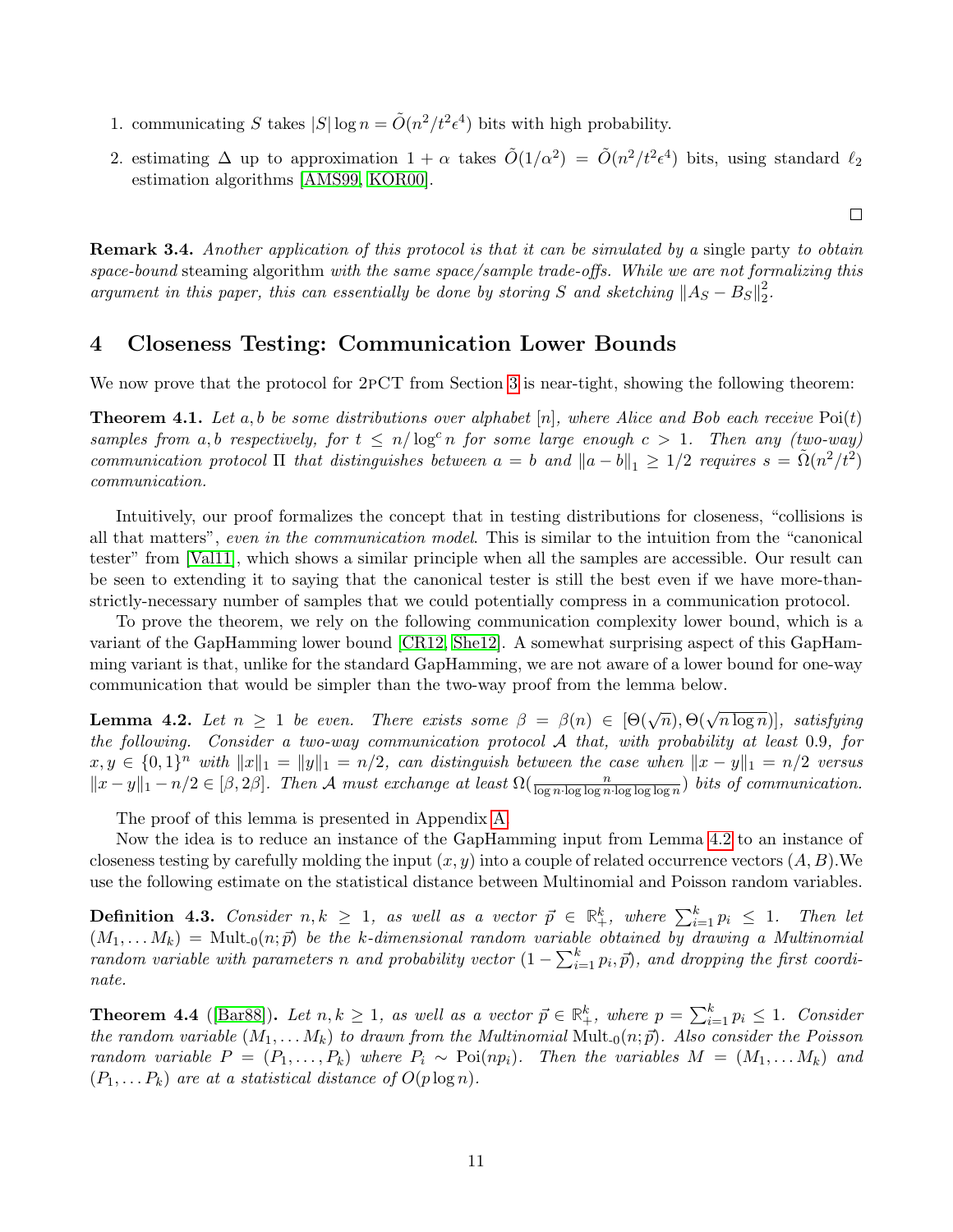1. communicating $S$ takes $|S| \log n = \tilde{O}(n^2/t^2\epsilon^4)$ bits with high probability.
2. estimating $\Delta$ up to approximation $1 + \alpha$ takes $\tilde{O}(1/\alpha^2) = \tilde{O}(n^2/t^2\epsilon^4)$ bits, using standard $\ell_2$ estimation algorithms [AMS99, KOR00].

□

**Remark 3.4.** *Another application of this protocol is that it can be simulated by a* single party *to obtain space-bound* steaming algorithm *with the same space/sample trade-offs. While we are not formalizing this argument in this paper, this can essentially be done by storing $S$ and sketching $\|A_S - B_S\|_2^2$.*

# 4 Closeness Testing: Communication Lower Bounds

We now prove that the protocol for 2pCT from Section 3 is near-tight, showing the following theorem:

**Theorem 4.1.** *Let $a, b$ be some distributions over alphabet $[n]$, where Alice and Bob each receive $\mathrm{Poi}(t)$ samples from $a, b$ respectively, for $t \leq n/\log^c n$ for some large enough $c > 1$. Then any (two-way) communication protocol $\Pi$ that distinguishes between $a = b$ and $\|a - b\|_1 \geq 1/2$ requires $s = \tilde{\Omega}(n^2/t^2)$ communication.*

Intuitively, our proof formalizes the concept that in testing distributions for closeness, "collisions is all that matters", *even in the communication model*. This is similar to the intuition from the "canonical tester" from [Val11], which shows a similar principle when all the samples are accessible. Our result can be seen to extending it to saying that the canonical tester is still the best even if we have more-than-strictly-necessary number of samples that we could potentially compress in a communication protocol.

To prove the theorem, we rely on the following communication complexity lower bound, which is a variant of the GapHamming lower bound [CR12, She12]. A somewhat surprising aspect of this GapHamming variant is that, unlike for the standard GapHamming, we are not aware of a lower bound for one-way communication that would be simpler than the two-way proof from the lemma below.

**Lemma 4.2.** *Let $n \geq 1$ be even. There exists some $\beta = \beta(n) \in [\Theta(\sqrt{n}), \Theta(\sqrt{n \log n})]$, satisfying the following. Consider a two-way communication protocol $\mathcal{A}$ that, with probability at least 0.9, for $x, y \in \{0,1\}^n$ with $\|x\|_1 = \|y\|_1 = n/2$, can distinguish between the case when $\|x - y\|_1 = n/2$ versus $\|x - y\|_1 - n/2 \in [\beta, 2\beta]$. Then $\mathcal{A}$ must exchange at least $\Omega(\frac{n}{\log n \cdot \log \log n \cdot \log \log \log n})$ bits of communication.*

The proof of this lemma is presented in Appendix A.

Now the idea is to reduce an instance of the GapHamming input from Lemma 4.2 to an instance of closeness testing by carefully molding the input $(x, y)$ into a couple of related occurrence vectors $(A, B)$.We use the following estimate on the statistical distance between Multinomial and Poisson random variables.

**Definition 4.3.** *Consider $n, k \geq 1$, as well as a vector $\vec{p} \in \mathbb{R}_+^k$, where $\sum_{i=1}^k p_i \leq 1$. Then let $(M_1, \ldots M_k) = \mathrm{Mult}_{\text{-}0}(n; \vec{p})$ be the $k$-dimensional random variable obtained by drawing a Multinomial random variable with parameters $n$ and probability vector $(1 - \sum_{i=1}^k p_i, \vec{p})$, and dropping the first coordinate.*

**Theorem 4.4** ([Bar88])**.** *Let $n, k \geq 1$, as well as a vector $\vec{p} \in \mathbb{R}_+^k$, where $p = \sum_{i=1}^k p_i \leq 1$. Consider the random variable $(M_1, \ldots M_k)$ to drawn from the Multinomial $\mathrm{Mult}_{\text{-}0}(n; \vec{p})$. Also consider the Poisson random variable $P = (P_1, \ldots, P_k)$ where $P_i \sim \mathrm{Poi}(np_i)$. Then the variables $M = (M_1, \ldots M_k)$ and $(P_1, \ldots P_k)$ are at a statistical distance of $O(p \log n)$.*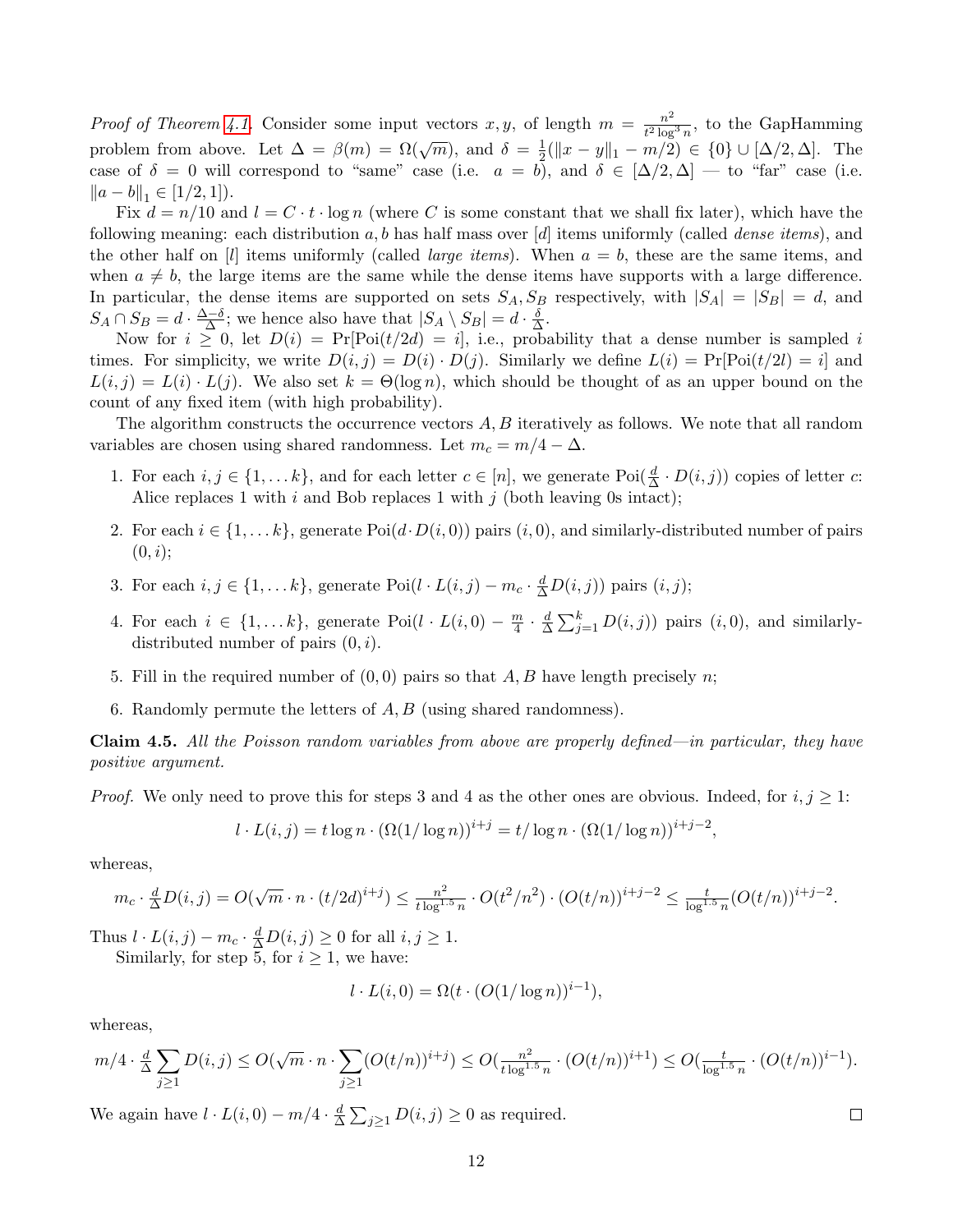*Proof of Theorem 4.1.* Consider some input vectors $x, y$, of length $m = \frac{n^2}{t^2 \log^3 n}$, to the GapHamming problem from above. Let $\Delta = \beta(m) = \Omega(\sqrt{m})$, and $\delta = \frac{1}{2}(\|x - y\|_1 - m/2) \in \{0\} \cup [\Delta/2, \Delta]$. The case of $\delta = 0$ will correspond to "same" case (i.e. $a = b$), and $\delta \in [\Delta/2, \Delta]$ — to "far" case (i.e. $\|a - b\|_1 \in [1/2, 1]$).

Fix $d = n/10$ and $l = C \cdot t \cdot \log n$ (where $C$ is some constant that we shall fix later), which have the following meaning: each distribution $a, b$ has half mass over $[d]$ items uniformly (called *dense items*), and the other half on $[l]$ items uniformly (called *large items*). When $a = b$, these are the same items, and when $a \neq b$, the large items are the same while the dense items have supports with a large difference. In particular, the dense items are supported on sets $S_A, S_B$ respectively, with $|S_A| = |S_B| = d$, and $S_A \cap S_B = d \cdot \frac{\Delta - \delta}{\Delta}$; we hence also have that $|S_A \setminus S_B| = d \cdot \frac{\delta}{\Delta}$.

Now for $i \geq 0$, let $D(i) = \Pr[\text{Poi}(t/2d) = i]$, i.e., probability that a dense number is sampled $i$ times. For simplicity, we write $D(i, j) = D(i) \cdot D(j)$. Similarly we define $L(i) = \Pr[\text{Poi}(t/2l) = i]$ and $L(i, j) = L(i) \cdot L(j)$. We also set $k = \Theta(\log n)$, which should be thought of as an upper bound on the count of any fixed item (with high probability).

The algorithm constructs the occurrence vectors $A, B$ iteratively as follows. We note that all random variables are chosen using shared randomness. Let $m_c = m/4 - \Delta$.

1. For each $i, j \in \{1, \ldots k\}$, and for each letter $c \in [n]$, we generate $\text{Poi}(\frac{d}{\Delta} \cdot D(i, j))$ copies of letter $c$: Alice replaces 1 with $i$ and Bob replaces 1 with $j$ (both leaving 0s intact);
2. For each $i \in \{1, \ldots k\}$, generate $\text{Poi}(d \cdot D(i, 0))$ pairs $(i, 0)$, and similarly-distributed number of pairs $(0, i)$;
3. For each $i, j \in \{1, \ldots k\}$, generate $\text{Poi}(l \cdot L(i, j) - m_c \cdot \frac{d}{\Delta} D(i, j))$ pairs $(i, j)$;
4. For each $i \in \{1, \ldots k\}$, generate $\text{Poi}(l \cdot L(i, 0) - \frac{m}{4} \cdot \frac{d}{\Delta} \sum_{j=1}^{k} D(i, j))$ pairs $(i, 0)$, and similarly-distributed number of pairs $(0, i)$.
5. Fill in the required number of $(0, 0)$ pairs so that $A, B$ have length precisely $n$;
6. Randomly permute the letters of $A, B$ (using shared randomness).

**Claim 4.5.** *All the Poisson random variables from above are properly defined—in particular, they have positive argument.*

*Proof.* We only need to prove this for steps 3 and 4 as the other ones are obvious. Indeed, for $i, j \geq 1$:

$$l \cdot L(i, j) = t \log n \cdot (\Omega(1/\log n))^{i+j} = t/\log n \cdot (\Omega(1/\log n))^{i+j-2},$$

whereas,

$$m_c \cdot \tfrac{d}{\Delta} D(i, j) = O(\sqrt{m} \cdot n \cdot (t/2d)^{i+j}) \leq \tfrac{n^2}{t \log^{1.5} n} \cdot O(t^2/n^2) \cdot (O(t/n))^{i+j-2} \leq \tfrac{t}{\log^{1.5} n} (O(t/n))^{i+j-2}.$$

Thus $l \cdot L(i, j) - m_c \cdot \frac{d}{\Delta} D(i, j) \geq 0$ for all $i, j \geq 1$.

Similarly, for step 5, for $i \geq 1$, we have:

$$l \cdot L(i, 0) = \Omega(t \cdot (O(1/\log n))^{i-1}),$$

whereas,

$$m/4 \cdot \tfrac{d}{\Delta} \sum_{j \geq 1} D(i, j) \leq O(\sqrt{m} \cdot n \cdot \sum_{j \geq 1} (O(t/n))^{i+j}) \leq O(\tfrac{n^2}{t \log^{1.5} n} \cdot (O(t/n))^{i+1}) \leq O(\tfrac{t}{\log^{1.5} n} \cdot (O(t/n))^{i-1}).$$

We again have $l \cdot L(i, 0) - m/4 \cdot \frac{d}{\Delta} \sum_{j \geq 1} D(i, j) \geq 0$ as required. $\square$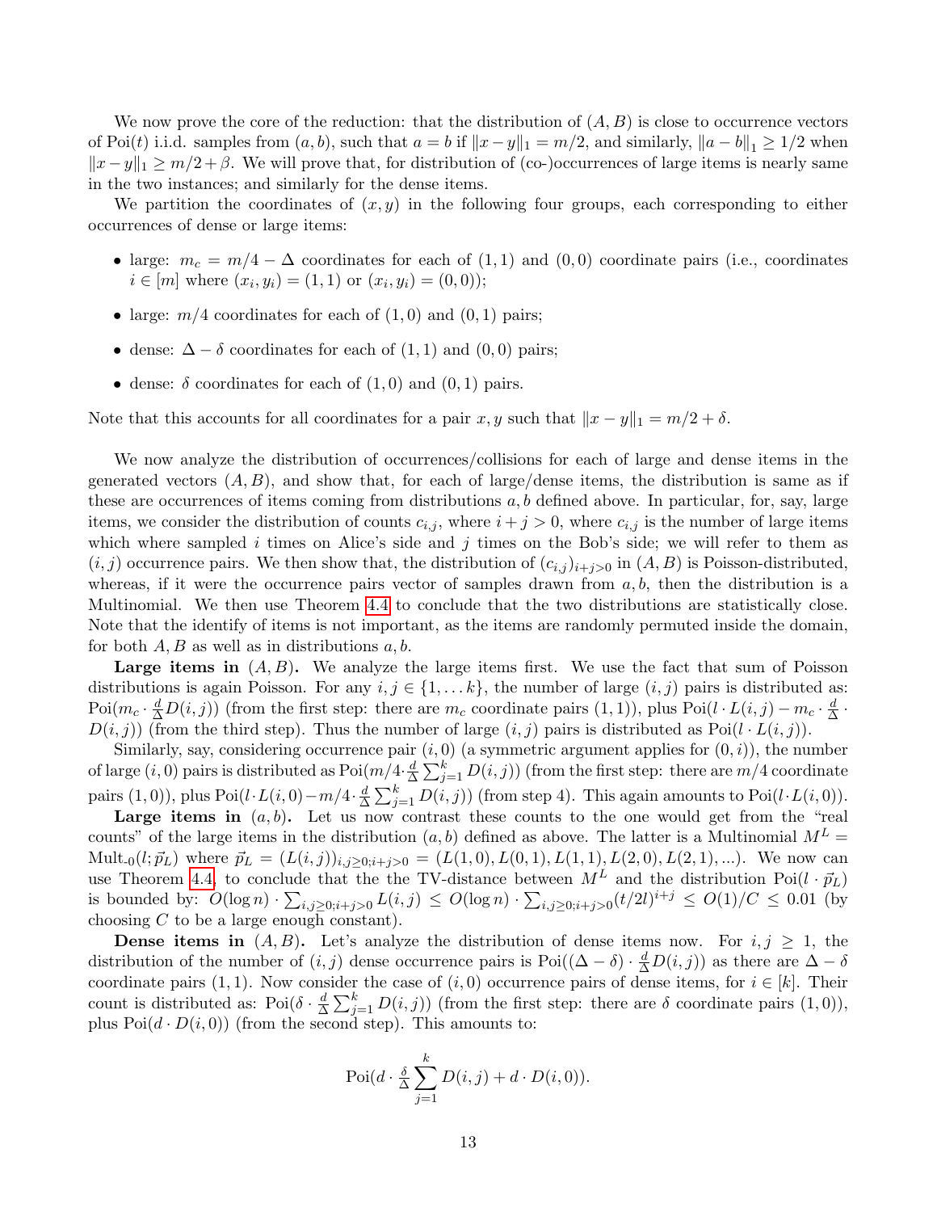We now prove the core of the reduction: that the distribution of $(A, B)$ is close to occurrence vectors of $\text{Poi}(t)$ i.i.d. samples from $(a, b)$, such that $a = b$ if $\|x - y\|_1 = m/2$, and similarly, $\|a - b\|_1 \geq 1/2$ when $\|x - y\|_1 \geq m/2 + \beta$. We will prove that, for distribution of (co-)occurrences of large items is nearly same in the two instances; and similarly for the dense items.

We partition the coordinates of $(x, y)$ in the following four groups, each corresponding to either occurrences of dense or large items:

- large: $m_c = m/4 - \Delta$ coordinates for each of $(1, 1)$ and $(0, 0)$ coordinate pairs (i.e., coordinates $i \in [m]$ where $(x_i, y_i) = (1, 1)$ or $(x_i, y_i) = (0, 0)$);
- large: $m/4$ coordinates for each of $(1, 0)$ and $(0, 1)$ pairs;
- dense: $\Delta - \delta$ coordinates for each of $(1, 1)$ and $(0, 0)$ pairs;
- dense: $\delta$ coordinates for each of $(1, 0)$ and $(0, 1)$ pairs.

Note that this accounts for all coordinates for a pair $x, y$ such that $\|x - y\|_1 = m/2 + \delta$.

We now analyze the distribution of occurrences/collisions for each of large and dense items in the generated vectors $(A, B)$, and show that, for each of large/dense items, the distribution is same as if these are occurrences of items coming from distributions $a, b$ defined above. In particular, for, say, large items, we consider the distribution of counts $c_{i,j}$, where $i + j > 0$, where $c_{i,j}$ is the number of large items which where sampled $i$ times on Alice's side and $j$ times on the Bob's side; we will refer to them as $(i, j)$ occurrence pairs. We then show that, the distribution of $(c_{i,j})_{i+j>0}$ in $(A, B)$ is Poisson-distributed, whereas, if it were the occurrence pairs vector of samples drawn from $a, b$, then the distribution is a Multinomial. We then use Theorem 4.4 to conclude that the two distributions are statistically close. Note that the identify of items is not important, as the items are randomly permuted inside the domain, for both $A, B$ as well as in distributions $a, b$.

**Large items in $(A, B)$.** We analyze the large items first. We use the fact that sum of Poisson distributions is again Poisson. For any $i, j \in \{1, \ldots k\}$, the number of large $(i, j)$ pairs is distributed as: $\text{Poi}(m_c \cdot \frac{d}{\Delta} D(i, j))$ (from the first step: there are $m_c$ coordinate pairs $(1, 1)$), plus $\text{Poi}(l \cdot L(i, j) - m_c \cdot \frac{d}{\Delta} \cdot D(i, j))$ (from the third step). Thus the number of large $(i, j)$ pairs is distributed as $\text{Poi}(l \cdot L(i, j))$.

Similarly, say, considering occurrence pair $(i, 0)$ (a symmetric argument applies for $(0, i)$), the number of large $(i, 0)$ pairs is distributed as $\text{Poi}(m/4 \cdot \frac{d}{\Delta} \sum_{j=1}^{k} D(i, j))$ (from the first step: there are $m/4$ coordinate pairs $(1, 0)$), plus $\text{Poi}(l \cdot L(i, 0) - m/4 \cdot \frac{d}{\Delta} \sum_{j=1}^{k} D(i, j))$ (from step 4). This again amounts to $\text{Poi}(l \cdot L(i, 0))$.

**Large items in $(a, b)$.** Let us now contrast these counts to the one would get from the "real counts" of the large items in the distribution $(a, b)$ defined as above. The latter is a Multinomial $M^L = \text{Mult}_{\cdot 0}(l; \vec{p}_L)$ where $\vec{p}_L = (L(i, j))_{i,j \geq 0; i+j>0} = (L(1, 0), L(0, 1), L(1, 1), L(2, 0), L(2, 1), \ldots)$. We now can use Theorem 4.4, to conclude that the the TV-distance between $M^L$ and the distribution $\text{Poi}(l \cdot \vec{p}_L)$ is bounded by: $O(\log n) \cdot \sum_{i,j \geq 0; i+j>0} L(i, j) \leq O(\log n) \cdot \sum_{i,j \geq 0; i+j>0} (t/2l)^{i+j} \leq O(1)/C \leq 0.01$ (by choosing $C$ to be a large enough constant).

**Dense items in $(A, B)$.** Let's analyze the distribution of dense items now. For $i, j \geq 1$, the distribution of the number of $(i, j)$ dense occurrence pairs is $\text{Poi}((\Delta - \delta) \cdot \frac{d}{\Delta} D(i, j))$ as there are $\Delta - \delta$ coordinate pairs $(1, 1)$. Now consider the case of $(i, 0)$ occurrence pairs of dense items, for $i \in [k]$. Their count is distributed as: $\text{Poi}(\delta \cdot \frac{d}{\Delta} \sum_{j=1}^{k} D(i, j))$ (from the first step: there are $\delta$ coordinate pairs $(1, 0)$), plus $\text{Poi}(d \cdot D(i, 0))$ (from the second step). This amounts to:

$$\text{Poi}(d \cdot \tfrac{\delta}{\Delta} \sum_{j=1}^{k} D(i, j) + d \cdot D(i, 0)).$$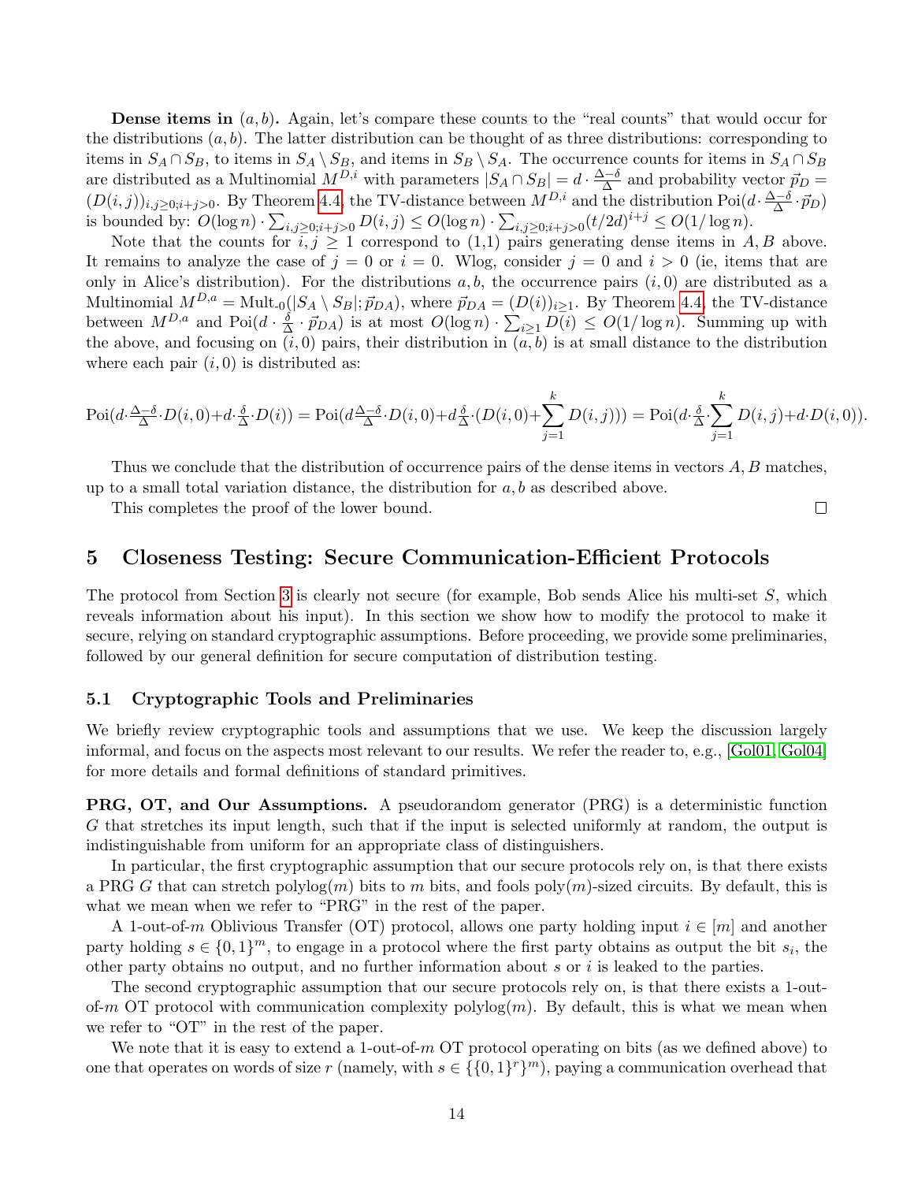**Dense items in $(a, b)$.** Again, let's compare these counts to the "real counts" that would occur for the distributions $(a, b)$. The latter distribution can be thought of as three distributions: corresponding to items in $S_A \cap S_B$, to items in $S_A \setminus S_B$, and items in $S_B \setminus S_A$. The occurrence counts for items in $S_A \cap S_B$ are distributed as a Multinomial $M^{D,i}$ with parameters $|S_A \cap S_B| = d \cdot \frac{\Delta - \delta}{\Delta}$ and probability vector $\vec{p}_D = (D(i,j))_{i,j \geq 0; i+j>0}$. By Theorem 4.4, the TV-distance between $M^{D,i}$ and the distribution $\text{Poi}(d \cdot \frac{\Delta-\delta}{\Delta} \cdot \vec{p}_D)$ is bounded by: $O(\log n) \cdot \sum_{i,j \geq 0; i+j>0} D(i,j) \leq O(\log n) \cdot \sum_{i,j \geq 0; i+j>0} (t/2d)^{i+j} \leq O(1/\log n)$.

Note that the counts for $i, j \geq 1$ correspond to (1,1) pairs generating dense items in $A, B$ above. It remains to analyze the case of $j = 0$ or $i = 0$. Wlog, consider $j = 0$ and $i > 0$ (ie, items that are only in Alice's distribution). For the distributions $a, b$, the occurrence pairs $(i, 0)$ are distributed as a Multinomial $M^{D,a} = \text{Mult}_{\text{-}0}(|S_A \setminus S_B|; \vec{p}_{DA})$, where $\vec{p}_{DA} = (D(i))_{i \geq 1}$. By Theorem 4.4, the TV-distance between $M^{D,a}$ and $\text{Poi}(d \cdot \frac{\delta}{\Delta} \cdot \vec{p}_{DA})$ is at most $O(\log n) \cdot \sum_{i \geq 1} D(i) \leq O(1/\log n)$. Summing up with the above, and focusing on $(i, 0)$ pairs, their distribution in $(a, b)$ is at small distance to the distribution where each pair $(i, 0)$ is distributed as:

$$\text{Poi}(d \cdot \tfrac{\Delta-\delta}{\Delta} \cdot D(i,0) + d \cdot \tfrac{\delta}{\Delta} \cdot D(i)) = \text{Poi}(d \tfrac{\Delta-\delta}{\Delta} \cdot D(i,0) + d \tfrac{\delta}{\Delta} \cdot (D(i,0) + \sum_{j=1}^{k} D(i,j))) = \text{Poi}(d \cdot \tfrac{\delta}{\Delta} \cdot \sum_{j=1}^{k} D(i,j) + d \cdot D(i,0)).$$

Thus we conclude that the distribution of occurrence pairs of the dense items in vectors $A, B$ matches, up to a small total variation distance, the distribution for $a, b$ as described above.

This completes the proof of the lower bound. □

## 5 Closeness Testing: Secure Communication-Efficient Protocols

The protocol from Section 3 is clearly not secure (for example, Bob sends Alice his multi-set $S$, which reveals information about his input). In this section we show how to modify the protocol to make it secure, relying on standard cryptographic assumptions. Before proceeding, we provide some preliminaries, followed by our general definition for secure computation of distribution testing.

### 5.1 Cryptographic Tools and Preliminaries

We briefly review cryptographic tools and assumptions that we use. We keep the discussion largely informal, and focus on the aspects most relevant to our results. We refer the reader to, e.g., [Gol01, Gol04] for more details and formal definitions of standard primitives.

**PRG, OT, and Our Assumptions.** A pseudorandom generator (PRG) is a deterministic function $G$ that stretches its input length, such that if the input is selected uniformly at random, the output is indistinguishable from uniform for an appropriate class of distinguishers.

In particular, the first cryptographic assumption that our secure protocols rely on, is that there exists a PRG $G$ that can stretch $\text{polylog}(m)$ bits to $m$ bits, and fools $\text{poly}(m)$-sized circuits. By default, this is what we mean when we refer to "PRG" in the rest of the paper.

A 1-out-of-$m$ Oblivious Transfer (OT) protocol, allows one party holding input $i \in [m]$ and another party holding $s \in \{0,1\}^m$, to engage in a protocol where the first party obtains as output the bit $s_i$, the other party obtains no output, and no further information about $s$ or $i$ is leaked to the parties.

The second cryptographic assumption that our secure protocols rely on, is that there exists a 1-out-of-$m$ OT protocol with communication complexity $\text{polylog}(m)$. By default, this is what we mean when we refer to "OT" in the rest of the paper.

We note that it is easy to extend a 1-out-of-$m$ OT protocol operating on bits (as we defined above) to one that operates on words of size $r$ (namely, with $s \in \{\{0,1\}^r\}^m$), paying a communication overhead that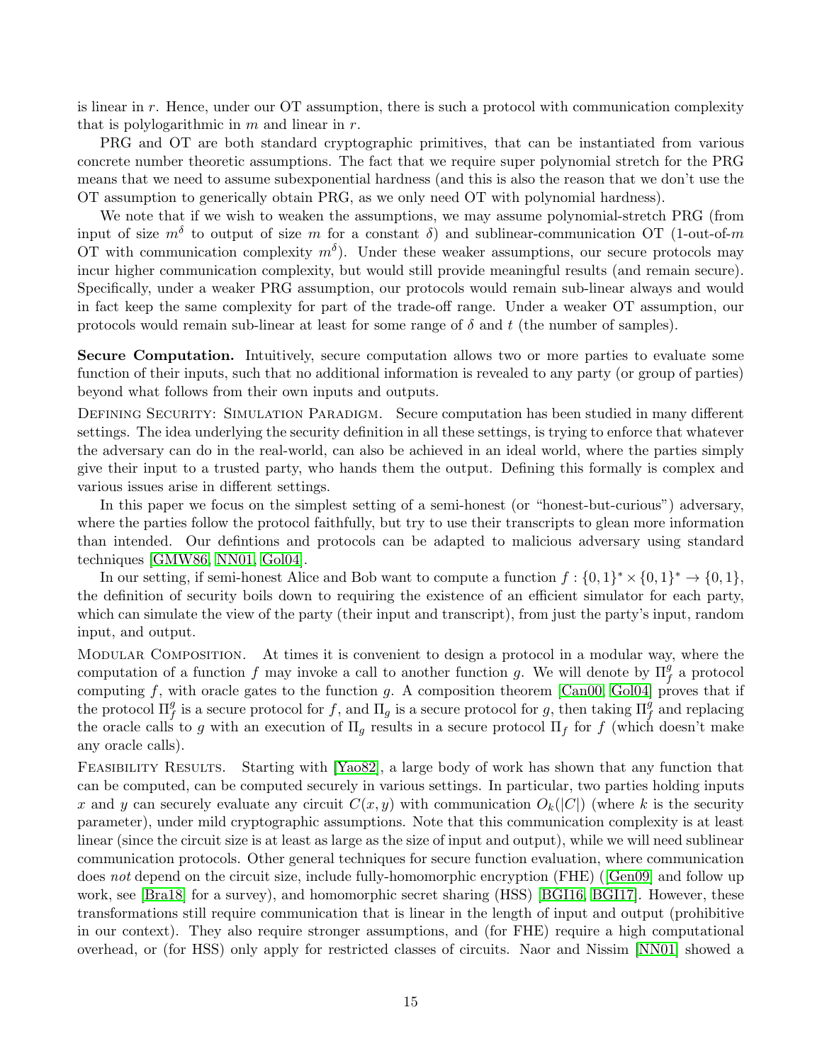is linear in $r$. Hence, under our OT assumption, there is such a protocol with communication complexity that is polylogarithmic in $m$ and linear in $r$.

PRG and OT are both standard cryptographic primitives, that can be instantiated from various concrete number theoretic assumptions. The fact that we require super polynomial stretch for the PRG means that we need to assume subexponential hardness (and this is also the reason that we don't use the OT assumption to generically obtain PRG, as we only need OT with polynomial hardness).

We note that if we wish to weaken the assumptions, we may assume polynomial-stretch PRG (from input of size $m^\delta$ to output of size $m$ for a constant $\delta$) and sublinear-communication OT (1-out-of-$m$ OT with communication complexity $m^\delta$). Under these weaker assumptions, our secure protocols may incur higher communication complexity, but would still provide meaningful results (and remain secure). Specifically, under a weaker PRG assumption, our protocols would remain sub-linear always and would in fact keep the same complexity for part of the trade-off range. Under a weaker OT assumption, our protocols would remain sub-linear at least for some range of $\delta$ and $t$ (the number of samples).

**Secure Computation.** Intuitively, secure computation allows two or more parties to evaluate some function of their inputs, such that no additional information is revealed to any party (or group of parties) beyond what follows from their own inputs and outputs.

Defining Security: Simulation Paradigm. Secure computation has been studied in many different settings. The idea underlying the security definition in all these settings, is trying to enforce that whatever the adversary can do in the real-world, can also be achieved in an ideal world, where the parties simply give their input to a trusted party, who hands them the output. Defining this formally is complex and various issues arise in different settings.

In this paper we focus on the simplest setting of a semi-honest (or "honest-but-curious") adversary, where the parties follow the protocol faithfully, but try to use their transcripts to glean more information than intended. Our defintions and protocols can be adapted to malicious adversary using standard techniques [GMW86, NN01, Gol04].

In our setting, if semi-honest Alice and Bob want to compute a function $f : \{0,1\}^* \times \{0,1\}^* \to \{0,1\}$, the definition of security boils down to requiring the existence of an efficient simulator for each party, which can simulate the view of the party (their input and transcript), from just the party's input, random input, and output.

Modular Composition. At times it is convenient to design a protocol in a modular way, where the computation of a function $f$ may invoke a call to another function $g$. We will denote by $\Pi_f^g$ a protocol computing $f$, with oracle gates to the function $g$. A composition theorem [Can00, Gol04] proves that if the protocol $\Pi_f^g$ is a secure protocol for $f$, and $\Pi_g$ is a secure protocol for $g$, then taking $\Pi_f^g$ and replacing the oracle calls to $g$ with an execution of $\Pi_g$ results in a secure protocol $\Pi_f$ for $f$ (which doesn't make any oracle calls).

Feasibility Results. Starting with [Yao82], a large body of work has shown that any function that can be computed, can be computed securely in various settings. In particular, two parties holding inputs $x$ and $y$ can securely evaluate any circuit $C(x, y)$ with communication $O_k(|C|)$ (where $k$ is the security parameter), under mild cryptographic assumptions. Note that this communication complexity is at least linear (since the circuit size is at least as large as the size of input and output), while we will need sublinear communication protocols. Other general techniques for secure function evaluation, where communication does *not* depend on the circuit size, include fully-homomorphic encryption (FHE) ([Gen09] and follow up work, see [Bra18] for a survey), and homomorphic secret sharing (HSS) [BGI16, BGI17]. However, these transformations still require communication that is linear in the length of input and output (prohibitive in our context). They also require stronger assumptions, and (for FHE) require a high computational overhead, or (for HSS) only apply for restricted classes of circuits. Naor and Nissim [NN01] showed a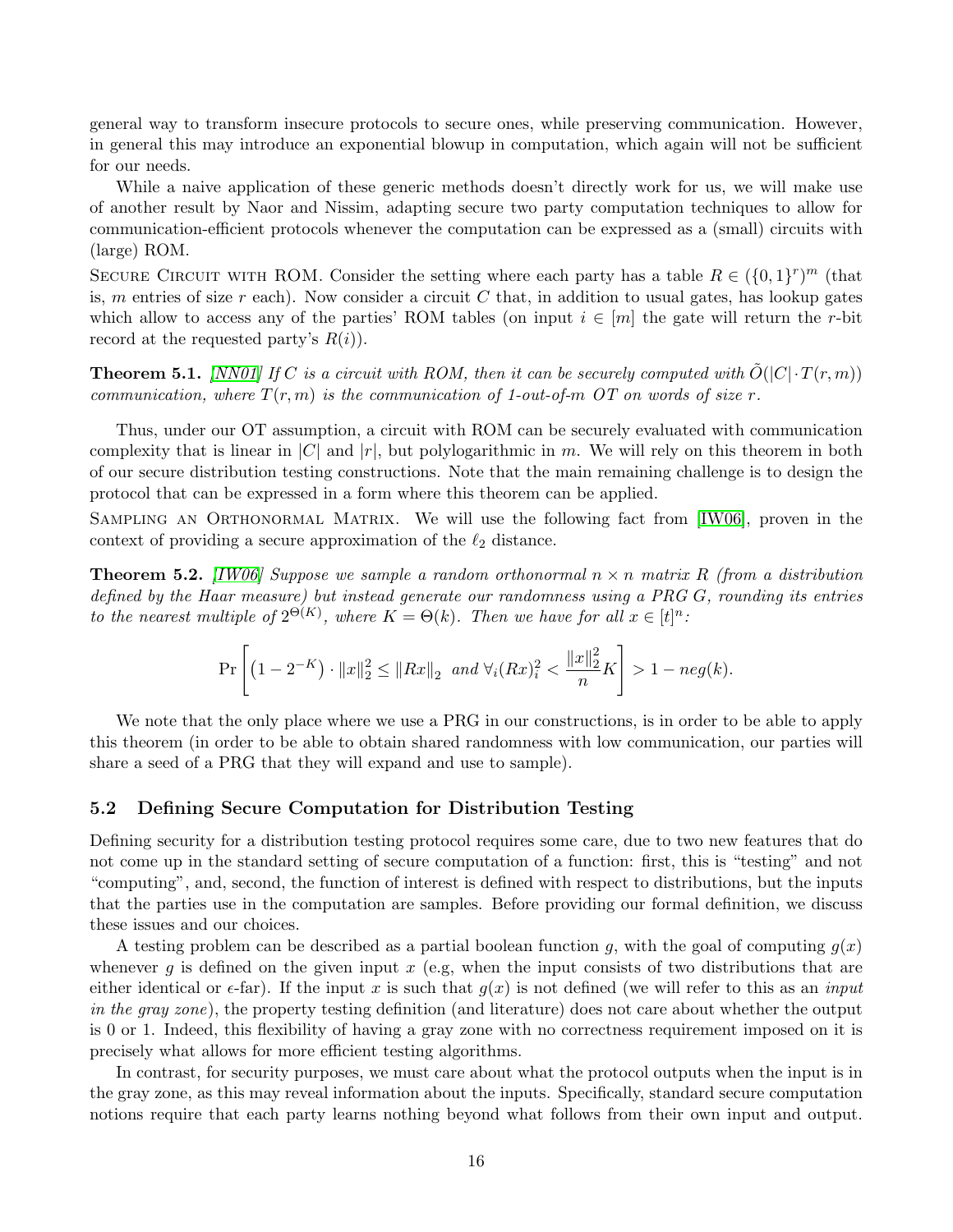general way to transform insecure protocols to secure ones, while preserving communication. However, in general this may introduce an exponential blowup in computation, which again will not be sufficient for our needs.

While a naive application of these generic methods doesn't directly work for us, we will make use of another result by Naor and Nissim, adapting secure two party computation techniques to allow for communication-efficient protocols whenever the computation can be expressed as a (small) circuits with (large) ROM.

Secure Circuit with ROM. Consider the setting where each party has a table $R \in (\{0,1\}^r)^m$ (that is, $m$ entries of size $r$ each). Now consider a circuit $C$ that, in addition to usual gates, has lookup gates which allow to access any of the parties' ROM tables (on input $i \in [m]$ the gate will return the $r$-bit record at the requested party's $R(i)$).

**Theorem 5.1.** *[NN01] If $C$ is a circuit with ROM, then it can be securely computed with $\tilde{O}(|C| \cdot T(r,m))$ communication, where $T(r,m)$ is the communication of 1-out-of-$m$ OT on words of size $r$.*

Thus, under our OT assumption, a circuit with ROM can be securely evaluated with communication complexity that is linear in $|C|$ and $|r|$, but polylogarithmic in $m$. We will rely on this theorem in both of our secure distribution testing constructions. Note that the main remaining challenge is to design the protocol that can be expressed in a form where this theorem can be applied.

Sampling an Orthonormal Matrix. We will use the following fact from [IW06], proven in the context of providing a secure approximation of the $\ell_2$ distance.

**Theorem 5.2.** *[IW06] Suppose we sample a random orthonormal $n \times n$ matrix $R$ (from a distribution defined by the Haar measure) but instead generate our randomness using a PRG $G$, rounding its entries to the nearest multiple of $2^{\Theta(K)}$, where $K = \Theta(k)$. Then we have for all $x \in [t]^n$:*

$$\Pr\left[\left(1 - 2^{-K}\right) \cdot \|x\|_2^2 \leq \|Rx\|_2 \text{ and } \forall_i (Rx)_i^2 < \frac{\|x\|_2^2}{n} K\right] > 1 - neg(k).$$

We note that the only place where we use a PRG in our constructions, is in order to be able to apply this theorem (in order to be able to obtain shared randomness with low communication, our parties will share a seed of a PRG that they will expand and use to sample).

## 5.2 Defining Secure Computation for Distribution Testing

Defining security for a distribution testing protocol requires some care, due to two new features that do not come up in the standard setting of secure computation of a function: first, this is "testing" and not "computing", and, second, the function of interest is defined with respect to distributions, but the inputs that the parties use in the computation are samples. Before providing our formal definition, we discuss these issues and our choices.

A testing problem can be described as a partial boolean function $g$, with the goal of computing $g(x)$ whenever $g$ is defined on the given input $x$ (e.g, when the input consists of two distributions that are either identical or $\epsilon$-far). If the input $x$ is such that $g(x)$ is not defined (we will refer to this as an *input in the gray zone*), the property testing definition (and literature) does not care about whether the output is 0 or 1. Indeed, this flexibility of having a gray zone with no correctness requirement imposed on it is precisely what allows for more efficient testing algorithms.

In contrast, for security purposes, we must care about what the protocol outputs when the input is in the gray zone, as this may reveal information about the inputs. Specifically, standard secure computation notions require that each party learns nothing beyond what follows from their own input and output.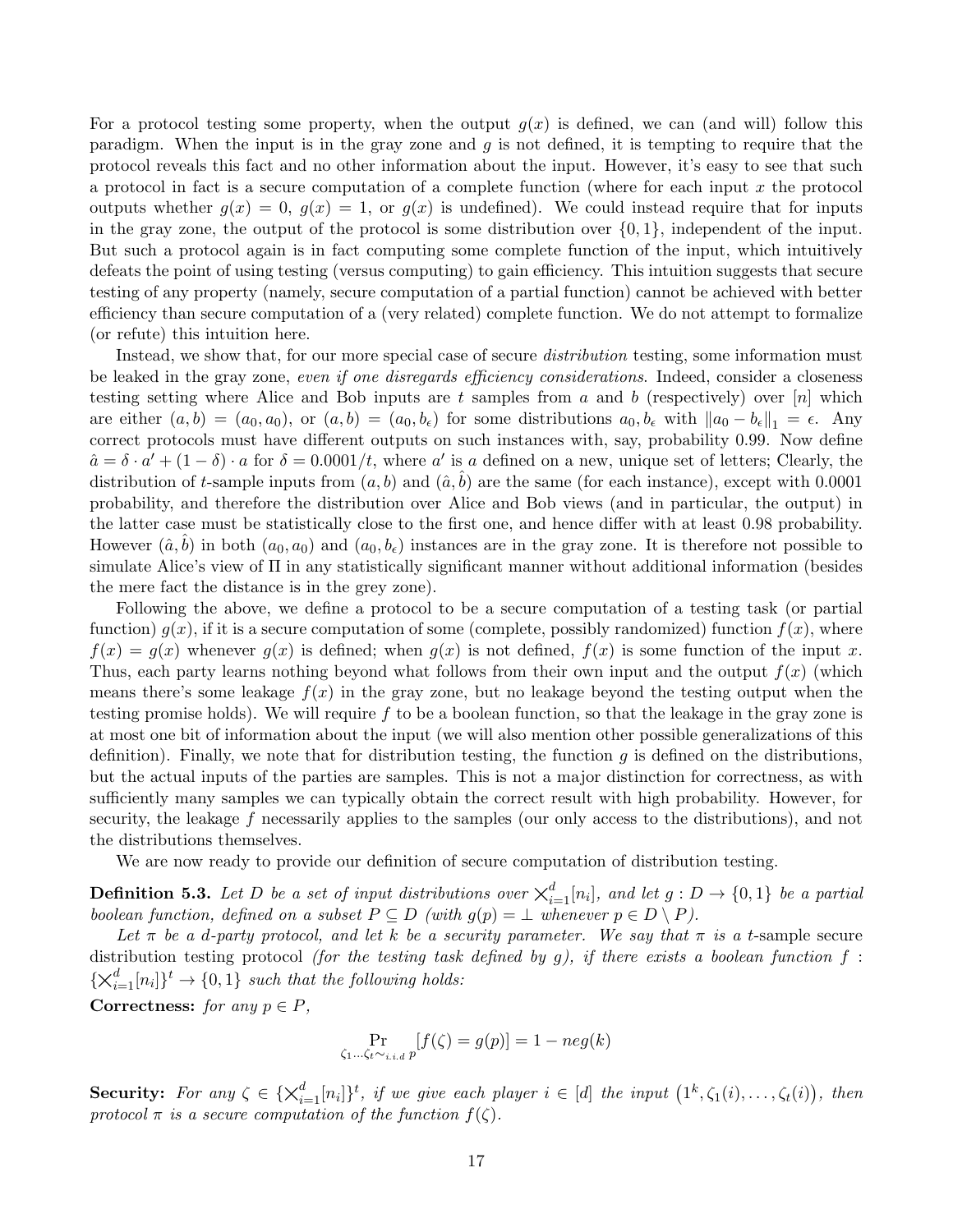For a protocol testing some property, when the output $g(x)$ is defined, we can (and will) follow this paradigm. When the input is in the gray zone and $g$ is not defined, it is tempting to require that the protocol reveals this fact and no other information about the input. However, it's easy to see that such a protocol in fact is a secure computation of a complete function (where for each input $x$ the protocol outputs whether $g(x) = 0$, $g(x) = 1$, or $g(x)$ is undefined). We could instead require that for inputs in the gray zone, the output of the protocol is some distribution over $\{0,1\}$, independent of the input. But such a protocol again is in fact computing some complete function of the input, which intuitively defeats the point of using testing (versus computing) to gain efficiency. This intuition suggests that secure testing of any property (namely, secure computation of a partial function) cannot be achieved with better efficiency than secure computation of a (very related) complete function. We do not attempt to formalize (or refute) this intuition here.

Instead, we show that, for our more special case of secure *distribution* testing, some information must be leaked in the gray zone, *even if one disregards efficiency considerations*. Indeed, consider a closeness testing setting where Alice and Bob inputs are $t$ samples from $a$ and $b$ (respectively) over $[n]$ which are either $(a,b) = (a_0, a_0)$, or $(a,b) = (a_0, b_\epsilon)$ for some distributions $a_0, b_\epsilon$ with $\|a_0 - b_\epsilon\|_1 = \epsilon$. Any correct protocols must have different outputs on such instances with, say, probability 0.99. Now define $\hat{a} = \delta \cdot a' + (1-\delta) \cdot a$ for $\delta = 0.0001/t$, where $a'$ is $a$ defined on a new, unique set of letters; Clearly, the distribution of $t$-sample inputs from $(a,b)$ and $(\hat{a}, \hat{b})$ are the same (for each instance), except with 0.0001 probability, and therefore the distribution over Alice and Bob views (and in particular, the output) in the latter case must be statistically close to the first one, and hence differ with at least 0.98 probability. However $(\hat{a}, \hat{b})$ in both $(a_0, a_0)$ and $(a_0, b_\epsilon)$ instances are in the gray zone. It is therefore not possible to simulate Alice's view of $\Pi$ in any statistically significant manner without additional information (besides the mere fact the distance is in the grey zone).

Following the above, we define a protocol to be a secure computation of a testing task (or partial function) $g(x)$, if it is a secure computation of some (complete, possibly randomized) function $f(x)$, where $f(x) = g(x)$ whenever $g(x)$ is defined; when $g(x)$ is not defined, $f(x)$ is some function of the input $x$. Thus, each party learns nothing beyond what follows from their own input and the output $f(x)$ (which means there's some leakage $f(x)$ in the gray zone, but no leakage beyond the testing output when the testing promise holds). We will require $f$ to be a boolean function, so that the leakage in the gray zone is at most one bit of information about the input (we will also mention other possible generalizations of this definition). Finally, we note that for distribution testing, the function $g$ is defined on the distributions, but the actual inputs of the parties are samples. This is not a major distinction for correctness, as with sufficiently many samples we can typically obtain the correct result with high probability. However, for security, the leakage $f$ necessarily applies to the samples (our only access to the distributions), and not the distributions themselves.

We are now ready to provide our definition of secure computation of distribution testing.

**Definition 5.3.** *Let $D$ be a set of input distributions over $\bigtimes_{i=1}^{d}[n_i]$, and let $g : D \to \{0,1\}$ be a partial boolean function, defined on a subset $P \subseteq D$ (with $g(p) = \perp$ whenever $p \in D \setminus P$).*

*Let $\pi$ be a $d$-party protocol, and let $k$ be a security parameter. We say that $\pi$ is a* $t$-sample secure distribution testing protocol *(for the testing task defined by $g$), if there exists a boolean function $f : \{\bigtimes_{i=1}^{d}[n_i]\}^t \to \{0,1\}$ such that the following holds:*

**Correctness:** *for any $p \in P$,*

$$\Pr_{\zeta_1 \ldots \zeta_t \sim_{i.i.d} p}[f(\zeta) = g(p)] = 1 - neg(k)$$

**Security:** *For any $\zeta \in \{\bigtimes_{i=1}^{d}[n_i]\}^t$, if we give each player $i \in [d]$ the input $(1^k, \zeta_1(i), \ldots, \zeta_t(i))$, then protocol $\pi$ is a secure computation of the function $f(\zeta)$.*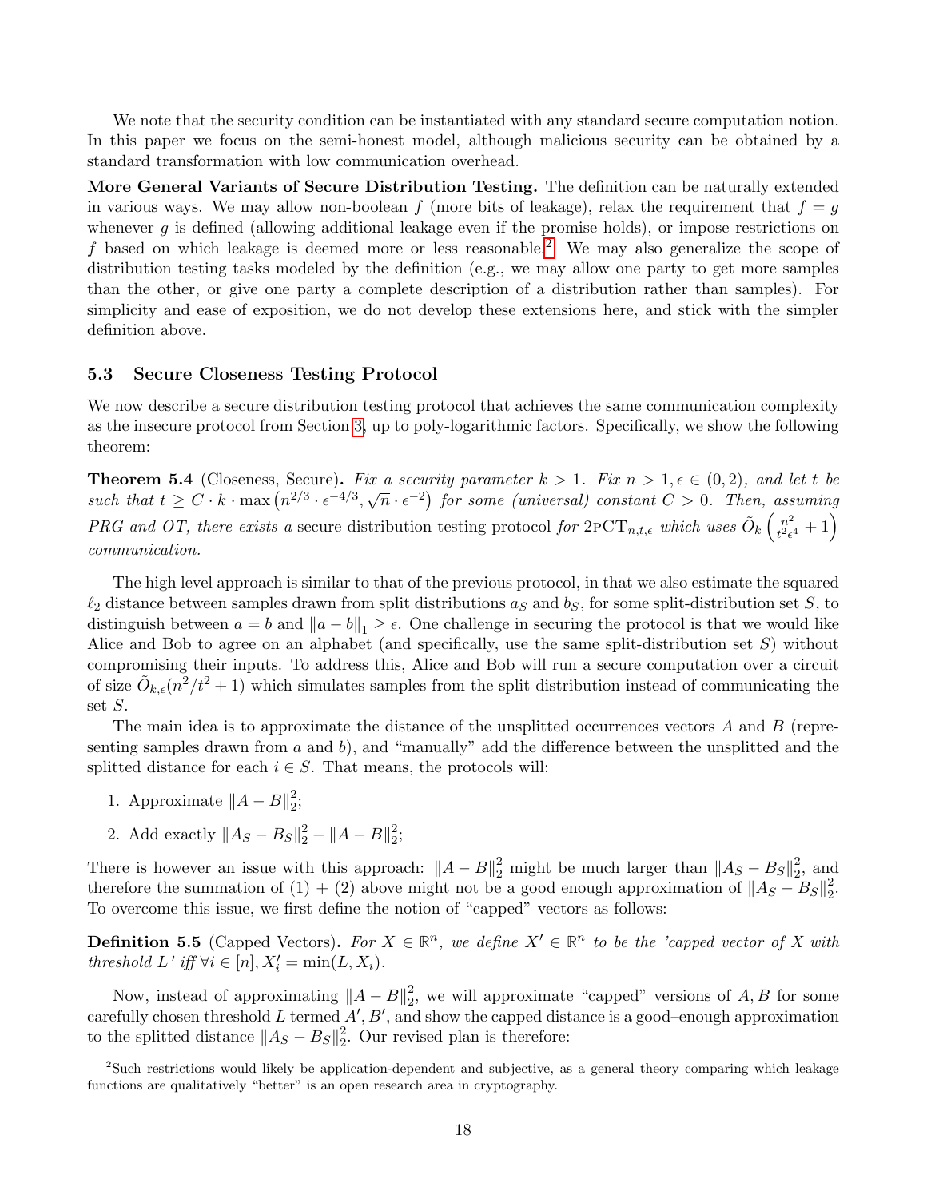We note that the security condition can be instantiated with any standard secure computation notion. In this paper we focus on the semi-honest model, although malicious security can be obtained by a standard transformation with low communication overhead.

**More General Variants of Secure Distribution Testing.** The definition can be naturally extended in various ways. We may allow non-boolean $f$ (more bits of leakage), relax the requirement that $f = g$ whenever $g$ is defined (allowing additional leakage even if the promise holds), or impose restrictions on $f$ based on which leakage is deemed more or less reasonable.[2] We may also generalize the scope of distribution testing tasks modeled by the definition (e.g., we may allow one party to get more samples than the other, or give one party a complete description of a distribution rather than samples). For simplicity and ease of exposition, we do not develop these extensions here, and stick with the simpler definition above.

### 5.3 Secure Closeness Testing Protocol

We now describe a secure distribution testing protocol that achieves the same communication complexity as the insecure protocol from Section 3, up to poly-logarithmic factors. Specifically, we show the following theorem:

**Theorem 5.4** (Closeness, Secure)**.** *Fix a security parameter $k > 1$. Fix $n > 1, \epsilon \in (0, 2)$, and let $t$ be such that $t \geq C \cdot k \cdot \max\left(n^{2/3} \cdot \epsilon^{-4/3}, \sqrt{n} \cdot \epsilon^{-2}\right)$ for some (universal) constant $C > 0$. Then, assuming PRG and OT, there exists a* secure distribution testing protocol *for* $2\text{PCT}_{n,t,\epsilon}$ *which uses* $\tilde{O}_k\left(\frac{n^2}{t^2\epsilon^4} + 1\right)$ *communication.*

The high level approach is similar to that of the previous protocol, in that we also estimate the squared $\ell_2$ distance between samples drawn from split distributions $a_S$ and $b_S$, for some split-distribution set $S$, to distinguish between $a = b$ and $\|a - b\|_1 \geq \epsilon$. One challenge in securing the protocol is that we would like Alice and Bob to agree on an alphabet (and specifically, use the same split-distribution set $S$) without compromising their inputs. To address this, Alice and Bob will run a secure computation over a circuit of size $\tilde{O}_{k,\epsilon}(n^2/t^2 + 1)$ which simulates samples from the split distribution instead of communicating the set $S$.

The main idea is to approximate the distance of the unsplitted occurrences vectors $A$ and $B$ (representing samples drawn from $a$ and $b$), and "manually" add the difference between the unsplitted and the splitted distance for each $i \in S$. That means, the protocols will:

1. Approximate $\|A - B\|_2^2$;
2. Add exactly $\|A_S - B_S\|_2^2 - \|A - B\|_2^2$;

There is however an issue with this approach: $\|A - B\|_2^2$ might be much larger than $\|A_S - B_S\|_2^2$, and therefore the summation of (1) + (2) above might not be a good enough approximation of $\|A_S - B_S\|_2^2$. To overcome this issue, we first define the notion of "capped" vectors as follows:

**Definition 5.5** (Capped Vectors)**.** *For $X \in \mathbb{R}^n$, we define $X' \in \mathbb{R}^n$ to be the 'capped vector of $X$ with threshold $L$' iff $\forall i \in [n], X'_i = \min(L, X_i)$.*

Now, instead of approximating $\|A - B\|_2^2$, we will approximate "capped" versions of $A, B$ for some carefully chosen threshold $L$ termed $A', B'$, and show the capped distance is a good–enough approximation to the splitted distance $\|A_S - B_S\|_2^2$. Our revised plan is therefore:

[2] Such restrictions would likely be application-dependent and subjective, as a general theory comparing which leakage functions are qualitatively "better" is an open research area in cryptography.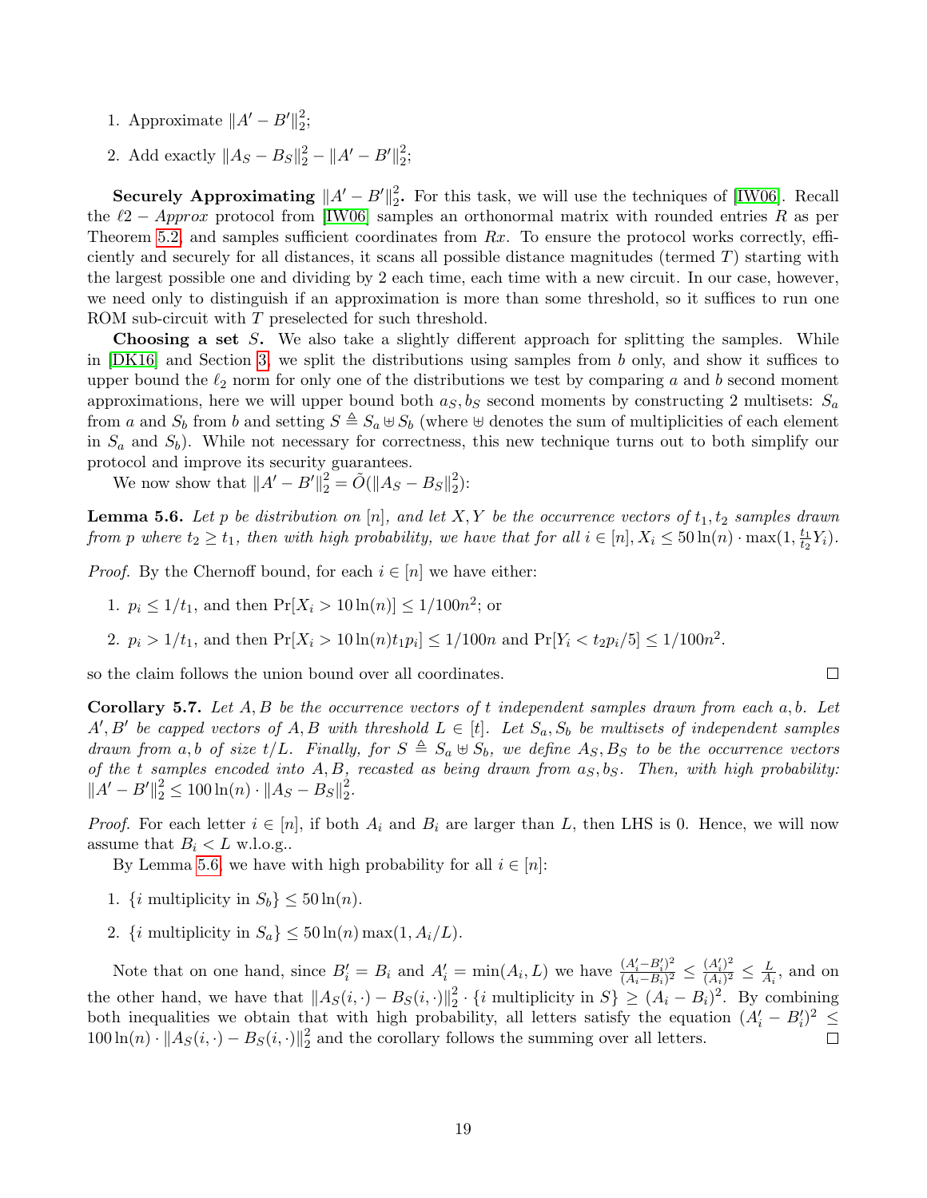1. Approximate $\|A' - B'\|_2^2$;
2. Add exactly $\|A_S - B_S\|_2^2 - \|A' - B'\|_2^2$;

**Securely Approximating $\|A' - B'\|_2^2$.** For this task, we will use the techniques of [IW06]. Recall the $\ell 2 - Approx$ protocol from [IW06] samples an orthonormal matrix with rounded entries $R$ as per Theorem 5.2, and samples sufficient coordinates from $Rx$. To ensure the protocol works correctly, efficiently and securely for all distances, it scans all possible distance magnitudes (termed $T$) starting with the largest possible one and dividing by 2 each time, each time with a new circuit. In our case, however, we need only to distinguish if an approximation is more than some threshold, so it suffices to run one ROM sub-circuit with $T$ preselected for such threshold.

**Choosing a set $S$.** We also take a slightly different approach for splitting the samples. While in [DK16] and Section 3, we split the distributions using samples from $b$ only, and show it suffices to upper bound the $\ell_2$ norm for only one of the distributions we test by comparing $a$ and $b$ second moment approximations, here we will upper bound both $a_S, b_S$ second moments by constructing 2 multisets: $S_a$ from $a$ and $S_b$ from $b$ and setting $S \triangleq S_a \uplus S_b$ (where $\uplus$ denotes the sum of multiplicities of each element in $S_a$ and $S_b$). While not necessary for correctness, this new technique turns out to both simplify our protocol and improve its security guarantees.

We now show that $\|A' - B'\|_2^2 = \tilde{O}(\|A_S - B_S\|_2^2)$:

**Lemma 5.6.** *Let $p$ be distribution on $[n]$, and let $X, Y$ be the occurrence vectors of $t_1, t_2$ samples drawn from $p$ where $t_2 \geq t_1$, then with high probability, we have that for all $i \in [n]$, $X_i \leq 50\ln(n) \cdot \max(1, \frac{t_1}{t_2} Y_i)$.*

*Proof.* By the Chernoff bound, for each $i \in [n]$ we have either:

1. $p_i \leq 1/t_1$, and then $\Pr[X_i > 10\ln(n)] \leq 1/100n^2$; or
2. $p_i > 1/t_1$, and then $\Pr[X_i > 10\ln(n)t_1 p_i] \leq 1/100n$ and $\Pr[Y_i < t_2 p_i/5] \leq 1/100n^2$.

so the claim follows the union bound over all coordinates. $\square$

**Corollary 5.7.** *Let $A, B$ be the occurrence vectors of $t$ independent samples drawn from each $a, b$. Let $A', B'$ be capped vectors of $A, B$ with threshold $L \in [t]$. Let $S_a, S_b$ be multisets of independent samples drawn from $a, b$ of size $t/L$. Finally, for $S \triangleq S_a \uplus S_b$, we define $A_S, B_S$ to be the occurrence vectors of the $t$ samples encoded into $A, B$, recasted as being drawn from $a_S, b_S$. Then, with high probability: $\|A' - B'\|_2^2 \leq 100\ln(n) \cdot \|A_S - B_S\|_2^2$.*

*Proof.* For each letter $i \in [n]$, if both $A_i$ and $B_i$ are larger than $L$, then LHS is 0. Hence, we will now assume that $B_i < L$ w.l.o.g..

By Lemma 5.6, we have with high probability for all $i \in [n]$:

1. $\{i \text{ multiplicity in } S_b\} \leq 50\ln(n)$.
2. $\{i \text{ multiplicity in } S_a\} \leq 50\ln(n)\max(1, A_i/L)$.

Note that on one hand, since $B'_i = B_i$ and $A'_i = \min(A_i, L)$ we have $\frac{(A'_i - B'_i)^2}{(A_i - B_i)^2} \leq \frac{(A'_i)^2}{(A_i)^2} \leq \frac{L}{A_i}$, and on the other hand, we have that $\|A_S(i,\cdot) - B_S(i,\cdot)\|_2^2 \cdot \{i \text{ multiplicity in } S\} \geq (A_i - B_i)^2$. By combining both inequalities we obtain that with high probability, all letters satisfy the equation $(A'_i - B'_i)^2 \leq 100\ln(n) \cdot \|A_S(i,\cdot) - B_S(i,\cdot)\|_2^2$ and the corollary follows the summing over all letters. $\square$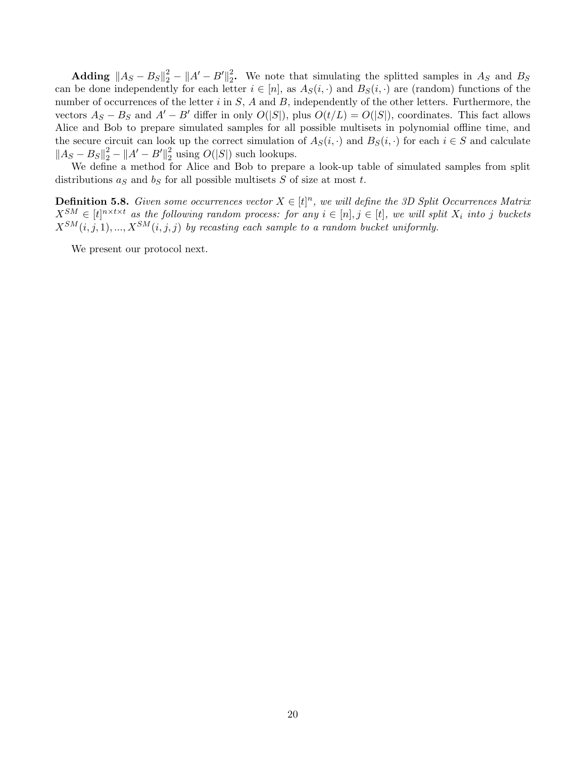**Adding $\|A_S - B_S\|_2^2 - \|A' - B'\|_2^2$.** We note that simulating the splitted samples in $A_S$ and $B_S$ can be done independently for each letter $i \in [n]$, as $A_S(i, \cdot)$ and $B_S(i, \cdot)$ are (random) functions of the number of occurrences of the letter $i$ in $S$, $A$ and $B$, independently of the other letters. Furthermore, the vectors $A_S - B_S$ and $A' - B'$ differ in only $O(|S|)$, plus $O(t/L) = O(|S|)$, coordinates. This fact allows Alice and Bob to prepare simulated samples for all possible multisets in polynomial offline time, and the secure circuit can look up the correct simulation of $A_S(i, \cdot)$ and $B_S(i, \cdot)$ for each $i \in S$ and calculate $\|A_S - B_S\|_2^2 - \|A' - B'\|_2^2$ using $O(|S|)$ such lookups.

We define a method for Alice and Bob to prepare a look-up table of simulated samples from split distributions $a_S$ and $b_S$ for all possible multisets $S$ of size at most $t$.

**Definition 5.8.** *Given some occurrences vector $X \in [t]^n$, we will define the 3D Split Occurrences Matrix $X^{SM} \in [t]^{n \times t \times t}$ as the following random process: for any $i \in [n], j \in [t]$, we will split $X_i$ into $j$ buckets $X^{SM}(i, j, 1), ..., X^{SM}(i, j, j)$ by recasting each sample to a random bucket uniformly.*

We present our protocol next.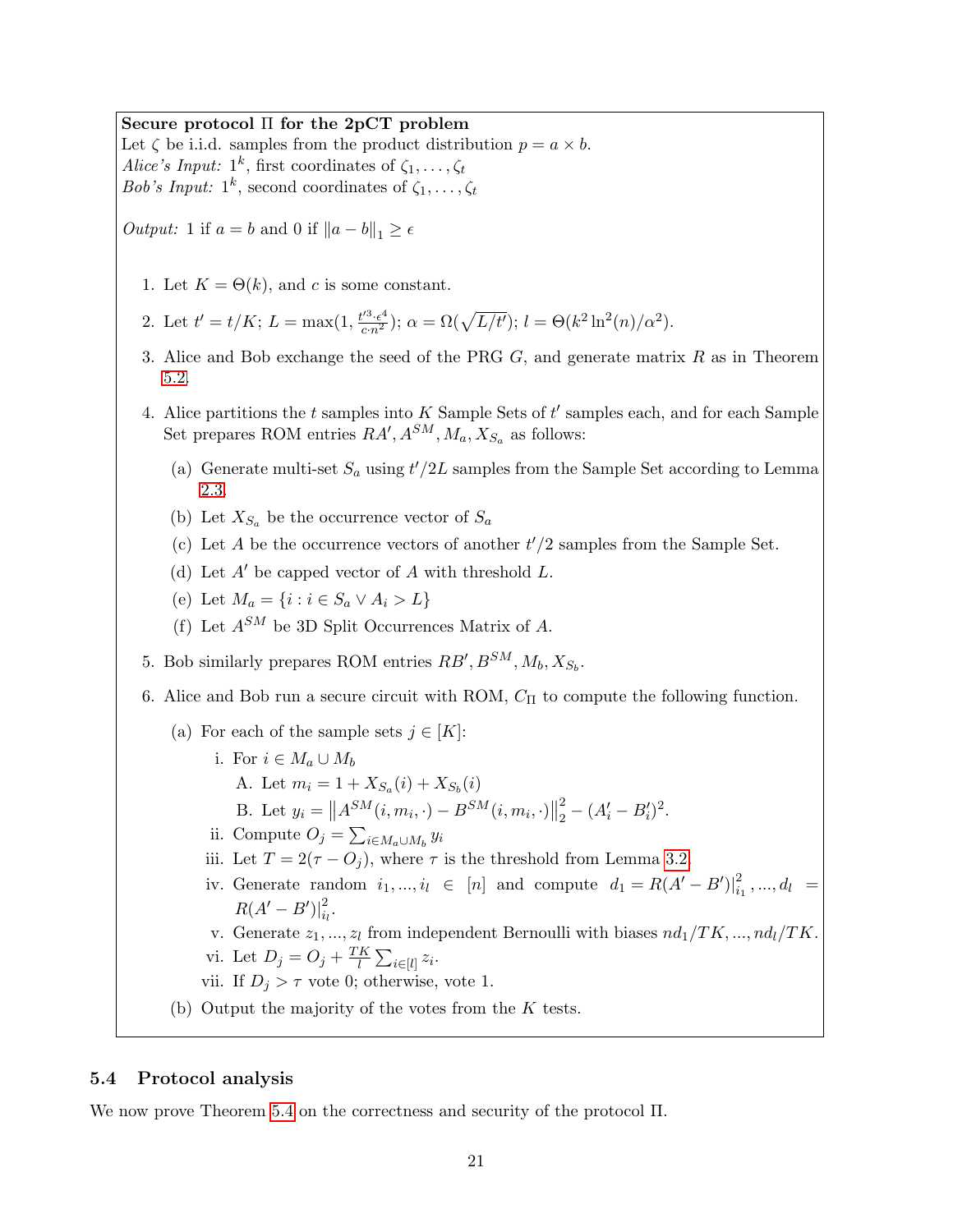**Secure protocol Π for the 2pCT problem**

Let $\zeta$ be i.i.d. samples from the product distribution $p = a \times b$.

*Alice's Input:* $1^k$, first coordinates of $\zeta_1, \ldots, \zeta_t$

*Bob's Input:* $1^k$, second coordinates of $\zeta_1, \ldots, \zeta_t$

*Output:* 1 if $a = b$ and 0 if $\|a - b\|_1 \geq \epsilon$

1. Let $K = \Theta(k)$, and $c$ is some constant.
2. Let $t' = t/K$; $L = \max(1, \frac{t'^3 \cdot \epsilon^4}{c \cdot n^2})$; $\alpha = \Omega(\sqrt{L/t'})$; $l = \Theta(k^2 \ln^2(n)/\alpha^2)$.
3. Alice and Bob exchange the seed of the PRG $G$, and generate matrix $R$ as in Theorem 5.2.
4. Alice partitions the $t$ samples into $K$ Sample Sets of $t'$ samples each, and for each Sample Set prepares ROM entries $RA', A^{SM}, M_a, X_{S_a}$ as follows:
   (a) Generate multi-set $S_a$ using $t'/2L$ samples from the Sample Set according to Lemma 2.3.
   (b) Let $X_{S_a}$ be the occurrence vector of $S_a$
   (c) Let $A$ be the occurrence vectors of another $t'/2$ samples from the Sample Set.
   (d) Let $A'$ be capped vector of $A$ with threshold $L$.
   (e) Let $M_a = \{i : i \in S_a \vee A_i > L\}$
   (f) Let $A^{SM}$ be 3D Split Occurrences Matrix of $A$.
5. Bob similarly prepares ROM entries $RB', B^{SM}, M_b, X_{S_b}$.
6. Alice and Bob run a secure circuit with ROM, $C_\Pi$ to compute the following function.
   (a) For each of the sample sets $j \in [K]$:
      i. For $i \in M_a \cup M_b$
         A. Let $m_i = 1 + X_{S_a}(i) + X_{S_b}(i)$
         B. Let $y_i = \left\|A^{SM}(i, m_i, \cdot) - B^{SM}(i, m_i, \cdot)\right\|_2^2 - (A'_i - B'_i)^2$.
      ii. Compute $O_j = \sum_{i \in M_a \cup M_b} y_i$
      iii. Let $T = 2(\tau - O_j)$, where $\tau$ is the threshold from Lemma 3.2.
      iv. Generate random $i_1, ..., i_l \in [n]$ and compute $d_1 = R(A' - B')|_{i_1}^2, ..., d_l = R(A' - B')|_{i_l}^2$.
      v. Generate $z_1, ..., z_l$ from independent Bernoulli with biases $nd_1/TK, ..., nd_l/TK$.
      vi. Let $D_j = O_j + \frac{TK}{l} \sum_{i \in [l]} z_i$.
      vii. If $D_j > \tau$ vote 0; otherwise, vote 1.
   (b) Output the majority of the votes from the $K$ tests.

### 5.4 Protocol analysis

We now prove Theorem 5.4 on the correctness and security of the protocol Π.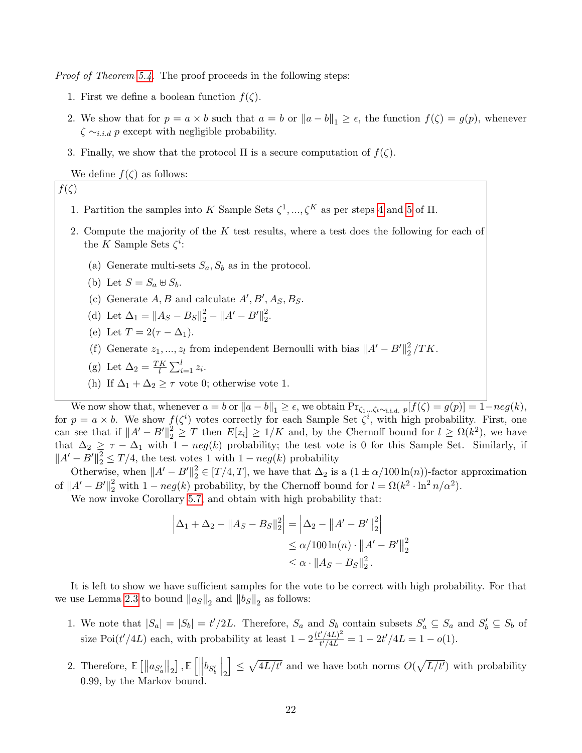*Proof of Theorem 5.4.* The proof proceeds in the following steps:

1. First we define a boolean function $f(\zeta)$.
2. We show that for $p = a \times b$ such that $a = b$ or $\|a - b\|_1 \geq \epsilon$, the function $f(\zeta) = g(p)$, whenever $\zeta \sim_{i.i.d} p$ except with negligible probability.
3. Finally, we show that the protocol $\Pi$ is a secure computation of $f(\zeta)$.

We define $f(\zeta)$ as follows:

> $f(\zeta)$
>
> 1. Partition the samples into $K$ Sample Sets $\zeta^1, ..., \zeta^K$ as per steps 4 and 5 of $\Pi$.
> 2. Compute the majority of the $K$ test results, where a test does the following for each of the $K$ Sample Sets $\zeta^i$:
>    (a) Generate multi-sets $S_a, S_b$ as in the protocol.
>    (b) Let $S = S_a \uplus S_b$.
>    (c) Generate $A, B$ and calculate $A', B', A_S, B_S$.
>    (d) Let $\Delta_1 = \|A_S - B_S\|_2^2 - \|A' - B'\|_2^2$.
>    (e) Let $T = 2(\tau - \Delta_1)$.
>    (f) Generate $z_1, ..., z_l$ from independent Bernoulli with bias $\|A' - B'\|_2^2 / TK$.
>    (g) Let $\Delta_2 = \frac{TK}{l} \sum_{i=1}^{l} z_i$.
>    (h) If $\Delta_1 + \Delta_2 \geq \tau$ vote 0; otherwise vote 1.

We now show that, whenever $a = b$ or $\|a - b\|_1 \geq \epsilon$, we obtain $\Pr_{\zeta_1 ... \zeta_t \sim_{\text{i.i.d.}} p}[f(\zeta) = g(p)] = 1 - neg(k)$, for $p = a \times b$. We show $f(\zeta^i)$ votes correctly for each Sample Set $\zeta^i$, with high probability. First, one can see that if $\|A' - B'\|_2^2 \geq T$ then $E[z_i] \geq 1/K$ and, by the Chernoff bound for $l \geq \Omega(k^2)$, we have that $\Delta_2 \geq \tau - \Delta_1$ with $1 - neg(k)$ probability; the test vote is 0 for this Sample Set. Similarly, if $\|A' - B'\|_2^2 \leq T/4$, the test votes 1 with $1 - neg(k)$ probability

Otherwise, when $\|A' - B'\|_2^2 \in [T/4, T]$, we have that $\Delta_2$ is a $(1 \pm \alpha/100 \ln(n))$-factor approximation of $\|A' - B'\|_2^2$ with $1 - neg(k)$ probability, by the Chernoff bound for $l = \Omega(k^2 \cdot \ln^2 n / \alpha^2)$.

We now invoke Corollary 5.7, and obtain with high probability that:

$$
\begin{aligned}
\left|\Delta_1 + \Delta_2 - \|A_S - B_S\|_2^2\right| &= \left|\Delta_2 - \left\|A' - B'\right\|_2^2\right| \\
&\leq \alpha/100 \ln(n) \cdot \left\|A' - B'\right\|_2^2 \\
&\leq \alpha \cdot \|A_S - B_S\|_2^2 .
\end{aligned}
$$

It is left to show we have sufficient samples for the vote to be correct with high probability. For that we use Lemma 2.3 to bound $\|a_S\|_2$ and $\|b_S\|_2$ as follows:

1. We note that $|S_a| = |S_b| = t'/2L$. Therefore, $S_a$ and $S_b$ contain subsets $S'_a \subseteq S_a$ and $S'_b \subseteq S_b$ of size $\text{Poi}(t'/4L)$ each, with probability at least $1 - 2\frac{(t'/4L)^2}{t'/4L} = 1 - 2t'/4L = 1 - o(1)$.
2. Therefore, $\mathbb{E}\left[\left\|a_{S'_a}\right\|_2\right], \mathbb{E}\left[\left\|b_{S'_b}\right\|_2\right] \leq \sqrt{4L/t'}$ and we have both norms $O(\sqrt{L/t'})$ with probability 0.99, by the Markov bound.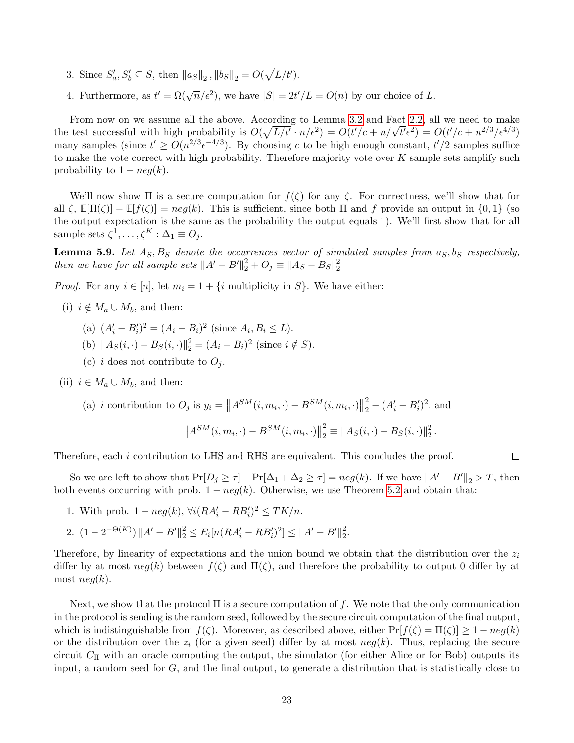3. Since $S'_a, S'_b \subseteq S$, then $\|a_S\|_2, \|b_S\|_2 = O(\sqrt{L/t'})$.
4. Furthermore, as $t' = \Omega(\sqrt{n}/\epsilon^2)$, we have $|S| = 2t'/L = O(n)$ by our choice of $L$.

From now on we assume all the above. According to Lemma 3.2 and Fact 2.2, all we need to make the test successful with high probability is $O(\sqrt{L/t'} \cdot n/\epsilon^2) = O(t'/c + n/\sqrt{t'}\epsilon^2) = O(t'/c + n^{2/3}/\epsilon^{4/3})$ many samples (since $t' \geq O(n^{2/3}\epsilon^{-4/3})$. By choosing $c$ to be high enough constant, $t'/2$ samples suffice to make the vote correct with high probability. Therefore majority vote over $K$ sample sets amplify such probability to $1 - neg(k)$.

We'll now show $\Pi$ is a secure computation for $f(\zeta)$ for any $\zeta$. For correctness, we'll show that for all $\zeta$, $\mathbb{E}[\Pi(\zeta)] - \mathbb{E}[f(\zeta)] = neg(k)$. This is sufficient, since both $\Pi$ and $f$ provide an output in $\{0, 1\}$ (so the output expectation is the same as the probability the output equals 1). We'll first show that for all sample sets $\zeta^1, \ldots, \zeta^K : \Delta_1 \equiv O_j$.

**Lemma 5.9.** *Let $A_S, B_S$ denote the occurrences vector of simulated samples from $a_S, b_S$ respectively, then we have for all sample sets $\|A' - B'\|_2^2 + O_j \equiv \|A_S - B_S\|_2^2$*

*Proof.* For any $i \in [n]$, let $m_i = 1 + \{i \text{ multiplicity in } S\}$. We have either:

(i) $i \notin M_a \cup M_b$, and then:

  (a) $(A'_i - B'_i)^2 = (A_i - B_i)^2$ (since $A_i, B_i \leq L$).

  (b) $\|A_S(i, \cdot) - B_S(i, \cdot)\|_2^2 = (A_i - B_i)^2$ (since $i \notin S$).

  (c) $i$ does not contribute to $O_j$.

(ii) $i \in M_a \cup M_b$, and then:

  (a) $i$ contribution to $O_j$ is $y_i = \left\|A^{SM}(i, m_i, \cdot) - B^{SM}(i, m_i, \cdot)\right\|_2^2 - (A'_i - B'_i)^2$, and

$$\left\|A^{SM}(i, m_i, \cdot) - B^{SM}(i, m_i, \cdot)\right\|_2^2 \equiv \|A_S(i, \cdot) - B_S(i, \cdot)\|_2^2.$$

Therefore, each $i$ contribution to LHS and RHS are equivalent. This concludes the proof. $\square$

So we are left to show that $\Pr[D_j \geq \tau] - \Pr[\Delta_1 + \Delta_2 \geq \tau] = neg(k)$. If we have $\|A' - B'\|_2 > T$, then both events occurring with prob. $1 - neg(k)$. Otherwise, we use Theorem 5.2 and obtain that:

1. With prob. $1 - neg(k)$, $\forall i (RA'_i - RB'_i)^2 \leq TK/n$.
2. $(1 - 2^{-\Theta(K)}) \|A' - B'\|_2^2 \leq E_i[n(RA'_i - RB'_i)^2] \leq \|A' - B'\|_2^2$.

Therefore, by linearity of expectations and the union bound we obtain that the distribution over the $z_i$ differ by at most $neg(k)$ between $f(\zeta)$ and $\Pi(\zeta)$, and therefore the probability to output 0 differ by at most $neg(k)$.

Next, we show that the protocol $\Pi$ is a secure computation of $f$. We note that the only communication in the protocol is sending is the random seed, followed by the secure circuit computation of the final output, which is indistinguishable from $f(\zeta)$. Moreover, as described above, either $\Pr[f(\zeta) = \Pi(\zeta)] \geq 1 - neg(k)$ or the distribution over the $z_i$ (for a given seed) differ by at most $neg(k)$. Thus, replacing the secure circuit $C_\Pi$ with an oracle computing the output, the simulator (for either Alice or for Bob) outputs its input, a random seed for $G$, and the final output, to generate a distribution that is statistically close to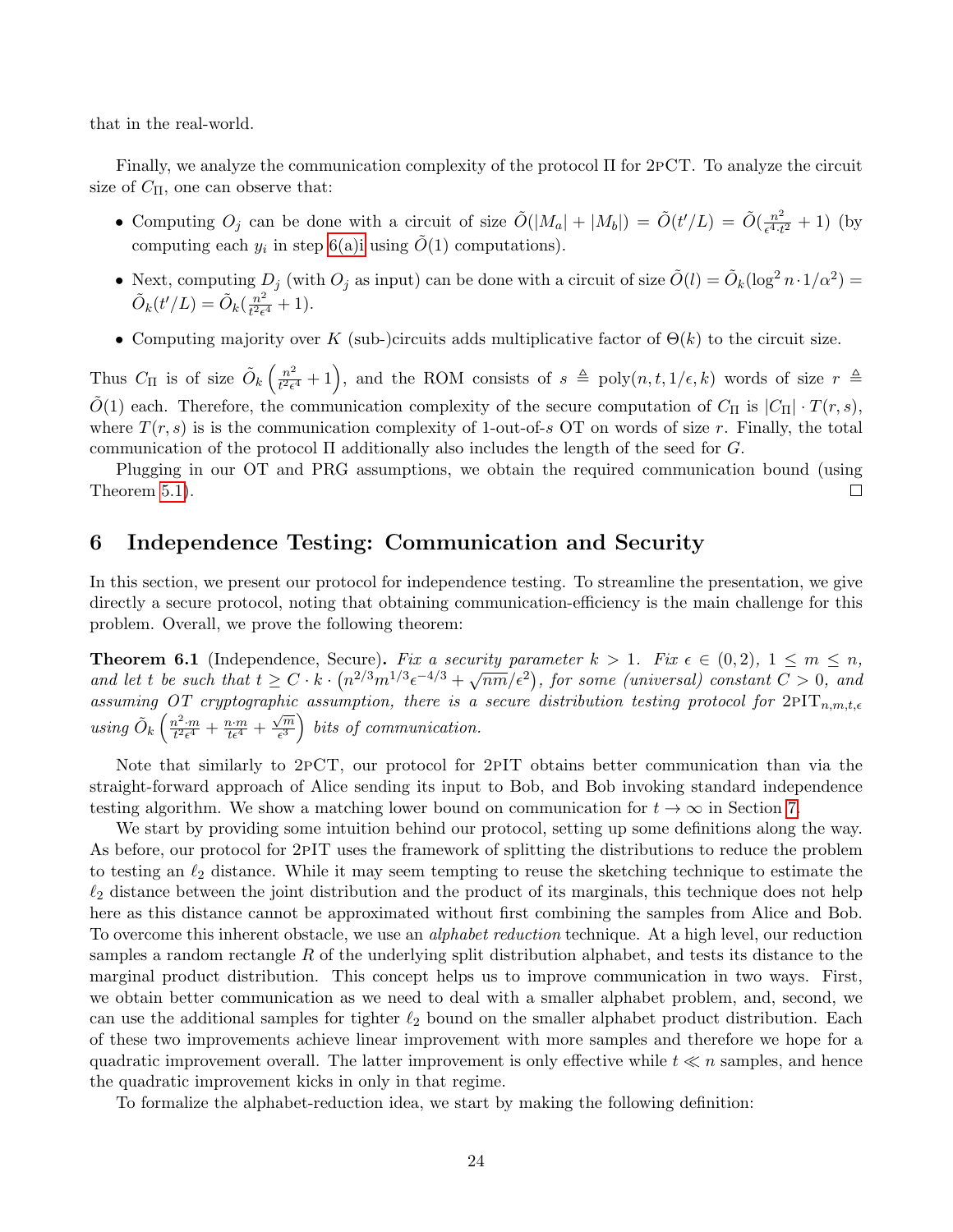that in the real-world.

Finally, we analyze the communication complexity of the protocol $\Pi$ for 2pCT. To analyze the circuit size of $C_\Pi$, one can observe that:

- Computing $O_j$ can be done with a circuit of size $\tilde{O}(|M_a| + |M_b|) = \tilde{O}(t'/L) = \tilde{O}(\frac{n^2}{\epsilon^4 \cdot t^2} + 1)$ (by computing each $y_i$ in step 6(a)i using $\tilde{O}(1)$ computations).
- Next, computing $D_j$ (with $O_j$ as input) can be done with a circuit of size $\tilde{O}(l) = \tilde{O}_k(\log^2 n \cdot 1/\alpha^2) = \tilde{O}_k(t'/L) = \tilde{O}_k(\frac{n^2}{t^2 \epsilon^4} + 1)$.
- Computing majority over $K$ (sub-)circuits adds multiplicative factor of $\Theta(k)$ to the circuit size.

Thus $C_\Pi$ is of size $\tilde{O}_k\left(\frac{n^2}{t^2\epsilon^4} + 1\right)$, and the ROM consists of $s \triangleq \text{poly}(n, t, 1/\epsilon, k)$ words of size $r \triangleq \tilde{O}(1)$ each. Therefore, the communication complexity of the secure computation of $C_\Pi$ is $|C_\Pi| \cdot T(r, s)$, where $T(r, s)$ is is the communication complexity of 1-out-of-$s$ OT on words of size $r$. Finally, the total communication of the protocol $\Pi$ additionally also includes the length of the seed for $G$.

Plugging in our OT and PRG assumptions, we obtain the required communication bound (using Theorem 5.1). □

# 6 Independence Testing: Communication and Security

In this section, we present our protocol for independence testing. To streamline the presentation, we give directly a secure protocol, noting that obtaining communication-efficiency is the main challenge for this problem. Overall, we prove the following theorem:

**Theorem 6.1** (Independence, Secure)**.** *Fix a security parameter $k > 1$. Fix $\epsilon \in (0, 2)$, $1 \leq m \leq n$, and let $t$ be such that $t \geq C \cdot k \cdot \left(n^{2/3} m^{1/3} \epsilon^{-4/3} + \sqrt{nm}/\epsilon^2\right)$, for some (universal) constant $C > 0$, and assuming OT cryptographic assumption, there is a secure distribution testing protocol for $2\text{PIT}_{n,m,t,\epsilon}$ using $\tilde{O}_k\left(\frac{n^2 \cdot m}{t^2 \epsilon^4} + \frac{n \cdot m}{t \epsilon^4} + \frac{\sqrt{m}}{\epsilon^3}\right)$ bits of communication.*

Note that similarly to 2pCT, our protocol for 2pIT obtains better communication than via the straight-forward approach of Alice sending its input to Bob, and Bob invoking standard independence testing algorithm. We show a matching lower bound on communication for $t \to \infty$ in Section 7.

We start by providing some intuition behind our protocol, setting up some definitions along the way. As before, our protocol for 2pIT uses the framework of splitting the distributions to reduce the problem to testing an $\ell_2$ distance. While it may seem tempting to reuse the sketching technique to estimate the $\ell_2$ distance between the joint distribution and the product of its marginals, this technique does not help here as this distance cannot be approximated without first combining the samples from Alice and Bob. To overcome this inherent obstacle, we use an *alphabet reduction* technique. At a high level, our reduction samples a random rectangle $R$ of the underlying split distribution alphabet, and tests its distance to the marginal product distribution. This concept helps us to improve communication in two ways. First, we obtain better communication as we need to deal with a smaller alphabet problem, and, second, we can use the additional samples for tighter $\ell_2$ bound on the smaller alphabet product distribution. Each of these two improvements achieve linear improvement with more samples and therefore we hope for a quadratic improvement overall. The latter improvement is only effective while $t \ll n$ samples, and hence the quadratic improvement kicks in only in that regime.

To formalize the alphabet-reduction idea, we start by making the following definition: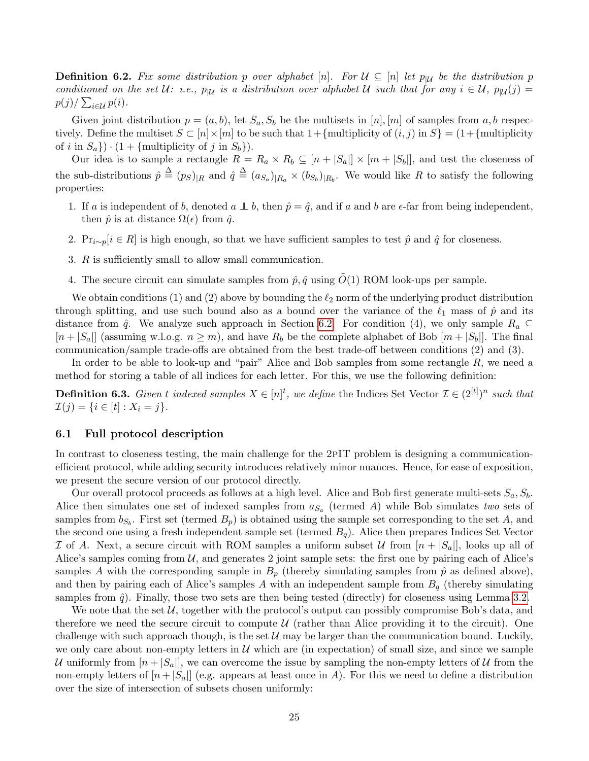**Definition 6.2.** *Fix some distribution $p$ over alphabet $[n]$. For $\mathcal{U} \subseteq [n]$ let $p_{|\mathcal{U}}$ be the distribution $p$ conditioned on the set $\mathcal{U}$: i.e., $p_{|\mathcal{U}}$ is a distribution over alphabet $\mathcal{U}$ such that for any $i \in \mathcal{U}$, $p_{|\mathcal{U}}(j) = p(j)/\sum_{i \in \mathcal{U}} p(i)$.*

Given joint distribution $p = (a, b)$, let $S_a, S_b$ be the multisets in $[n], [m]$ of samples from $a, b$ respectively. Define the multiset $S \subset [n] \times [m]$ to be such that $1 + \{\text{multiplicity of } (i, j) \text{ in } S\} = (1 + \{\text{multiplicity of } i \text{ in } S_a\}) \cdot (1 + \{\text{multiplicity of } j \text{ in } S_b\})$.

Our idea is to sample a rectangle $R = R_a \times R_b \subseteq [n + |S_a|] \times [m + |S_b|]$, and test the closeness of the sub-distributions $\hat{p} \triangleq (p_S)_{|R}$ and $\hat{q} \triangleq (a_{S_a})_{|R_a} \times (b_{S_b})_{|R_b}$. We would like $R$ to satisfy the following properties:

1. If $a$ is independent of $b$, denoted $a \perp\!\!\!\perp b$, then $\hat{p} = \hat{q}$, and if $a$ and $b$ are $\epsilon$-far from being independent, then $\hat{p}$ is at distance $\Omega(\epsilon)$ from $\hat{q}$.
2. $\Pr_{i \sim p}[i \in R]$ is high enough, so that we have sufficient samples to test $\hat{p}$ and $\hat{q}$ for closeness.
3. $R$ is sufficiently small to allow small communication.
4. The secure circuit can simulate samples from $\hat{p}, \hat{q}$ using $\tilde{O}(1)$ ROM look-ups per sample.

We obtain conditions (1) and (2) above by bounding the $\ell_2$ norm of the underlying product distribution through splitting, and use such bound also as a bound over the variance of the $\ell_1$ mass of $\hat{p}$ and its distance from $\hat{q}$. We analyze such approach in Section 6.2. For condition (4), we only sample $R_a \subseteq [n + |S_a|]$ (assuming w.l.o.g. $n \geq m$), and have $R_b$ be the complete alphabet of Bob $[m + |S_b|]$. The final communication/sample trade-offs are obtained from the best trade-off between conditions (2) and (3).

In order to be able to look-up and "pair" Alice and Bob samples from some rectangle $R$, we need a method for storing a table of all indices for each letter. For this, we use the following definition:

**Definition 6.3.** *Given $t$ indexed samples $X \in [n]^t$, we define* the Indices Set Vector *$\mathcal{I} \in (2^{[t]})^n$ such that $\mathcal{I}(j) = \{i \in [t] : X_i = j\}$.*

### 6.1 Full protocol description

In contrast to closeness testing, the main challenge for the 2PIT problem is designing a communication-efficient protocol, while adding security introduces relatively minor nuances. Hence, for ease of exposition, we present the secure version of our protocol directly.

Our overall protocol proceeds as follows at a high level. Alice and Bob first generate multi-sets $S_a, S_b$. Alice then simulates one set of indexed samples from $a_{S_a}$ (termed $A$) while Bob simulates *two* sets of samples from $b_{S_b}$. First set (termed $B_p$) is obtained using the sample set corresponding to the set $A$, and the second one using a fresh independent sample set (termed $B_q$). Alice then prepares Indices Set Vector $\mathcal{I}$ of $A$. Next, a secure circuit with ROM samples a uniform subset $\mathcal{U}$ from $[n + |S_a|]$, looks up all of Alice's samples coming from $\mathcal{U}$, and generates 2 joint sample sets: the first one by pairing each of Alice's samples $A$ with the corresponding sample in $B_p$ (thereby simulating samples from $\hat{p}$ as defined above), and then by pairing each of Alice's samples $A$ with an independent sample from $B_q$ (thereby simulating samples from $\hat{q}$). Finally, those two sets are then being tested (directly) for closeness using Lemma 3.2.

We note that the set $\mathcal{U}$, together with the protocol's output can possibly compromise Bob's data, and therefore we need the secure circuit to compute $\mathcal{U}$ (rather than Alice providing it to the circuit). One challenge with such approach though, is the set $\mathcal{U}$ may be larger than the communication bound. Luckily, we only care about non-empty letters in $\mathcal{U}$ which are (in expectation) of small size, and since we sample $\mathcal{U}$ uniformly from $[n + |S_a|]$, we can overcome the issue by sampling the non-empty letters of $\mathcal{U}$ from the non-empty letters of $[n + |S_a|]$ (e.g. appears at least once in $A$). For this we need to define a distribution over the size of intersection of subsets chosen uniformly: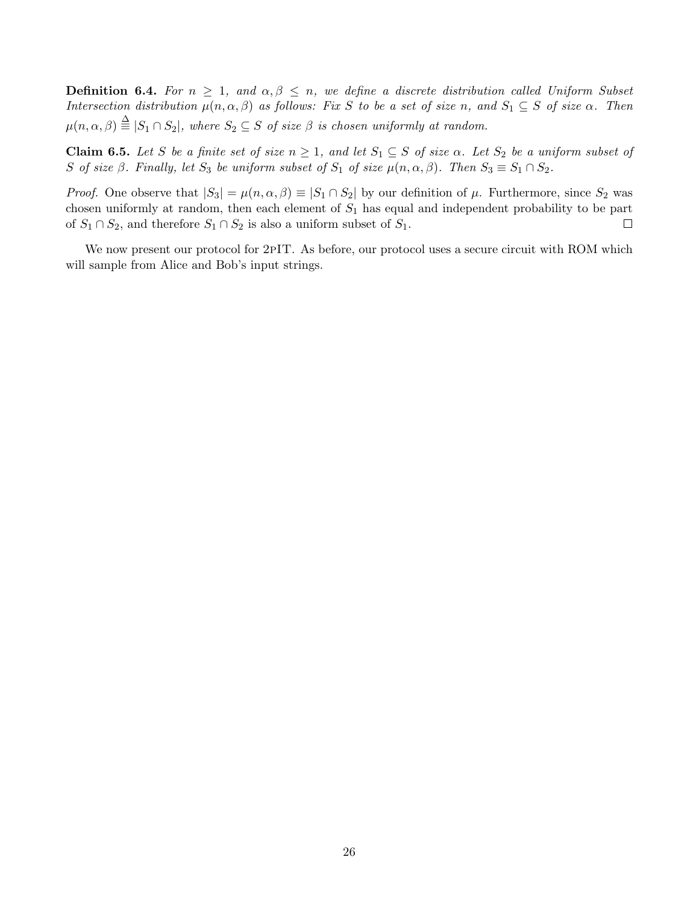**Definition 6.4.** *For $n \geq 1$, and $\alpha, \beta \leq n$, we define a discrete distribution called Uniform Subset Intersection distribution $\mu(n, \alpha, \beta)$ as follows: Fix $S$ to be a set of size $n$, and $S_1 \subseteq S$ of size $\alpha$. Then $\mu(n, \alpha, \beta) \stackrel{\Delta}{\equiv} |S_1 \cap S_2|$, where $S_2 \subseteq S$ of size $\beta$ is chosen uniformly at random.*

**Claim 6.5.** *Let $S$ be a finite set of size $n \geq 1$, and let $S_1 \subseteq S$ of size $\alpha$. Let $S_2$ be a uniform subset of $S$ of size $\beta$. Finally, let $S_3$ be uniform subset of $S_1$ of size $\mu(n, \alpha, \beta)$. Then $S_3 \equiv S_1 \cap S_2$.*

*Proof.* One observe that $|S_3| = \mu(n, \alpha, \beta) \equiv |S_1 \cap S_2|$ by our definition of $\mu$. Furthermore, since $S_2$ was chosen uniformly at random, then each element of $S_1$ has equal and independent probability to be part of $S_1 \cap S_2$, and therefore $S_1 \cap S_2$ is also a uniform subset of $S_1$. □

We now present our protocol for 2pIT. As before, our protocol uses a secure circuit with ROM which will sample from Alice and Bob's input strings.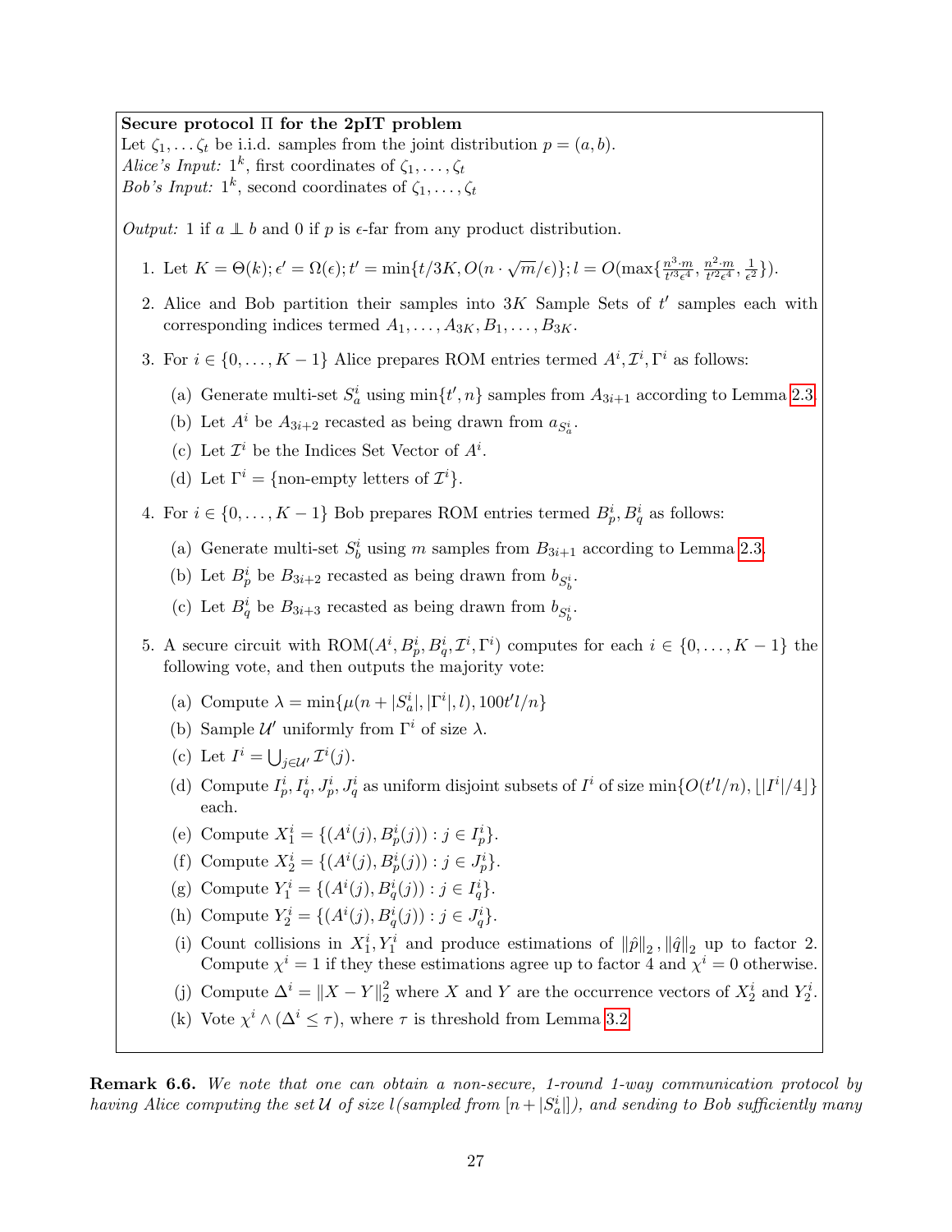**Secure protocol Π for the 2pIT problem**

Let $\zeta_1, \ldots \zeta_t$ be i.i.d. samples from the joint distribution $p = (a, b)$.

*Alice's Input:* $1^k$, first coordinates of $\zeta_1, \ldots, \zeta_t$

*Bob's Input:* $1^k$, second coordinates of $\zeta_1, \ldots, \zeta_t$

*Output:* 1 if $a \perp\!\!\!\perp b$ and 0 if $p$ is $\epsilon$-far from any product distribution.

1. Let $K = \Theta(k); \epsilon' = \Omega(\epsilon); t' = \min\{t/3K, O(n \cdot \sqrt{m}/\epsilon)\}; l = O(\max\{\frac{n^3 \cdot m}{t'^3 \epsilon^4}, \frac{n^2 \cdot m}{t'^2 \epsilon^4}, \frac{1}{\epsilon^2}\})$.
2. Alice and Bob partition their samples into $3K$ Sample Sets of $t'$ samples each with corresponding indices termed $A_1, \ldots, A_{3K}, B_1, \ldots, B_{3K}$.
3. For $i \in \{0, \ldots, K-1\}$ Alice prepares ROM entries termed $A^i, \mathcal{I}^i, \Gamma^i$ as follows:
   (a) Generate multi-set $S_a^i$ using $\min\{t', n\}$ samples from $A_{3i+1}$ according to Lemma 2.3.
   (b) Let $A^i$ be $A_{3i+2}$ recasted as being drawn from $a_{S_a^i}$.
   (c) Let $\mathcal{I}^i$ be the Indices Set Vector of $A^i$.
   (d) Let $\Gamma^i = \{\text{non-empty letters of } \mathcal{I}^i\}$.
4. For $i \in \{0, \ldots, K-1\}$ Bob prepares ROM entries termed $B_p^i, B_q^i$ as follows:
   (a) Generate multi-set $S_b^i$ using $m$ samples from $B_{3i+1}$ according to Lemma 2.3.
   (b) Let $B_p^i$ be $B_{3i+2}$ recasted as being drawn from $b_{S_b^i}$.
   (c) Let $B_q^i$ be $B_{3i+3}$ recasted as being drawn from $b_{S_b^i}$.
5. A secure circuit with ROM($A^i, B_p^i, B_q^i, \mathcal{I}^i, \Gamma^i$) computes for each $i \in \{0, \ldots, K-1\}$ the following vote, and then outputs the majority vote:
   (a) Compute $\lambda = \min\{\mu(n + |S_a^i|, |\Gamma^i|, l), 100t'l/n\}$
   (b) Sample $\mathcal{U}'$ uniformly from $\Gamma^i$ of size $\lambda$.
   (c) Let $I^i = \bigcup_{j \in \mathcal{U}'} \mathcal{I}^i(j)$.
   (d) Compute $I_p^i, I_q^i, J_p^i, J_q^i$ as uniform disjoint subsets of $I^i$ of size $\min\{O(t'l/n), \lfloor |I^i|/4 \rfloor\}$ each.
   (e) Compute $X_1^i = \{(A^i(j), B_p^i(j)) : j \in I_p^i\}$.
   (f) Compute $X_2^i = \{(A^i(j), B_p^i(j)) : j \in J_p^i\}$.
   (g) Compute $Y_1^i = \{(A^i(j), B_q^i(j)) : j \in I_q^i\}$.
   (h) Compute $Y_2^i = \{(A^i(j), B_q^i(j)) : j \in J_q^i\}$.
   (i) Count collisions in $X_1^i, Y_1^i$ and produce estimations of $\|\hat{p}\|_2, \|\hat{q}\|_2$ up to factor 2. Compute $\chi^i = 1$ if they these estimations agree up to factor 4 and $\chi^i = 0$ otherwise.
   (j) Compute $\Delta^i = \|X - Y\|_2^2$ where $X$ and $Y$ are the occurrence vectors of $X_2^i$ and $Y_2^i$.
   (k) Vote $\chi^i \wedge (\Delta^i \leq \tau)$, where $\tau$ is threshold from Lemma 3.2.

**Remark 6.6.** *We note that one can obtain a non-secure, 1-round 1-way communication protocol by having Alice computing the set $\mathcal{U}$ of size $l$ (sampled from $[n + |S_a^i|]$), and sending to Bob sufficiently many*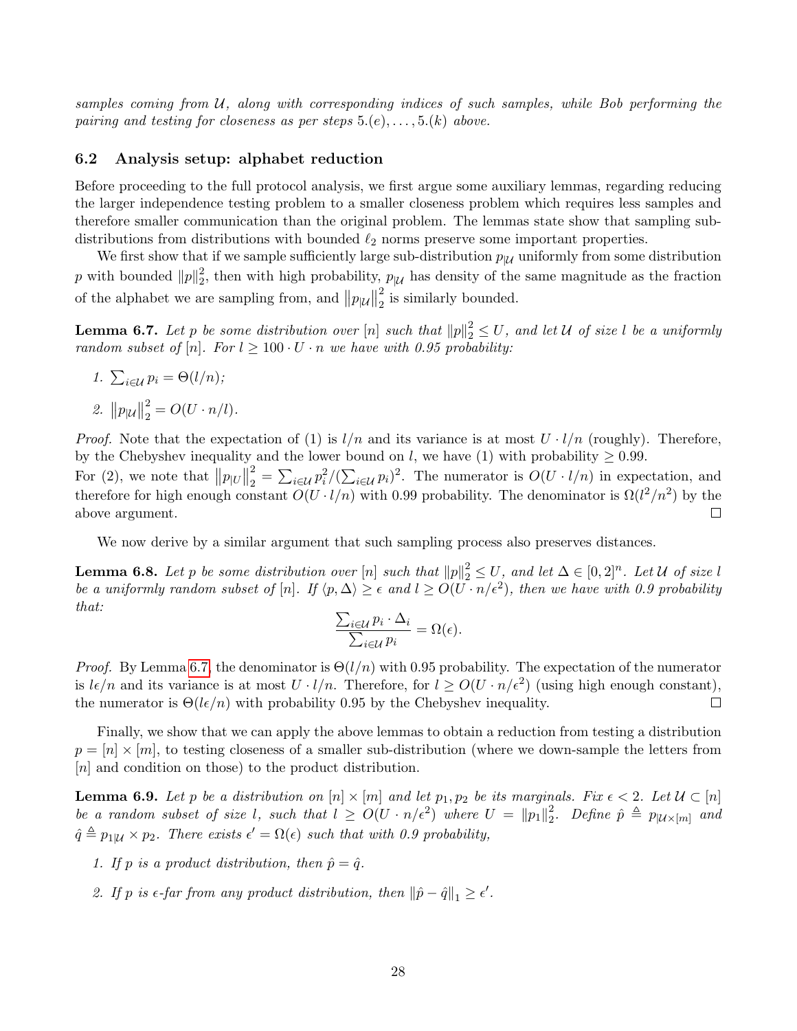*samples coming from $\mathcal{U}$, along with corresponding indices of such samples, while Bob performing the pairing and testing for closeness as per steps $5.(e), \dots, 5.(k)$ above.*

### 6.2 Analysis setup: alphabet reduction

Before proceeding to the full protocol analysis, we first argue some auxiliary lemmas, regarding reducing the larger independence testing problem to a smaller closeness problem which requires less samples and therefore smaller communication than the original problem. The lemmas state show that sampling sub-distributions from distributions with bounded $\ell_2$ norms preserve some important properties.

We first show that if we sample sufficiently large sub-distribution $p_{|\mathcal{U}}$ uniformly from some distribution $p$ with bounded $\|p\|_2^2$, then with high probability, $p_{|\mathcal{U}}$ has density of the same magnitude as the fraction of the alphabet we are sampling from, and $\left\|p_{|\mathcal{U}}\right\|_2^2$ is similarly bounded.

**Lemma 6.7.** *Let $p$ be some distribution over $[n]$ such that $\|p\|_2^2 \le U$, and let $\mathcal{U}$ of size $l$ be a uniformly random subset of $[n]$. For $l \ge 100 \cdot U \cdot n$ we have with 0.95 probability:*

1. $\sum_{i \in \mathcal{U}} p_i = \Theta(l/n)$;
2. $\left\|p_{|\mathcal{U}}\right\|_2^2 = O(U \cdot n/l)$.

*Proof.* Note that the expectation of (1) is $l/n$ and its variance is at most $U \cdot l/n$ (roughly). Therefore, by the Chebyshev inequality and the lower bound on $l$, we have (1) with probability $\ge 0.99$.
For (2), we note that $\left\|p_{|U}\right\|_2^2 = \sum_{i \in \mathcal{U}} p_i^2 / (\sum_{i \in \mathcal{U}} p_i)^2$. The numerator is $O(U \cdot l/n)$ in expectation, and therefore for high enough constant $O(U \cdot l/n)$ with 0.99 probability. The denominator is $\Omega(l^2/n^2)$ by the above argument. $\square$

We now derive by a similar argument that such sampling process also preserves distances.

**Lemma 6.8.** *Let $p$ be some distribution over $[n]$ such that $\|p\|_2^2 \le U$, and let $\Delta \in [0,2]^n$. Let $\mathcal{U}$ of size $l$ be a uniformly random subset of $[n]$. If $\langle p, \Delta \rangle \ge \epsilon$ and $l \ge O(U \cdot n/\epsilon^2)$, then we have with 0.9 probability that:*

$$\frac{\sum_{i \in \mathcal{U}} p_i \cdot \Delta_i}{\sum_{i \in \mathcal{U}} p_i} = \Omega(\epsilon).$$

*Proof.* By Lemma 6.7, the denominator is $\Theta(l/n)$ with 0.95 probability. The expectation of the numerator is $l\epsilon/n$ and its variance is at most $U \cdot l/n$. Therefore, for $l \ge O(U \cdot n/\epsilon^2)$ (using high enough constant), the numerator is $\Theta(l\epsilon/n)$ with probability 0.95 by the Chebyshev inequality. $\square$

Finally, we show that we can apply the above lemmas to obtain a reduction from testing a distribution $p = [n] \times [m]$, to testing closeness of a smaller sub-distribution (where we down-sample the letters from $[n]$ and condition on those) to the product distribution.

**Lemma 6.9.** *Let $p$ be a distribution on $[n] \times [m]$ and let $p_1, p_2$ be its marginals. Fix $\epsilon < 2$. Let $\mathcal{U} \subset [n]$ be a random subset of size $l$, such that $l \ge O(U \cdot n/\epsilon^2)$ where $U = \|p_1\|_2^2$. Define $\hat{p} \triangleq p_{|\mathcal{U} \times [m]}$ and $\hat{q} \triangleq p_{1|\mathcal{U}} \times p_2$. There exists $\epsilon' = \Omega(\epsilon)$ such that with 0.9 probability,*

1. *If $p$ is a product distribution, then $\hat{p} = \hat{q}$.*
2. *If $p$ is $\epsilon$-far from any product distribution, then $\|\hat{p} - \hat{q}\|_1 \ge \epsilon'$.*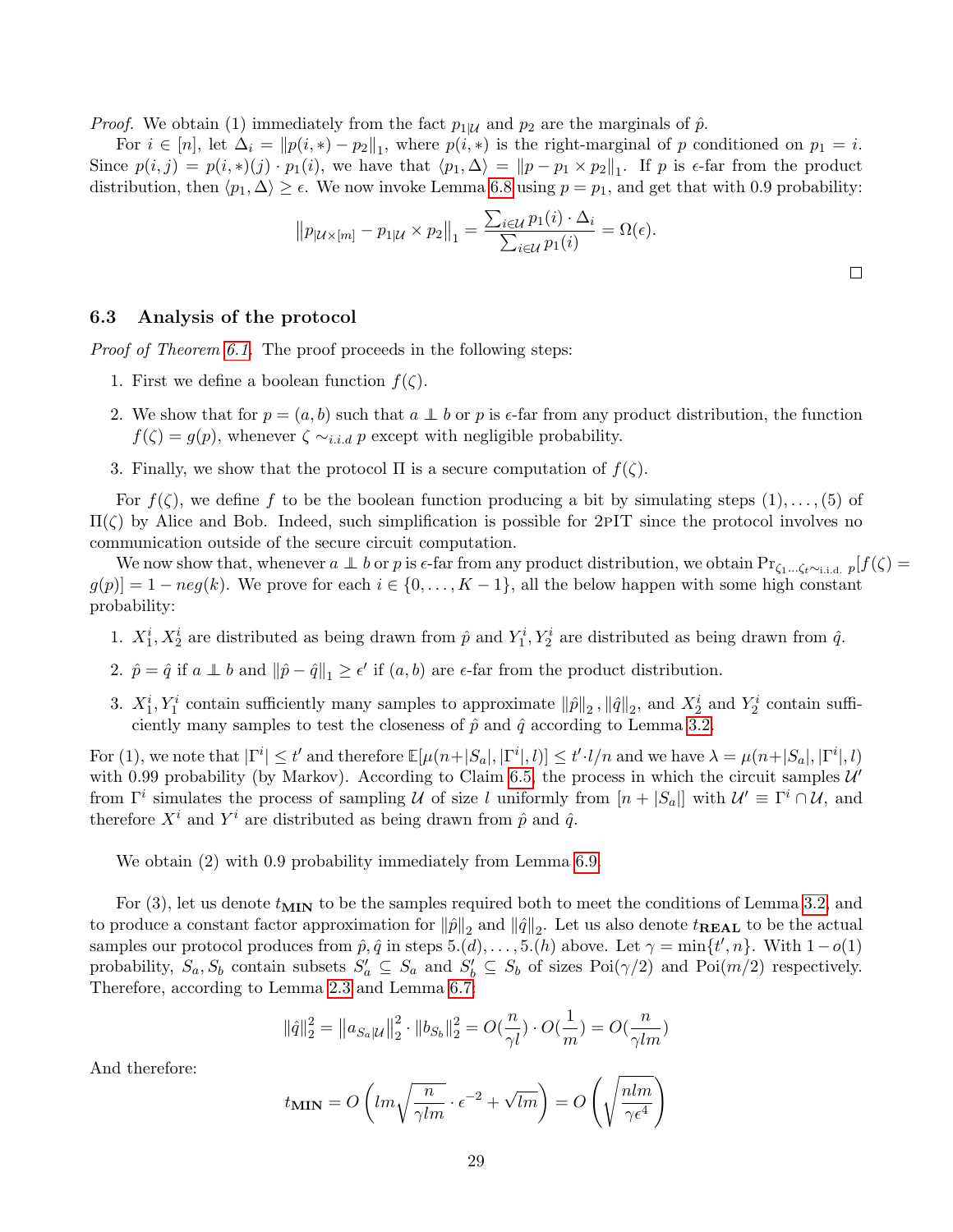*Proof.* We obtain (1) immediately from the fact $p_{1|\mathcal{U}}$ and $p_2$ are the marginals of $\hat{p}$.

For $i \in [n]$, let $\Delta_i = \|p(i,*) - p_2\|_1$, where $p(i,*)$ is the right-marginal of $p$ conditioned on $p_1 = i$. Since $p(i,j) = p(i,*)(j) \cdot p_1(i)$, we have that $\langle p_1, \Delta \rangle = \|p - p_1 \times p_2\|_1$. If $p$ is $\epsilon$-far from the product distribution, then $\langle p_1, \Delta \rangle \geq \epsilon$. We now invoke Lemma 6.8 using $p = p_1$, and get that with 0.9 probability:

$$\left\|p_{|\mathcal{U}\times[m]} - p_{1|\mathcal{U}} \times p_2\right\|_1 = \frac{\sum_{i\in\mathcal{U}} p_1(i) \cdot \Delta_i}{\sum_{i\in\mathcal{U}} p_1(i)} = \Omega(\epsilon).$$

□

### 6.3 Analysis of the protocol

*Proof of Theorem 6.1.* The proof proceeds in the following steps:

1. First we define a boolean function $f(\zeta)$.
2. We show that for $p = (a, b)$ such that $a \perp\!\!\!\perp b$ or $p$ is $\epsilon$-far from any product distribution, the function $f(\zeta) = g(p)$, whenever $\zeta \sim_{i.i.d} p$ except with negligible probability.
3. Finally, we show that the protocol $\Pi$ is a secure computation of $f(\zeta)$.

For $f(\zeta)$, we define $f$ to be the boolean function producing a bit by simulating steps $(1), \ldots, (5)$ of $\Pi(\zeta)$ by Alice and Bob. Indeed, such simplification is possible for 2PIT since the protocol involves no communication outside of the secure circuit computation.

We now show that, whenever $a \perp\!\!\!\perp b$ or $p$ is $\epsilon$-far from any product distribution, we obtain $\Pr_{\zeta_1 \ldots \zeta_t \sim_{\text{i.i.d.}} p}[f(\zeta) = g(p)] = 1 - neg(k)$. We prove for each $i \in \{0, \ldots, K-1\}$, all the below happen with some high constant probability:

1. $X_1^i, X_2^i$ are distributed as being drawn from $\hat{p}$ and $Y_1^i, Y_2^i$ are distributed as being drawn from $\hat{q}$.
2. $\hat{p} = \hat{q}$ if $a \perp\!\!\!\perp b$ and $\|\hat{p} - \hat{q}\|_1 \geq \epsilon'$ if $(a, b)$ are $\epsilon$-far from the product distribution.
3. $X_1^i, Y_1^i$ contain sufficiently many samples to approximate $\|\hat{p}\|_2, \|\hat{q}\|_2$, and $X_2^i$ and $Y_2^i$ contain sufficiently many samples to test the closeness of $\hat{p}$ and $\hat{q}$ according to Lemma 3.2.

For (1), we note that $|\Gamma^i| \leq t'$ and therefore $\mathbb{E}[\mu(n+|S_a|, |\Gamma^i|, l)] \leq t' \cdot l/n$ and we have $\lambda = \mu(n+|S_a|, |\Gamma^i|, l)$ with 0.99 probability (by Markov). According to Claim 6.5, the process in which the circuit samples $\mathcal{U}'$ from $\Gamma^i$ simulates the process of sampling $\mathcal{U}$ of size $l$ uniformly from $[n + |S_a|]$ with $\mathcal{U}' \equiv \Gamma^i \cap \mathcal{U}$, and therefore $X^i$ and $Y^i$ are distributed as being drawn from $\hat{p}$ and $\hat{q}$.

We obtain (2) with 0.9 probability immediately from Lemma 6.9.

For (3), let us denote $t_{\mathbf{MIN}}$ to be the samples required both to meet the conditions of Lemma 3.2, and to produce a constant factor approximation for $\|\hat{p}\|_2$ and $\|\hat{q}\|_2$. Let us also denote $t_{\mathbf{REAL}}$ to be the actual samples our protocol produces from $\hat{p}, \hat{q}$ in steps $5.(d), \ldots, 5.(h)$ above. Let $\gamma = \min\{t', n\}$. With $1 - o(1)$ probability, $S_a, S_b$ contain subsets $S'_a \subseteq S_a$ and $S'_b \subseteq S_b$ of sizes $\text{Poi}(\gamma/2)$ and $\text{Poi}(m/2)$ respectively. Therefore, according to Lemma 2.3 and Lemma 6.7:

$$\|\hat{q}\|_2^2 = \left\|a_{S_a|\mathcal{U}}\right\|_2^2 \cdot \|b_{S_b}\|_2^2 = O(\frac{n}{\gamma l}) \cdot O(\frac{1}{m}) = O(\frac{n}{\gamma lm})$$

And therefore:

$$t_{\mathbf{MIN}} = O\left(lm\sqrt{\frac{n}{\gamma lm}} \cdot \epsilon^{-2} + \sqrt{lm}\right) = O\left(\sqrt{\frac{nlm}{\gamma\epsilon^4}}\right)$$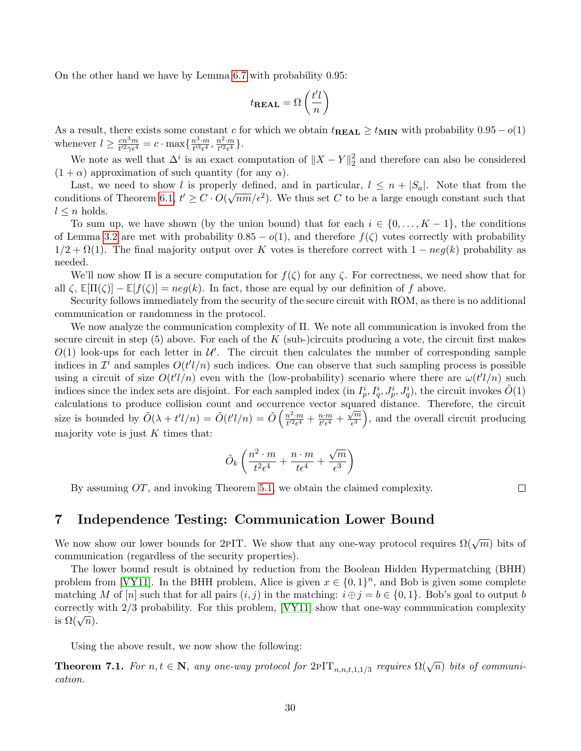On the other hand we have by Lemma 6.7 with probability 0.95:

$$t_{\mathbf{REAL}} = \Omega\left(\frac{t'l}{n}\right)$$

As a result, there exists some constant $c$ for which we obtain $t_{\mathbf{REAL}} \geq t_{\mathbf{MIN}}$ with probability $0.95 - o(1)$ whenever $l \geq \frac{cn^3 m}{t'^2 \gamma \epsilon^4} = c \cdot \max\{\frac{n^3 \cdot m}{t'^3 \epsilon^4}, \frac{n^2 \cdot m}{t'^2 \epsilon^4}\}$.

We note as well that $\Delta^i$ is an exact computation of $\|X - Y\|_2^2$ and therefore can also be considered $(1+\alpha)$ approximation of such quantity (for any $\alpha$).

Last, we need to show $l$ is properly defined, and in particular, $l \leq n + |S_a|$. Note that from the conditions of Theorem 6.1, $t' \geq C \cdot O(\sqrt{nm}/\epsilon^2)$. We thus set $C$ to be a large enough constant such that $l \leq n$ holds.

To sum up, we have shown (by the union bound) that for each $i \in \{0, \ldots, K-1\}$, the conditions of Lemma 3.2 are met with probability $0.85 - o(1)$, and therefore $f(\zeta)$ votes correctly with probability $1/2 + \Omega(1)$. The final majority output over $K$ votes is therefore correct with $1 - neg(k)$ probability as needed.

We'll now show $\Pi$ is a secure computation for $f(\zeta)$ for any $\zeta$. For correctness, we need show that for all $\zeta$, $\mathbb{E}[\Pi(\zeta)] - \mathbb{E}[f(\zeta)] = neg(k)$. In fact, those are equal by our definition of $f$ above.

Security follows immediately from the security of the secure circuit with ROM, as there is no additional communication or randomness in the protocol.

We now analyze the communication complexity of $\Pi$. We note all communication is invoked from the secure circuit in step (5) above. For each of the $K$ (sub-)circuits producing a vote, the circuit first makes $O(1)$ look-ups for each letter in $\mathcal{U}'$. The circuit then calculates the number of corresponding sample indices in $\mathcal{I}^i$ and samples $O(t'l/n)$ such indices. One can observe that such sampling process is possible using a circuit of size $O(t'l/n)$ even with the (low-probability) scenario where there are $\omega(t'l/n)$ such indices since the index sets are disjoint. For each sampled index (in $I_p^i, I_q^i, J_p^i, J_q^i$), the circuit invokes $\tilde{O}(1)$ calculations to produce collision count and occurrence vector squared distance. Therefore, the circuit size is bounded by $\tilde{O}(\lambda + t'l/n) = \tilde{O}(t'l/n) = \tilde{O}\left(\frac{n^2 \cdot m}{t'^2 \epsilon^4} + \frac{n \cdot m}{t' \epsilon^4} + \frac{\sqrt{m}}{\epsilon^3}\right)$, and the overall circuit producing majority vote is just $K$ times that:

$$\tilde{O}_k\left(\frac{n^2 \cdot m}{t^2 \epsilon^4} + \frac{n \cdot m}{t \epsilon^4} + \frac{\sqrt{m}}{\epsilon^3}\right)$$

By assuming $OT$, and invoking Theorem 5.1, we obtain the claimed complexity. □

# 7 Independence Testing: Communication Lower Bound

We now show our lower bounds for 2PIT. We show that any one-way protocol requires $\Omega(\sqrt{m})$ bits of communication (regardless of the security properties).

The lower bound result is obtained by reduction from the Boolean Hidden Hypermatching (BHH) problem from [VY11]. In the BHH problem, Alice is given $x \in \{0,1\}^n$, and Bob is given some complete matching $M$ of $[n]$ such that for all pairs $(i,j)$ in the matching: $i \oplus j = b \in \{0,1\}$. Bob's goal to output $b$ correctly with 2/3 probability. For this problem, [VY11] show that one-way communication complexity is $\Omega(\sqrt{n})$.

Using the above result, we now show the following:

**Theorem 7.1.** *For $n, t \in \mathbf{N}$, any one-way protocol for $2\text{PIT}_{n,n,t,1,1/3}$ requires $\Omega(\sqrt{n})$ bits of communication.*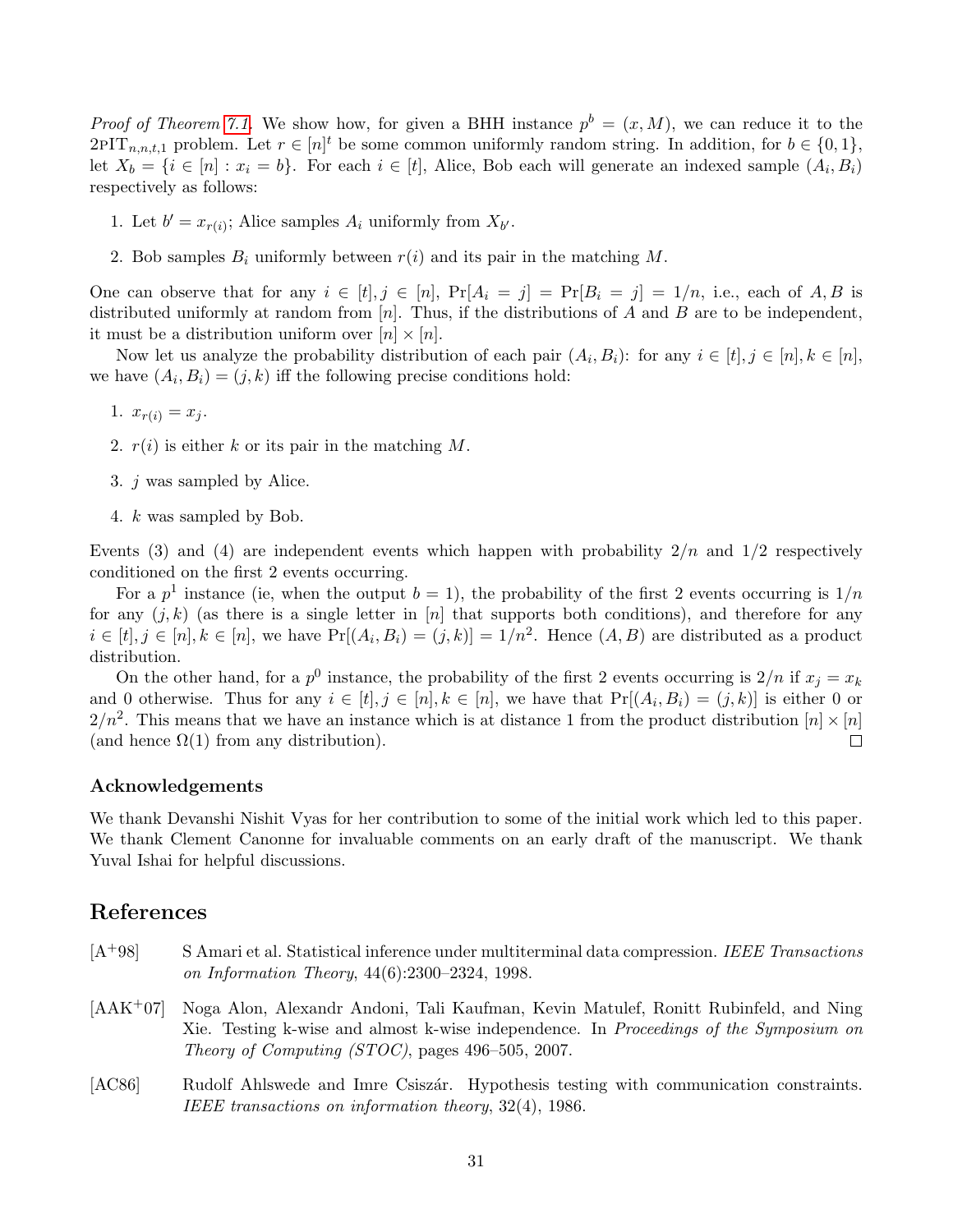*Proof of Theorem 7.1.* We show how, for given a BHH instance $p^b = (x, M)$, we can reduce it to the $2\text{PIT}_{n,n,t,1}$ problem. Let $r \in [n]^t$ be some common uniformly random string. In addition, for $b \in \{0,1\}$, let $X_b = \{i \in [n] : x_i = b\}$. For each $i \in [t]$, Alice, Bob each will generate an indexed sample $(A_i, B_i)$ respectively as follows:

1. Let $b' = x_{r(i)}$; Alice samples $A_i$ uniformly from $X_{b'}$.
2. Bob samples $B_i$ uniformly between $r(i)$ and its pair in the matching $M$.

One can observe that for any $i \in [t], j \in [n]$, $\Pr[A_i = j] = \Pr[B_i = j] = 1/n$, i.e., each of $A, B$ is distributed uniformly at random from $[n]$. Thus, if the distributions of $A$ and $B$ are to be independent, it must be a distribution uniform over $[n] \times [n]$.

Now let us analyze the probability distribution of each pair $(A_i, B_i)$: for any $i \in [t], j \in [n], k \in [n]$, we have $(A_i, B_i) = (j, k)$ iff the following precise conditions hold:

1. $x_{r(i)} = x_j$.
2. $r(i)$ is either $k$ or its pair in the matching $M$.
3. $j$ was sampled by Alice.
4. $k$ was sampled by Bob.

Events (3) and (4) are independent events which happen with probability $2/n$ and $1/2$ respectively conditioned on the first 2 events occurring.

For a $p^1$ instance (ie, when the output $b = 1$), the probability of the first 2 events occurring is $1/n$ for any $(j, k)$ (as there is a single letter in $[n]$ that supports both conditions), and therefore for any $i \in [t], j \in [n], k \in [n]$, we have $\Pr[(A_i, B_i) = (j, k)] = 1/n^2$. Hence $(A, B)$ are distributed as a product distribution.

On the other hand, for a $p^0$ instance, the probability of the first 2 events occurring is $2/n$ if $x_j = x_k$ and 0 otherwise. Thus for any $i \in [t], j \in [n], k \in [n]$, we have that $\Pr[(A_i, B_i) = (j, k)]$ is either 0 or $2/n^2$. This means that we have an instance which is at distance 1 from the product distribution $[n] \times [n]$ (and hence $\Omega(1)$ from any distribution). $\square$

## Acknowledgements

We thank Devanshi Nishit Vyas for her contribution to some of the initial work which led to this paper. We thank Clement Canonne for invaluable comments on an early draft of the manuscript. We thank Yuval Ishai for helpful discussions.

## References

[A+98] S Amari et al. Statistical inference under multiterminal data compression. *IEEE Transactions on Information Theory*, 44(6):2300–2324, 1998.

[AAK+07] Noga Alon, Alexandr Andoni, Tali Kaufman, Kevin Matulef, Ronitt Rubinfeld, and Ning Xie. Testing k-wise and almost k-wise independence. In *Proceedings of the Symposium on Theory of Computing (STOC)*, pages 496–505, 2007.

[AC86] Rudolf Ahlswede and Imre Csiszár. Hypothesis testing with communication constraints. *IEEE transactions on information theory*, 32(4), 1986.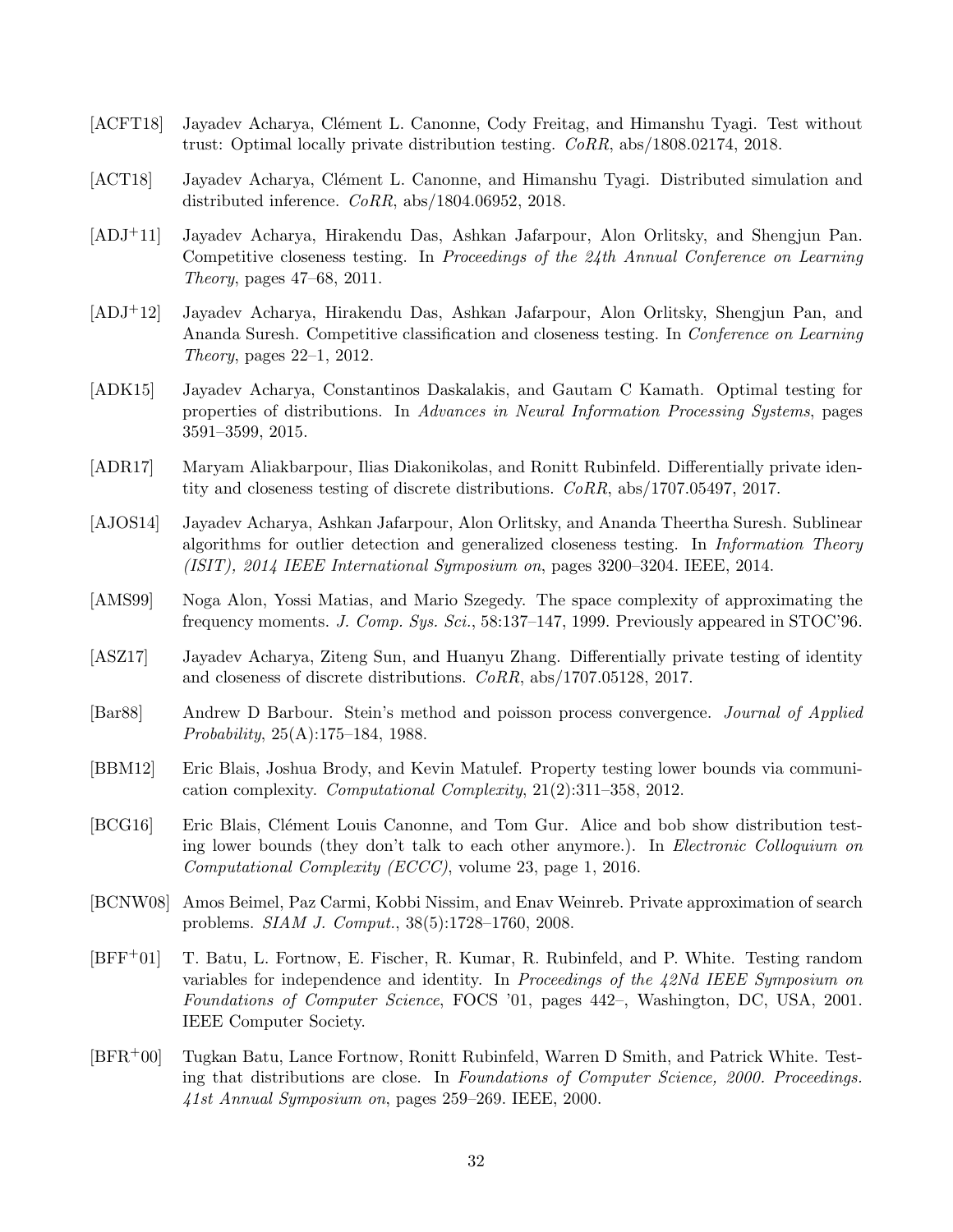[ACFT18] Jayadev Acharya, Clément L. Canonne, Cody Freitag, and Himanshu Tyagi. Test without trust: Optimal locally private distribution testing. *CoRR*, abs/1808.02174, 2018.

[ACT18] Jayadev Acharya, Clément L. Canonne, and Himanshu Tyagi. Distributed simulation and distributed inference. *CoRR*, abs/1804.06952, 2018.

[ADJ+11] Jayadev Acharya, Hirakendu Das, Ashkan Jafarpour, Alon Orlitsky, and Shengjun Pan. Competitive closeness testing. In *Proceedings of the 24th Annual Conference on Learning Theory*, pages 47–68, 2011.

[ADJ+12] Jayadev Acharya, Hirakendu Das, Ashkan Jafarpour, Alon Orlitsky, Shengjun Pan, and Ananda Suresh. Competitive classification and closeness testing. In *Conference on Learning Theory*, pages 22–1, 2012.

[ADK15] Jayadev Acharya, Constantinos Daskalakis, and Gautam C Kamath. Optimal testing for properties of distributions. In *Advances in Neural Information Processing Systems*, pages 3591–3599, 2015.

[ADR17] Maryam Aliakbarpour, Ilias Diakonikolas, and Ronitt Rubinfeld. Differentially private identity and closeness testing of discrete distributions. *CoRR*, abs/1707.05497, 2017.

[AJOS14] Jayadev Acharya, Ashkan Jafarpour, Alon Orlitsky, and Ananda Theertha Suresh. Sublinear algorithms for outlier detection and generalized closeness testing. In *Information Theory (ISIT), 2014 IEEE International Symposium on*, pages 3200–3204. IEEE, 2014.

[AMS99] Noga Alon, Yossi Matias, and Mario Szegedy. The space complexity of approximating the frequency moments. *J. Comp. Sys. Sci.*, 58:137–147, 1999. Previously appeared in STOC'96.

[ASZ17] Jayadev Acharya, Ziteng Sun, and Huanyu Zhang. Differentially private testing of identity and closeness of discrete distributions. *CoRR*, abs/1707.05128, 2017.

[Bar88] Andrew D Barbour. Stein's method and poisson process convergence. *Journal of Applied Probability*, 25(A):175–184, 1988.

[BBM12] Eric Blais, Joshua Brody, and Kevin Matulef. Property testing lower bounds via communication complexity. *Computational Complexity*, 21(2):311–358, 2012.

[BCG16] Eric Blais, Clément Louis Canonne, and Tom Gur. Alice and bob show distribution testing lower bounds (they don't talk to each other anymore.). In *Electronic Colloquium on Computational Complexity (ECCC)*, volume 23, page 1, 2016.

[BCNW08] Amos Beimel, Paz Carmi, Kobbi Nissim, and Enav Weinreb. Private approximation of search problems. *SIAM J. Comput.*, 38(5):1728–1760, 2008.

[BFF+01] T. Batu, L. Fortnow, E. Fischer, R. Kumar, R. Rubinfeld, and P. White. Testing random variables for independence and identity. In *Proceedings of the 42Nd IEEE Symposium on Foundations of Computer Science*, FOCS '01, pages 442–, Washington, DC, USA, 2001. IEEE Computer Society.

[BFR+00] Tugkan Batu, Lance Fortnow, Ronitt Rubinfeld, Warren D Smith, and Patrick White. Testing that distributions are close. In *Foundations of Computer Science, 2000. Proceedings. 41st Annual Symposium on*, pages 259–269. IEEE, 2000.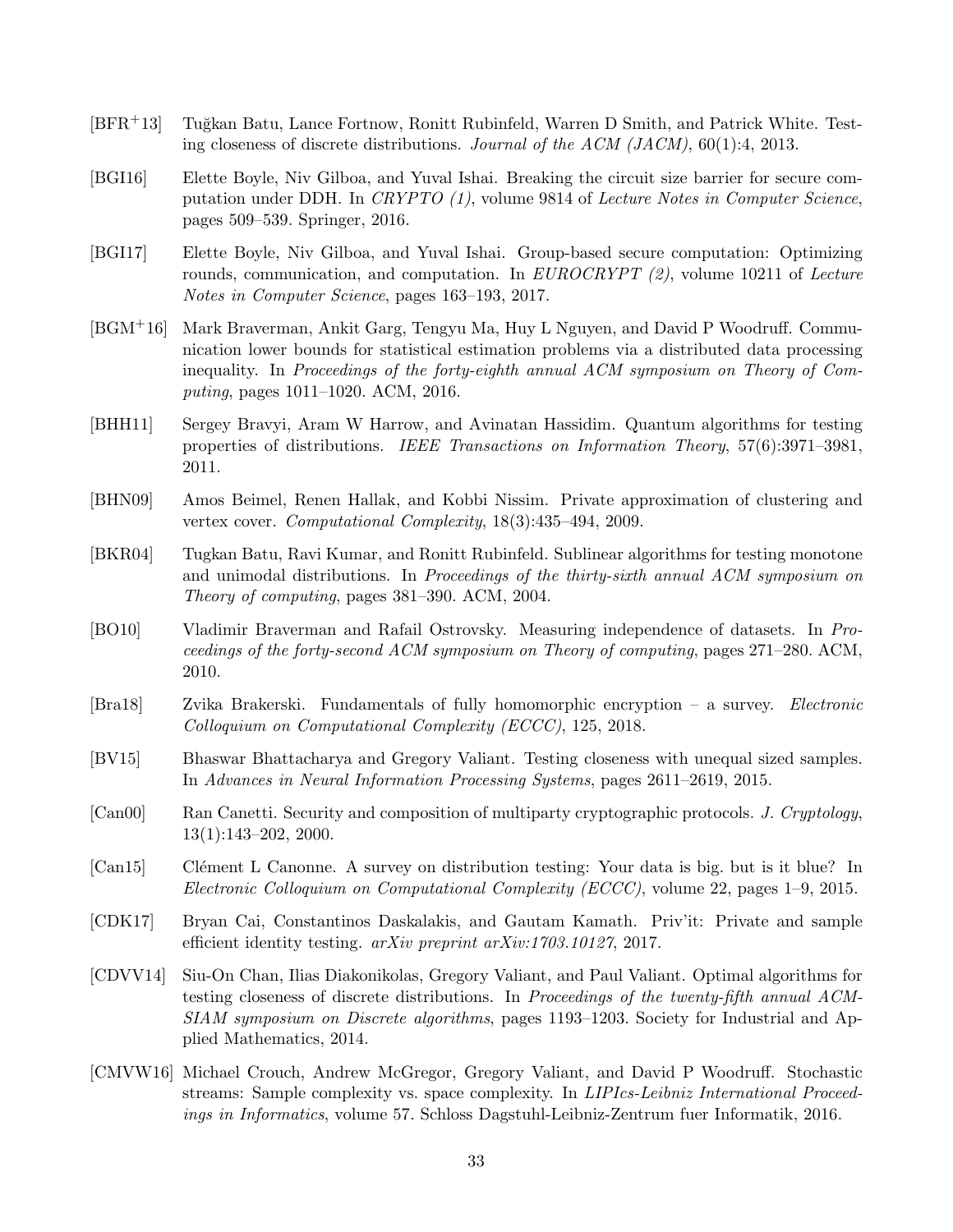[BFR+13] Tuğkan Batu, Lance Fortnow, Ronitt Rubinfeld, Warren D Smith, and Patrick White. Testing closeness of discrete distributions. *Journal of the ACM (JACM)*, 60(1):4, 2013.

[BGI16] Elette Boyle, Niv Gilboa, and Yuval Ishai. Breaking the circuit size barrier for secure computation under DDH. In *CRYPTO (1)*, volume 9814 of *Lecture Notes in Computer Science*, pages 509–539. Springer, 2016.

[BGI17] Elette Boyle, Niv Gilboa, and Yuval Ishai. Group-based secure computation: Optimizing rounds, communication, and computation. In *EUROCRYPT (2)*, volume 10211 of *Lecture Notes in Computer Science*, pages 163–193, 2017.

[BGM+16] Mark Braverman, Ankit Garg, Tengyu Ma, Huy L Nguyen, and David P Woodruff. Communication lower bounds for statistical estimation problems via a distributed data processing inequality. In *Proceedings of the forty-eighth annual ACM symposium on Theory of Computing*, pages 1011–1020. ACM, 2016.

[BHH11] Sergey Bravyi, Aram W Harrow, and Avinatan Hassidim. Quantum algorithms for testing properties of distributions. *IEEE Transactions on Information Theory*, 57(6):3971–3981, 2011.

[BHN09] Amos Beimel, Renen Hallak, and Kobbi Nissim. Private approximation of clustering and vertex cover. *Computational Complexity*, 18(3):435–494, 2009.

[BKR04] Tugkan Batu, Ravi Kumar, and Ronitt Rubinfeld. Sublinear algorithms for testing monotone and unimodal distributions. In *Proceedings of the thirty-sixth annual ACM symposium on Theory of computing*, pages 381–390. ACM, 2004.

[BO10] Vladimir Braverman and Rafail Ostrovsky. Measuring independence of datasets. In *Proceedings of the forty-second ACM symposium on Theory of computing*, pages 271–280. ACM, 2010.

[Bra18] Zvika Brakerski. Fundamentals of fully homomorphic encryption – a survey. *Electronic Colloquium on Computational Complexity (ECCC)*, 125, 2018.

[BV15] Bhaswar Bhattacharya and Gregory Valiant. Testing closeness with unequal sized samples. In *Advances in Neural Information Processing Systems*, pages 2611–2619, 2015.

[Can00] Ran Canetti. Security and composition of multiparty cryptographic protocols. *J. Cryptology*, 13(1):143–202, 2000.

[Can15] Clément L Canonne. A survey on distribution testing: Your data is big. but is it blue? In *Electronic Colloquium on Computational Complexity (ECCC)*, volume 22, pages 1–9, 2015.

[CDK17] Bryan Cai, Constantinos Daskalakis, and Gautam Kamath. Priv'it: Private and sample efficient identity testing. *arXiv preprint arXiv:1703.10127*, 2017.

[CDVV14] Siu-On Chan, Ilias Diakonikolas, Gregory Valiant, and Paul Valiant. Optimal algorithms for testing closeness of discrete distributions. In *Proceedings of the twenty-fifth annual ACM-SIAM symposium on Discrete algorithms*, pages 1193–1203. Society for Industrial and Applied Mathematics, 2014.

[CMVW16] Michael Crouch, Andrew McGregor, Gregory Valiant, and David P Woodruff. Stochastic streams: Sample complexity vs. space complexity. In *LIPIcs-Leibniz International Proceedings in Informatics*, volume 57. Schloss Dagstuhl-Leibniz-Zentrum fuer Informatik, 2016.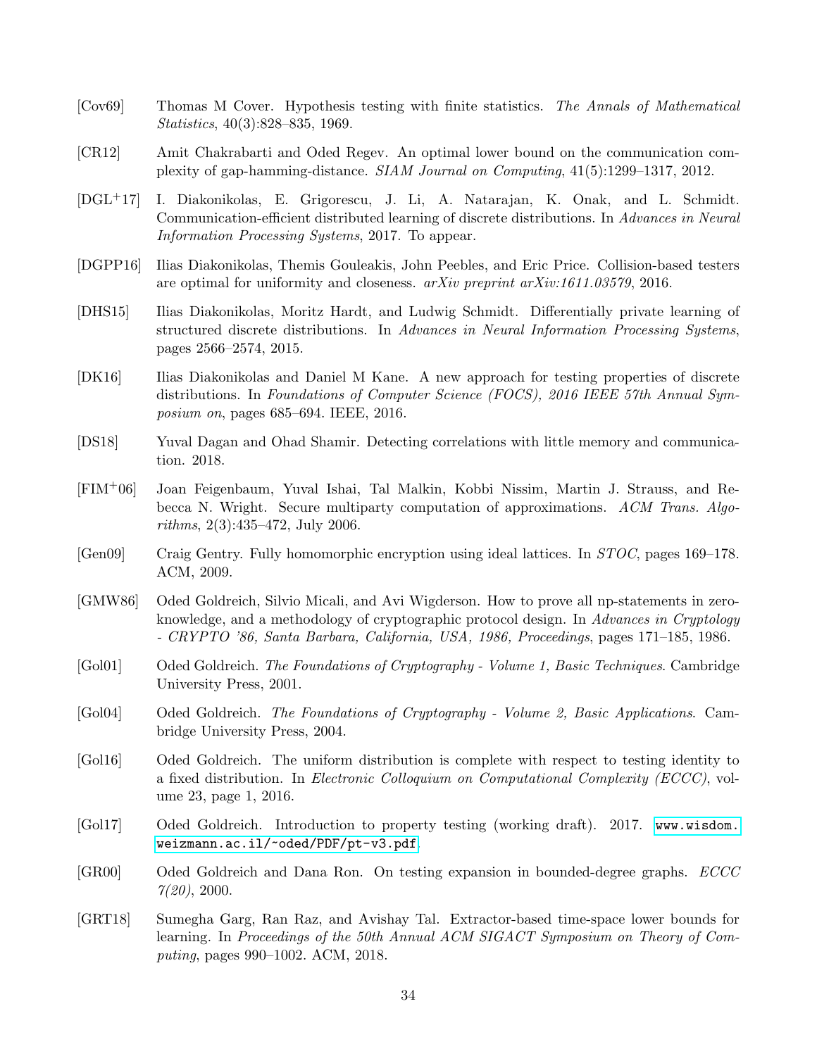[Cov69] Thomas M Cover. Hypothesis testing with finite statistics. *The Annals of Mathematical Statistics*, 40(3):828–835, 1969.

[CR12] Amit Chakrabarti and Oded Regev. An optimal lower bound on the communication complexity of gap-hamming-distance. *SIAM Journal on Computing*, 41(5):1299–1317, 2012.

[DGL+17] I. Diakonikolas, E. Grigorescu, J. Li, A. Natarajan, K. Onak, and L. Schmidt. Communication-efficient distributed learning of discrete distributions. In *Advances in Neural Information Processing Systems*, 2017. To appear.

[DGPP16] Ilias Diakonikolas, Themis Gouleakis, John Peebles, and Eric Price. Collision-based testers are optimal for uniformity and closeness. *arXiv preprint arXiv:1611.03579*, 2016.

[DHS15] Ilias Diakonikolas, Moritz Hardt, and Ludwig Schmidt. Differentially private learning of structured discrete distributions. In *Advances in Neural Information Processing Systems*, pages 2566–2574, 2015.

[DK16] Ilias Diakonikolas and Daniel M Kane. A new approach for testing properties of discrete distributions. In *Foundations of Computer Science (FOCS), 2016 IEEE 57th Annual Symposium on*, pages 685–694. IEEE, 2016.

[DS18] Yuval Dagan and Ohad Shamir. Detecting correlations with little memory and communication. 2018.

[FIM+06] Joan Feigenbaum, Yuval Ishai, Tal Malkin, Kobbi Nissim, Martin J. Strauss, and Rebecca N. Wright. Secure multiparty computation of approximations. *ACM Trans. Algorithms*, 2(3):435–472, July 2006.

[Gen09] Craig Gentry. Fully homomorphic encryption using ideal lattices. In *STOC*, pages 169–178. ACM, 2009.

[GMW86] Oded Goldreich, Silvio Micali, and Avi Wigderson. How to prove all np-statements in zero-knowledge, and a methodology of cryptographic protocol design. In *Advances in Cryptology - CRYPTO '86, Santa Barbara, California, USA, 1986, Proceedings*, pages 171–185, 1986.

[Gol01] Oded Goldreich. *The Foundations of Cryptography - Volume 1, Basic Techniques*. Cambridge University Press, 2001.

[Gol04] Oded Goldreich. *The Foundations of Cryptography - Volume 2, Basic Applications*. Cambridge University Press, 2004.

[Gol16] Oded Goldreich. The uniform distribution is complete with respect to testing identity to a fixed distribution. In *Electronic Colloquium on Computational Complexity (ECCC)*, volume 23, page 1, 2016.

[Gol17] Oded Goldreich. Introduction to property testing (working draft). 2017. www.wisdom.weizmann.ac.il/~oded/PDF/pt-v3.pdf.

[GR00] Oded Goldreich and Dana Ron. On testing expansion in bounded-degree graphs. *ECCC 7(20)*, 2000.

[GRT18] Sumegha Garg, Ran Raz, and Avishay Tal. Extractor-based time-space lower bounds for learning. In *Proceedings of the 50th Annual ACM SIGACT Symposium on Theory of Computing*, pages 990–1002. ACM, 2018.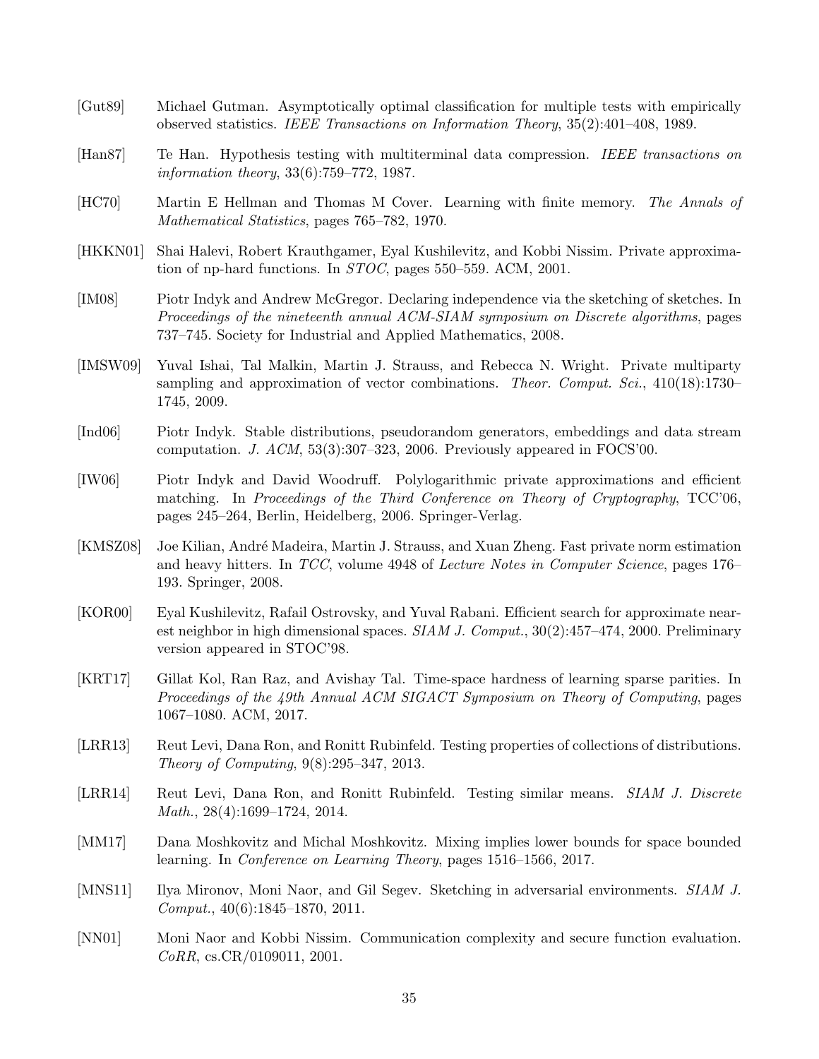[Gut89] Michael Gutman. Asymptotically optimal classification for multiple tests with empirically observed statistics. *IEEE Transactions on Information Theory*, 35(2):401–408, 1989.

[Han87] Te Han. Hypothesis testing with multiterminal data compression. *IEEE transactions on information theory*, 33(6):759–772, 1987.

[HC70] Martin E Hellman and Thomas M Cover. Learning with finite memory. *The Annals of Mathematical Statistics*, pages 765–782, 1970.

[HKKN01] Shai Halevi, Robert Krauthgamer, Eyal Kushilevitz, and Kobbi Nissim. Private approximation of np-hard functions. In *STOC*, pages 550–559. ACM, 2001.

[IM08] Piotr Indyk and Andrew McGregor. Declaring independence via the sketching of sketches. In *Proceedings of the nineteenth annual ACM-SIAM symposium on Discrete algorithms*, pages 737–745. Society for Industrial and Applied Mathematics, 2008.

[IMSW09] Yuval Ishai, Tal Malkin, Martin J. Strauss, and Rebecca N. Wright. Private multiparty sampling and approximation of vector combinations. *Theor. Comput. Sci.*, 410(18):1730–1745, 2009.

[Ind06] Piotr Indyk. Stable distributions, pseudorandom generators, embeddings and data stream computation. *J. ACM*, 53(3):307–323, 2006. Previously appeared in FOCS'00.

[IW06] Piotr Indyk and David Woodruff. Polylogarithmic private approximations and efficient matching. In *Proceedings of the Third Conference on Theory of Cryptography*, TCC'06, pages 245–264, Berlin, Heidelberg, 2006. Springer-Verlag.

[KMSZ08] Joe Kilian, André Madeira, Martin J. Strauss, and Xuan Zheng. Fast private norm estimation and heavy hitters. In *TCC*, volume 4948 of *Lecture Notes in Computer Science*, pages 176–193. Springer, 2008.

[KOR00] Eyal Kushilevitz, Rafail Ostrovsky, and Yuval Rabani. Efficient search for approximate nearest neighbor in high dimensional spaces. *SIAM J. Comput.*, 30(2):457–474, 2000. Preliminary version appeared in STOC'98.

[KRT17] Gillat Kol, Ran Raz, and Avishay Tal. Time-space hardness of learning sparse parities. In *Proceedings of the 49th Annual ACM SIGACT Symposium on Theory of Computing*, pages 1067–1080. ACM, 2017.

[LRR13] Reut Levi, Dana Ron, and Ronitt Rubinfeld. Testing properties of collections of distributions. *Theory of Computing*, 9(8):295–347, 2013.

[LRR14] Reut Levi, Dana Ron, and Ronitt Rubinfeld. Testing similar means. *SIAM J. Discrete Math.*, 28(4):1699–1724, 2014.

[MM17] Dana Moshkovitz and Michal Moshkovitz. Mixing implies lower bounds for space bounded learning. In *Conference on Learning Theory*, pages 1516–1566, 2017.

[MNS11] Ilya Mironov, Moni Naor, and Gil Segev. Sketching in adversarial environments. *SIAM J. Comput.*, 40(6):1845–1870, 2011.

[NN01] Moni Naor and Kobbi Nissim. Communication complexity and secure function evaluation. *CoRR*, cs.CR/0109011, 2001.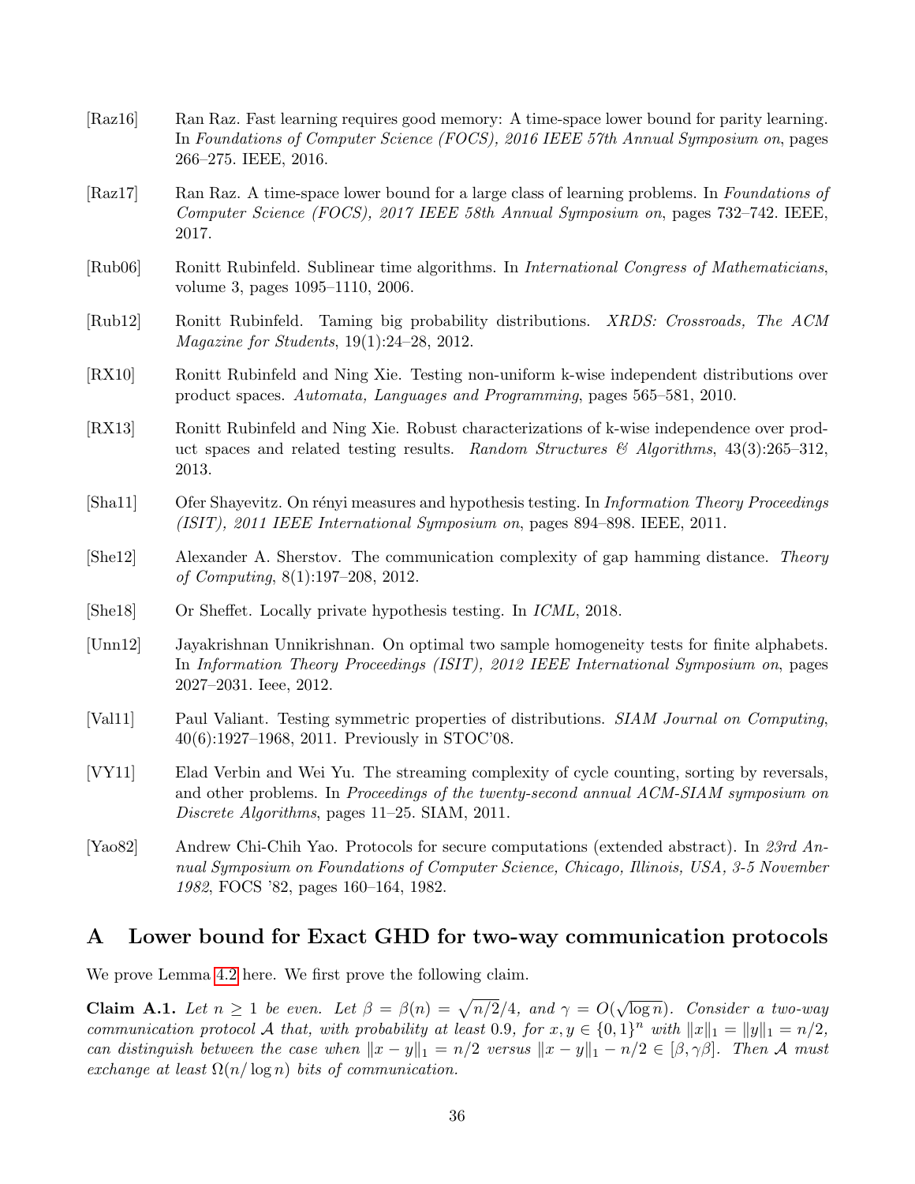[Raz16] Ran Raz. Fast learning requires good memory: A time-space lower bound for parity learning. In *Foundations of Computer Science (FOCS), 2016 IEEE 57th Annual Symposium on*, pages 266–275. IEEE, 2016.

[Raz17] Ran Raz. A time-space lower bound for a large class of learning problems. In *Foundations of Computer Science (FOCS), 2017 IEEE 58th Annual Symposium on*, pages 732–742. IEEE, 2017.

[Rub06] Ronitt Rubinfeld. Sublinear time algorithms. In *International Congress of Mathematicians*, volume 3, pages 1095–1110, 2006.

[Rub12] Ronitt Rubinfeld. Taming big probability distributions. *XRDS: Crossroads, The ACM Magazine for Students*, 19(1):24–28, 2012.

[RX10] Ronitt Rubinfeld and Ning Xie. Testing non-uniform k-wise independent distributions over product spaces. *Automata, Languages and Programming*, pages 565–581, 2010.

[RX13] Ronitt Rubinfeld and Ning Xie. Robust characterizations of k-wise independence over product spaces and related testing results. *Random Structures & Algorithms*, 43(3):265–312, 2013.

[Sha11] Ofer Shayevitz. On rényi measures and hypothesis testing. In *Information Theory Proceedings (ISIT), 2011 IEEE International Symposium on*, pages 894–898. IEEE, 2011.

[She12] Alexander A. Sherstov. The communication complexity of gap hamming distance. *Theory of Computing*, 8(1):197–208, 2012.

[She18] Or Sheffet. Locally private hypothesis testing. In *ICML*, 2018.

[Unn12] Jayakrishnan Unnikrishnan. On optimal two sample homogeneity tests for finite alphabets. In *Information Theory Proceedings (ISIT), 2012 IEEE International Symposium on*, pages 2027–2031. Ieee, 2012.

[Val11] Paul Valiant. Testing symmetric properties of distributions. *SIAM Journal on Computing*, 40(6):1927–1968, 2011. Previously in STOC'08.

[VY11] Elad Verbin and Wei Yu. The streaming complexity of cycle counting, sorting by reversals, and other problems. In *Proceedings of the twenty-second annual ACM-SIAM symposium on Discrete Algorithms*, pages 11–25. SIAM, 2011.

[Yao82] Andrew Chi-Chih Yao. Protocols for secure computations (extended abstract). In *23rd Annual Symposium on Foundations of Computer Science, Chicago, Illinois, USA, 3-5 November 1982*, FOCS '82, pages 160–164, 1982.

# A Lower bound for Exact GHD for two-way communication protocols

We prove Lemma 4.2 here. We first prove the following claim.

**Claim A.1.** *Let $n \geq 1$ be even. Let $\beta = \beta(n) = \sqrt{n/2}/4$, and $\gamma = O(\sqrt{\log n})$. Consider a two-way communication protocol $\mathcal{A}$ that, with probability at least 0.9, for $x, y \in \{0,1\}^n$ with $\|x\|_1 = \|y\|_1 = n/2$, can distinguish between the case when $\|x - y\|_1 = n/2$ versus $\|x - y\|_1 - n/2 \in [\beta, \gamma\beta]$. Then $\mathcal{A}$ must exchange at least $\Omega(n/\log n)$ bits of communication.*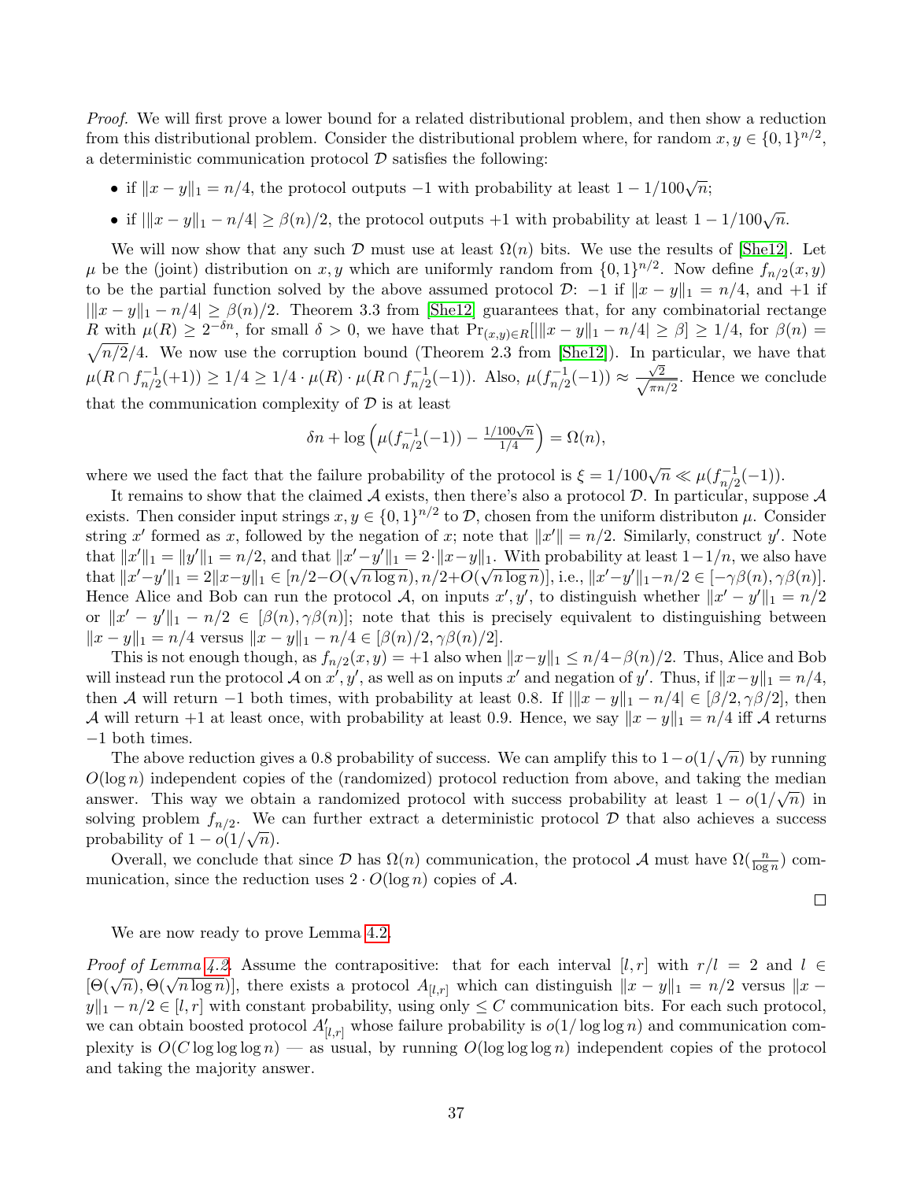*Proof.* We will first prove a lower bound for a related distributional problem, and then show a reduction from this distributional problem. Consider the distributional problem where, for random $x, y \in \{0,1\}^{n/2}$, a deterministic communication protocol $\mathcal{D}$ satisfies the following:

- if $\|x-y\|_1 = n/4$, the protocol outputs $-1$ with probability at least $1 - 1/100\sqrt{n}$;
- if $|\|x-y\|_1 - n/4| \geq \beta(n)/2$, the protocol outputs $+1$ with probability at least $1 - 1/100\sqrt{n}$.

We will now show that any such $\mathcal{D}$ must use at least $\Omega(n)$ bits. We use the results of [She12]. Let $\mu$ be the (joint) distribution on $x, y$ which are uniformly random from $\{0,1\}^{n/2}$. Now define $f_{n/2}(x,y)$ to be the partial function solved by the above assumed protocol $\mathcal{D}$: $-1$ if $\|x-y\|_1 = n/4$, and $+1$ if $|\|x-y\|_1 - n/4| \geq \beta(n)/2$. Theorem 3.3 from [She12] guarantees that, for any combinatorial rectange $R$ with $\mu(R) \geq 2^{-\delta n}$, for small $\delta > 0$, we have that $\Pr_{(x,y)\in R}[|\|x-y\|_1 - n/4| \geq \beta] \geq 1/4$, for $\beta(n) = \sqrt{n/2}/4$. We now use the corruption bound (Theorem 2.3 from [She12]). In particular, we have that $\mu(R \cap f_{n/2}^{-1}(+1)) \geq 1/4 \geq 1/4 \cdot \mu(R) \cdot \mu(R \cap f_{n/2}^{-1}(-1))$. Also, $\mu(f_{n/2}^{-1}(-1)) \approx \frac{\sqrt{2}}{\sqrt{\pi n/2}}$. Hence we conclude that the communication complexity of $\mathcal{D}$ is at least

$$\delta n + \log\left(\mu(f_{n/2}^{-1}(-1)) - \tfrac{1/100\sqrt{n}}{1/4}\right) = \Omega(n),$$

where we used the fact that the failure probability of the protocol is $\xi = 1/100\sqrt{n} \ll \mu(f_{n/2}^{-1}(-1))$.

It remains to show that the claimed $\mathcal{A}$ exists, then there's also a protocol $\mathcal{D}$. In particular, suppose $\mathcal{A}$ exists. Then consider input strings $x, y \in \{0,1\}^{n/2}$ to $\mathcal{D}$, chosen from the uniform distributon $\mu$. Consider string $x'$ formed as $x$, followed by the negation of $x$; note that $\|x'\| = n/2$. Similarly, construct $y'$. Note that $\|x'\|_1 = \|y'\|_1 = n/2$, and that $\|x'-y'\|_1 = 2\cdot\|x-y\|_1$. With probability at least $1-1/n$, we also have that $\|x'-y'\|_1 = 2\|x-y\|_1 \in [n/2 - O(\sqrt{n\log n}), n/2 + O(\sqrt{n \log n})]$, i.e., $\|x'-y'\|_1 - n/2 \in [-\gamma\beta(n), \gamma\beta(n)]$. Hence Alice and Bob can run the protocol $\mathcal{A}$, on inputs $x', y'$, to distinguish whether $\|x'-y'\|_1 = n/2$ or $\|x'-y'\|_1 - n/2 \in [\beta(n), \gamma\beta(n)]$; note that this is precisely equivalent to distinguishing between $\|x-y\|_1 = n/4$ versus $\|x-y\|_1 - n/4 \in [\beta(n)/2, \gamma\beta(n)/2]$.

This is not enough though, as $f_{n/2}(x,y) = +1$ also when $\|x-y\|_1 \leq n/4 - \beta(n)/2$. Thus, Alice and Bob will instead run the protocol $\mathcal{A}$ on $x', y'$, as well as on inputs $x'$ and negation of $y'$. Thus, if $\|x-y\|_1 = n/4$, then $\mathcal{A}$ will return $-1$ both times, with probability at least 0.8. If $|\|x-y\|_1 - n/4| \in [\beta/2, \gamma\beta/2]$, then $\mathcal{A}$ will return $+1$ at least once, with probability at least 0.9. Hence, we say $\|x-y\|_1 = n/4$ iff $\mathcal{A}$ returns $-1$ both times.

The above reduction gives a 0.8 probability of success. We can amplify this to $1 - o(1/\sqrt{n})$ by running $O(\log n)$ independent copies of the (randomized) protocol reduction from above, and taking the median answer. This way we obtain a randomized protocol with success probability at least $1 - o(1/\sqrt{n})$ in solving problem $f_{n/2}$. We can further extract a deterministic protocol $\mathcal{D}$ that also achieves a success probability of $1 - o(1/\sqrt{n})$.

Overall, we conclude that since $\mathcal{D}$ has $\Omega(n)$ communication, the protocol $\mathcal{A}$ must have $\Omega(\frac{n}{\log n})$ communication, since the reduction uses $2 \cdot O(\log n)$ copies of $\mathcal{A}$. ∎

We are now ready to prove Lemma 4.2.

*Proof of Lemma 4.2.* Assume the contrapositive: that for each interval $[l, r]$ with $r/l = 2$ and $l \in [\Theta(\sqrt{n}), \Theta(\sqrt{n \log n})]$, there exists a protocol $A_{[l,r]}$ which can distinguish $\|x-y\|_1 = n/2$ versus $\|x-y\|_1 - n/2 \in [l, r]$ with constant probability, using only $\leq C$ communication bits. For each such protocol, we can obtain boosted protocol $A'_{[l,r]}$ whose failure probability is $o(1/\log\log n)$ and communication complexity is $O(C \log\log\log n)$ — as usual, by running $O(\log\log\log n)$ independent copies of the protocol and taking the majority answer.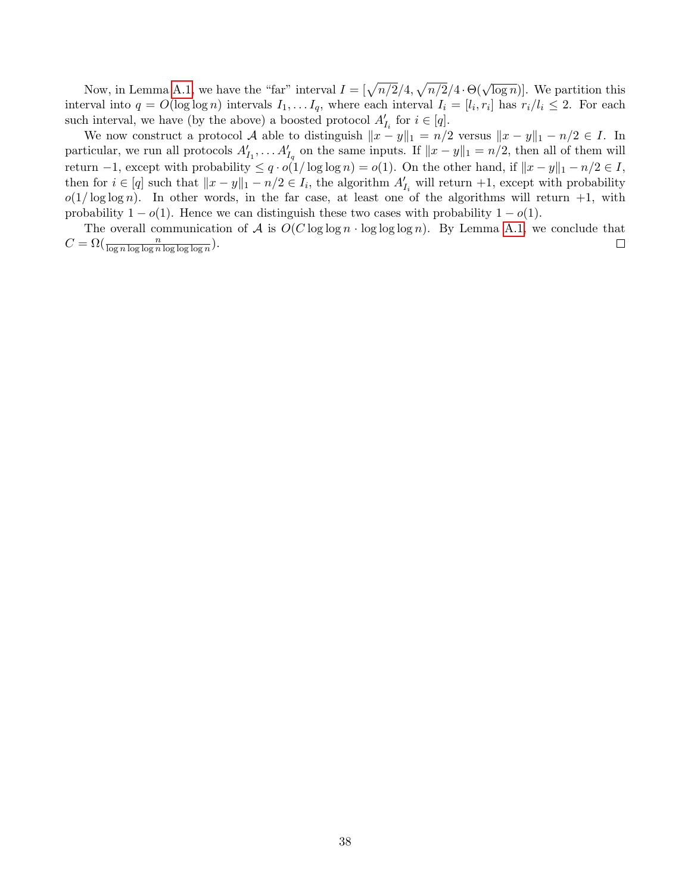Now, in Lemma A.1, we have the "far" interval $I = [\sqrt{n/2}/4, \sqrt{n/2}/4 \cdot \Theta(\sqrt{\log n})]$. We partition this interval into $q = O(\log \log n)$ intervals $I_1, \dots I_q$, where each interval $I_i = [l_i, r_i]$ has $r_i/l_i \leq 2$. For each such interval, we have (by the above) a boosted protocol $A'_{I_i}$ for $i \in [q]$.

We now construct a protocol $\mathcal{A}$ able to distinguish $\|x - y\|_1 = n/2$ versus $\|x - y\|_1 - n/2 \in I$. In particular, we run all protocols $A'_{I_1}, \dots A'_{I_q}$ on the same inputs. If $\|x - y\|_1 = n/2$, then all of them will return $-1$, except with probability $\leq q \cdot o(1/\log \log n) = o(1)$. On the other hand, if $\|x - y\|_1 - n/2 \in I$, then for $i \in [q]$ such that $\|x - y\|_1 - n/2 \in I_i$, the algorithm $A'_{I_i}$ will return $+1$, except with probability $o(1/\log \log n)$. In other words, in the far case, at least one of the algorithms will return $+1$, with probability $1 - o(1)$. Hence we can distinguish these two cases with probability $1 - o(1)$.

The overall communication of $\mathcal{A}$ is $O(C \log \log n \cdot \log \log \log n)$. By Lemma A.1, we conclude that $C = \Omega(\frac{n}{\log n \log \log n \log \log \log n})$. □